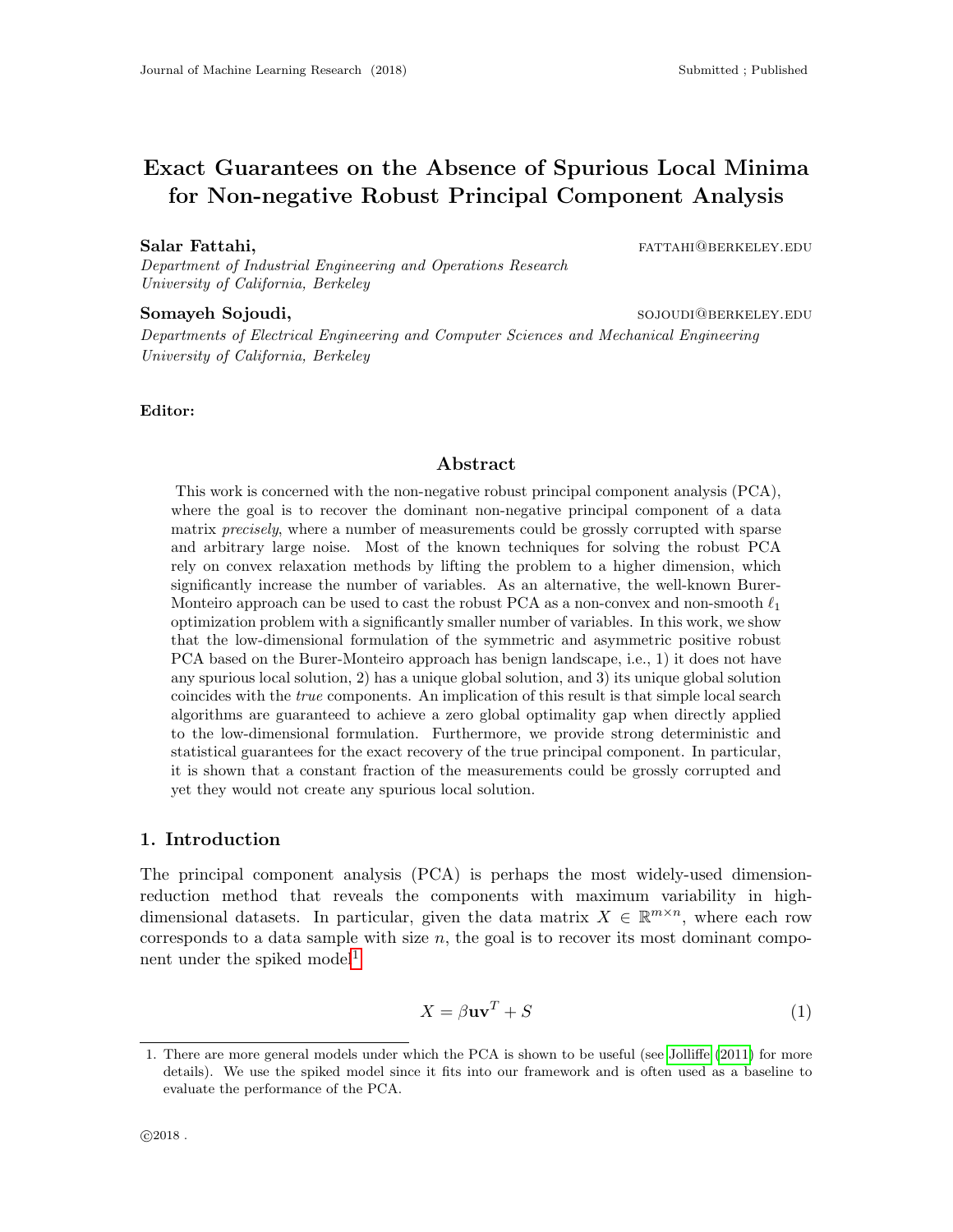# Exact Guarantees on the Absence of Spurious Local Minima for Non-negative Robust Principal Component Analysis

**Salar Fattahi,** FATTAHI@BERKELEY.EDU
*Department of Industrial Engineering and Operations Research*
*University of California, Berkeley*

**Somayeh Sojoudi,** SOJOUDI@BERKELEY.EDU
*Departments of Electrical Engineering and Computer Sciences and Mechanical Engineering*
*University of California, Berkeley*

**Editor:**

## Abstract

This work is concerned with the non-negative robust principal component analysis (PCA), where the goal is to recover the dominant non-negative principal component of a data matrix *precisely*, where a number of measurements could be grossly corrupted with sparse and arbitrary large noise. Most of the known techniques for solving the robust PCA rely on convex relaxation methods by lifting the problem to a higher dimension, which significantly increase the number of variables. As an alternative, the well-known Burer-Monteiro approach can be used to cast the robust PCA as a non-convex and non-smooth $\ell_1$ optimization problem with a significantly smaller number of variables. In this work, we show that the low-dimensional formulation of the symmetric and asymmetric positive robust PCA based on the Burer-Monteiro approach has benign landscape, i.e., 1) it does not have any spurious local solution, 2) has a unique global solution, and 3) its unique global solution coincides with the *true* components. An implication of this result is that simple local search algorithms are guaranteed to achieve a zero global optimality gap when directly applied to the low-dimensional formulation. Furthermore, we provide strong deterministic and statistical guarantees for the exact recovery of the true principal component. In particular, it is shown that a constant fraction of the measurements could be grossly corrupted and yet they would not create any spurious local solution.

## 1. Introduction

The principal component analysis (PCA) is perhaps the most widely-used dimension-reduction method that reveals the components with maximum variability in high-dimensional datasets. In particular, given the data matrix $X \in \mathbb{R}^{m\times n}$, where each row corresponds to a data sample with size $n$, the goal is to recover its most dominant component under the spiked model[1]

$$X = \beta \mathbf{u}\mathbf{v}^T + S \tag{1}$$

1. There are more general models under which the PCA is shown to be useful (see Jolliffe (2011) for more details). We use the spiked model since it fits into our framework and is often used as a baseline to evaluate the performance of the PCA.

©2018 .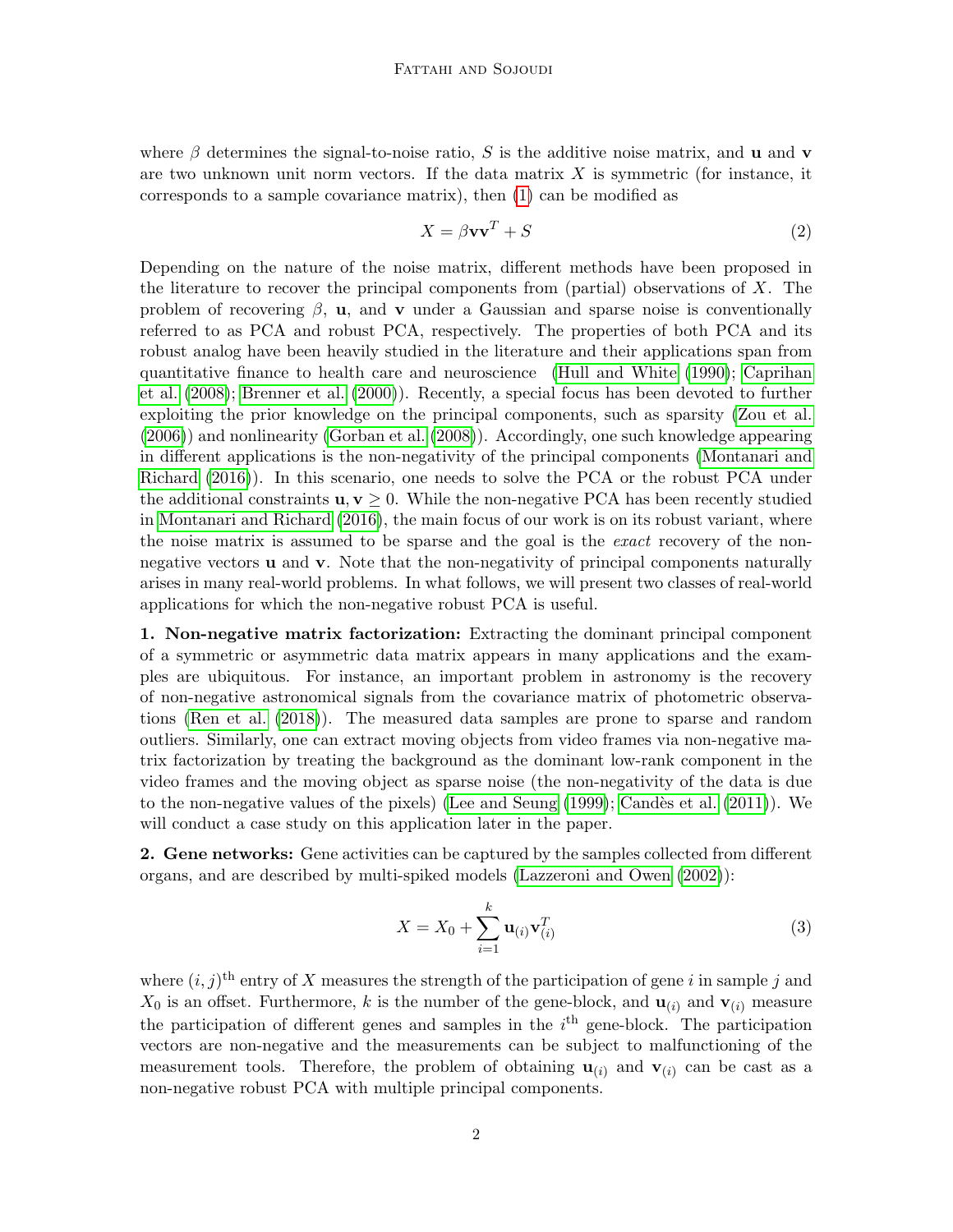where $\beta$ determines the signal-to-noise ratio, $S$ is the additive noise matrix, and $\mathbf{u}$ and $\mathbf{v}$ are two unknown unit norm vectors. If the data matrix $X$ is symmetric (for instance, it corresponds to a sample covariance matrix), then (1) can be modified as

$$X = \beta \mathbf{v}\mathbf{v}^T + S \tag{2}$$

Depending on the nature of the noise matrix, different methods have been proposed in the literature to recover the principal components from (partial) observations of $X$. The problem of recovering $\beta$, $\mathbf{u}$, and $\mathbf{v}$ under a Gaussian and sparse noise is conventionally referred to as PCA and robust PCA, respectively. The properties of both PCA and its robust analog have been heavily studied in the literature and their applications span from quantitative finance to health care and neuroscience (Hull and White (1990); Caprihan et al. (2008); Brenner et al. (2000)). Recently, a special focus has been devoted to further exploiting the prior knowledge on the principal components, such as sparsity (Zou et al. (2006)) and nonlinearity (Gorban et al. (2008)). Accordingly, one such knowledge appearing in different applications is the non-negativity of the principal components (Montanari and Richard (2016)). In this scenario, one needs to solve the PCA or the robust PCA under the additional constraints $\mathbf{u}, \mathbf{v} \geq 0$. While the non-negative PCA has been recently studied in Montanari and Richard (2016), the main focus of our work is on its robust variant, where the noise matrix is assumed to be sparse and the goal is the *exact* recovery of the non-negative vectors $\mathbf{u}$ and $\mathbf{v}$. Note that the non-negativity of principal components naturally arises in many real-world problems. In what follows, we will present two classes of real-world applications for which the non-negative robust PCA is useful.

**1. Non-negative matrix factorization:** Extracting the dominant principal component of a symmetric or asymmetric data matrix appears in many applications and the examples are ubiquitous. For instance, an important problem in astronomy is the recovery of non-negative astronomical signals from the covariance matrix of photometric observations (Ren et al. (2018)). The measured data samples are prone to sparse and random outliers. Similarly, one can extract moving objects from video frames via non-negative matrix factorization by treating the background as the dominant low-rank component in the video frames and the moving object as sparse noise (the non-negativity of the data is due to the non-negative values of the pixels) (Lee and Seung (1999); Candès et al. (2011)). We will conduct a case study on this application later in the paper.

**2. Gene networks:** Gene activities can be captured by the samples collected from different organs, and are described by multi-spiked models (Lazzeroni and Owen (2002)):

$$X = X_0 + \sum_{i=1}^{k} \mathbf{u}_{(i)}\mathbf{v}_{(i)}^T \tag{3}$$

where $(i,j)^{\text{th}}$ entry of $X$ measures the strength of the participation of gene $i$ in sample $j$ and $X_0$ is an offset. Furthermore, $k$ is the number of the gene-block, and $\mathbf{u}_{(i)}$ and $\mathbf{v}_{(i)}$ measure the participation of different genes and samples in the $i^{\text{th}}$ gene-block. The participation vectors are non-negative and the measurements can be subject to malfunctioning of the measurement tools. Therefore, the problem of obtaining $\mathbf{u}_{(i)}$ and $\mathbf{v}_{(i)}$ can be cast as a non-negative robust PCA with multiple principal components.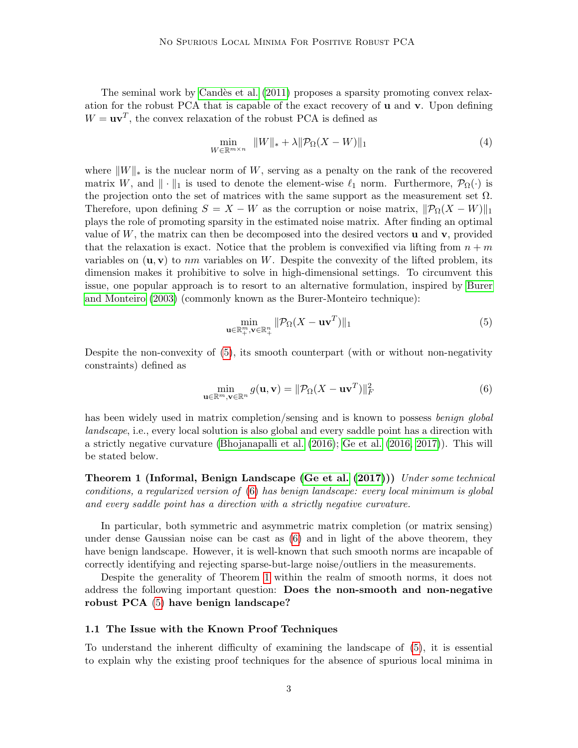The seminal work by Candès et al. (2011) proposes a sparsity promoting convex relaxation for the robust PCA that is capable of the exact recovery of $\mathbf{u}$ and $\mathbf{v}$. Upon defining $W = \mathbf{u}\mathbf{v}^T$, the convex relaxation of the robust PCA is defined as

$$\min_{W \in \mathbb{R}^{m \times n}} \ \|W\|_* + \lambda \|\mathcal{P}_\Omega(X - W)\|_1 \tag{4}$$

where $\|W\|_*$ is the nuclear norm of $W$, serving as a penalty on the rank of the recovered matrix $W$, and $\|\cdot\|_1$ is used to denote the element-wise $\ell_1$ norm. Furthermore, $\mathcal{P}_\Omega(\cdot)$ is the projection onto the set of matrices with the same support as the measurement set $\Omega$. Therefore, upon defining $S = X - W$ as the corruption or noise matrix, $\|\mathcal{P}_\Omega(X - W)\|_1$ plays the role of promoting sparsity in the estimated noise matrix. After finding an optimal value of $W$, the matrix can then be decomposed into the desired vectors $\mathbf{u}$ and $\mathbf{v}$, provided that the relaxation is exact. Notice that the problem is convexified via lifting from $n + m$ variables on $(\mathbf{u}, \mathbf{v})$ to $nm$ variables on $W$. Despite the convexity of the lifted problem, its dimension makes it prohibitive to solve in high-dimensional settings. To circumvent this issue, one popular approach is to resort to an alternative formulation, inspired by Burer and Monteiro (2003) (commonly known as the Burer-Monteiro technique):

$$\min_{\mathbf{u} \in \mathbb{R}^m_+, \mathbf{v} \in \mathbb{R}^n_+} \|\mathcal{P}_\Omega(X - \mathbf{u}\mathbf{v}^T)\|_1 \tag{5}$$

Despite the non-convexity of (5), its smooth counterpart (with or without non-negativity constraints) defined as

$$\min_{\mathbf{u} \in \mathbb{R}^m, \mathbf{v} \in \mathbb{R}^n} g(\mathbf{u}, \mathbf{v}) = \|\mathcal{P}_\Omega(X - \mathbf{u}\mathbf{v}^T)\|_F^2 \tag{6}$$

has been widely used in matrix completion/sensing and is known to possess *benign global landscape*, i.e., every local solution is also global and every saddle point has a direction with a strictly negative curvature (Bhojanapalli et al. (2016); Ge et al. (2016, 2017)). This will be stated below.

**Theorem 1 (Informal, Benign Landscape (Ge et al. (2017)))** *Under some technical conditions, a regularized version of (6) has benign landscape: every local minimum is global and every saddle point has a direction with a strictly negative curvature.*

In particular, both symmetric and asymmetric matrix completion (or matrix sensing) under dense Gaussian noise can be cast as (6) and in light of the above theorem, they have benign landscape. However, it is well-known that such smooth norms are incapable of correctly identifying and rejecting sparse-but-large noise/outliers in the measurements.

Despite the generality of Theorem 1 within the realm of smooth norms, it does not address the following important question: **Does the non-smooth and non-negative robust PCA (5) have benign landscape?**

### 1.1 The Issue with the Known Proof Techniques

To understand the inherent difficulty of examining the landscape of (5), it is essential to explain why the existing proof techniques for the absence of spurious local minima in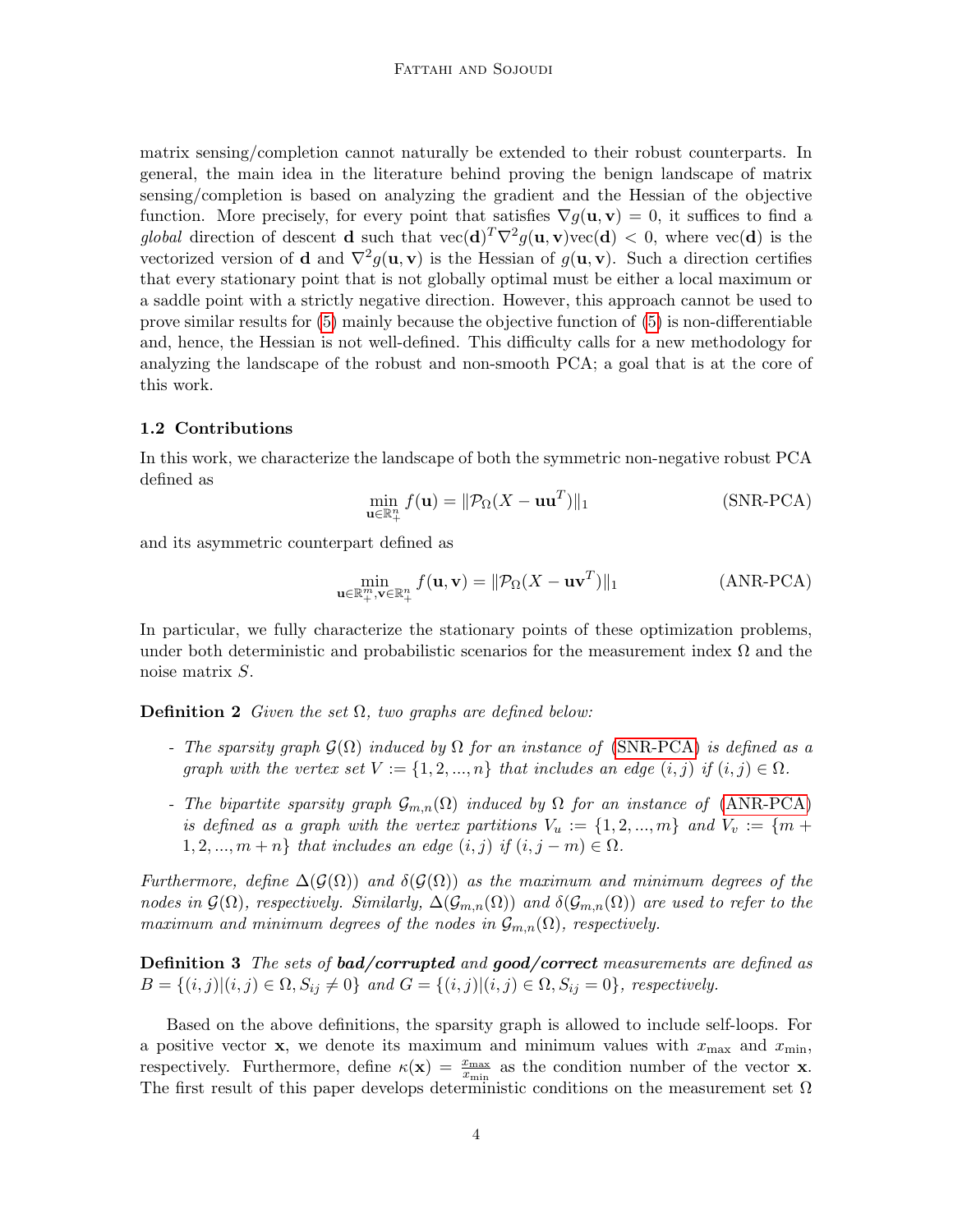matrix sensing/completion cannot naturally be extended to their robust counterparts. In general, the main idea in the literature behind proving the benign landscape of matrix sensing/completion is based on analyzing the gradient and the Hessian of the objective function. More precisely, for every point that satisfies $\nabla g(\mathbf{u}, \mathbf{v}) = 0$, it suffices to find a *global* direction of descent $\mathbf{d}$ such that $\text{vec}(\mathbf{d})^T \nabla^2 g(\mathbf{u}, \mathbf{v}) \text{vec}(\mathbf{d}) < 0$, where $\text{vec}(\mathbf{d})$ is the vectorized version of $\mathbf{d}$ and $\nabla^2 g(\mathbf{u}, \mathbf{v})$ is the Hessian of $g(\mathbf{u}, \mathbf{v})$. Such a direction certifies that every stationary point that is not globally optimal must be either a local maximum or a saddle point with a strictly negative direction. However, this approach cannot be used to prove similar results for (5) mainly because the objective function of (5) is non-differentiable and, hence, the Hessian is not well-defined. This difficulty calls for a new methodology for analyzing the landscape of the robust and non-smooth PCA; a goal that is at the core of this work.

### 1.2 Contributions

In this work, we characterize the landscape of both the symmetric non-negative robust PCA defined as

$$\min_{\mathbf{u} \in \mathbb{R}^n_+} f(\mathbf{u}) = \|\mathcal{P}_\Omega(X - \mathbf{u}\mathbf{u}^T)\|_1 \qquad \text{(SNR-PCA)}$$

and its asymmetric counterpart defined as

$$\min_{\mathbf{u} \in \mathbb{R}^m_+, \mathbf{v} \in \mathbb{R}^n_+} f(\mathbf{u}, \mathbf{v}) = \|\mathcal{P}_\Omega(X - \mathbf{u}\mathbf{v}^T)\|_1 \qquad \text{(ANR-PCA)}$$

In particular, we fully characterize the stationary points of these optimization problems, under both deterministic and probabilistic scenarios for the measurement index $\Omega$ and the noise matrix $S$.

**Definition 2** *Given the set $\Omega$, two graphs are defined below:*

- *The sparsity graph $\mathcal{G}(\Omega)$ induced by $\Omega$ for an instance of (SNR-PCA) is defined as a graph with the vertex set $V := \{1, 2, ..., n\}$ that includes an edge $(i, j)$ if $(i, j) \in \Omega$.*
- *The bipartite sparsity graph $\mathcal{G}_{m,n}(\Omega)$ induced by $\Omega$ for an instance of (ANR-PCA) is defined as a graph with the vertex partitions $V_u := \{1, 2, ..., m\}$ and $V_v := \{m + 1, 2, ..., m + n\}$ that includes an edge $(i, j)$ if $(i, j - m) \in \Omega$.*

*Furthermore, define $\Delta(\mathcal{G}(\Omega))$ and $\delta(\mathcal{G}(\Omega))$ as the maximum and minimum degrees of the nodes in $\mathcal{G}(\Omega)$, respectively. Similarly, $\Delta(\mathcal{G}_{m,n}(\Omega))$ and $\delta(\mathcal{G}_{m,n}(\Omega))$ are used to refer to the maximum and minimum degrees of the nodes in $\mathcal{G}_{m,n}(\Omega)$, respectively.*

**Definition 3** *The sets of* ***bad/corrupted*** *and* ***good/correct*** *measurements are defined as $B = \{(i, j) | (i, j) \in \Omega, S_{ij} \neq 0\}$ and $G = \{(i, j) | (i, j) \in \Omega, S_{ij} = 0\}$, respectively.*

Based on the above definitions, the sparsity graph is allowed to include self-loops. For a positive vector $\mathbf{x}$, we denote its maximum and minimum values with $x_{\max}$ and $x_{\min}$, respectively. Furthermore, define $\kappa(\mathbf{x}) = \frac{x_{\max}}{x_{\min}}$ as the condition number of the vector $\mathbf{x}$. The first result of this paper develops deterministic conditions on the measurement set $\Omega$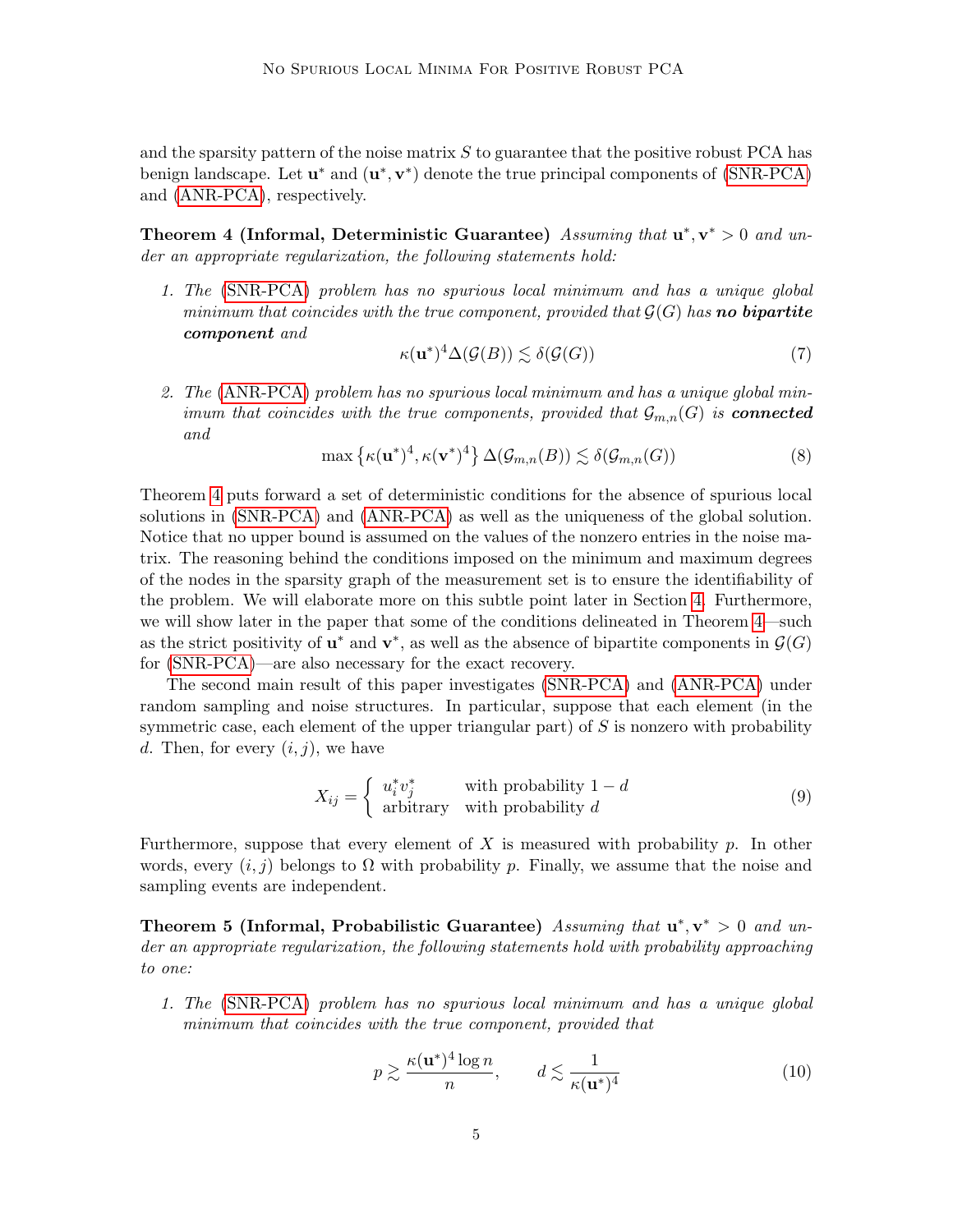and the sparsity pattern of the noise matrix $S$ to guarantee that the positive robust PCA has benign landscape. Let $\mathbf{u}^*$ and $(\mathbf{u}^*, \mathbf{v}^*)$ denote the true principal components of (SNR-PCA) and (ANR-PCA), respectively.

**Theorem 4 (Informal, Deterministic Guarantee)** *Assuming that $\mathbf{u}^*, \mathbf{v}^* > 0$ and under an appropriate regularization, the following statements hold:*

1. *The (SNR-PCA) problem has no spurious local minimum and has a unique global minimum that coincides with the true component, provided that $\mathcal{G}(G)$ has* ***no bipartite component*** *and*
$$\kappa(\mathbf{u}^*)^4 \Delta(\mathcal{G}(B)) \lesssim \delta(\mathcal{G}(G)) \tag{7}$$

2. *The (ANR-PCA) problem has no spurious local minimum and has a unique global minimum that coincides with the true components, provided that $\mathcal{G}_{m,n}(G)$ is* ***connected*** *and*
$$\max\left\{\kappa(\mathbf{u}^*)^4, \kappa(\mathbf{v}^*)^4\right\} \Delta(\mathcal{G}_{m,n}(B)) \lesssim \delta(\mathcal{G}_{m,n}(G)) \tag{8}$$

Theorem 4 puts forward a set of deterministic conditions for the absence of spurious local solutions in (SNR-PCA) and (ANR-PCA) as well as the uniqueness of the global solution. Notice that no upper bound is assumed on the values of the nonzero entries in the noise matrix. The reasoning behind the conditions imposed on the minimum and maximum degrees of the nodes in the sparsity graph of the measurement set is to ensure the identifiability of the problem. We will elaborate more on this subtle point later in Section 4. Furthermore, we will show later in the paper that some of the conditions delineated in Theorem 4—such as the strict positivity of $\mathbf{u}^*$ and $\mathbf{v}^*$, as well as the absence of bipartite components in $\mathcal{G}(G)$ for (SNR-PCA)—are also necessary for the exact recovery.

The second main result of this paper investigates (SNR-PCA) and (ANR-PCA) under random sampling and noise structures. In particular, suppose that each element (in the symmetric case, each element of the upper triangular part) of $S$ is nonzero with probability $d$. Then, for every $(i, j)$, we have

$$X_{ij} = \begin{cases} u_i^* v_j^* & \text{with probability } 1-d \\ \text{arbitrary} & \text{with probability } d \end{cases} \tag{9}$$

Furthermore, suppose that every element of $X$ is measured with probability $p$. In other words, every $(i, j)$ belongs to $\Omega$ with probability $p$. Finally, we assume that the noise and sampling events are independent.

**Theorem 5 (Informal, Probabilistic Guarantee)** *Assuming that $\mathbf{u}^*, \mathbf{v}^* > 0$ and under an appropriate regularization, the following statements hold with probability approaching to one:*

1. *The (SNR-PCA) problem has no spurious local minimum and has a unique global minimum that coincides with the true component, provided that*
$$p \gtrsim \frac{\kappa(\mathbf{u}^*)^4 \log n}{n}, \qquad d \lesssim \frac{1}{\kappa(\mathbf{u}^*)^4} \tag{10}$$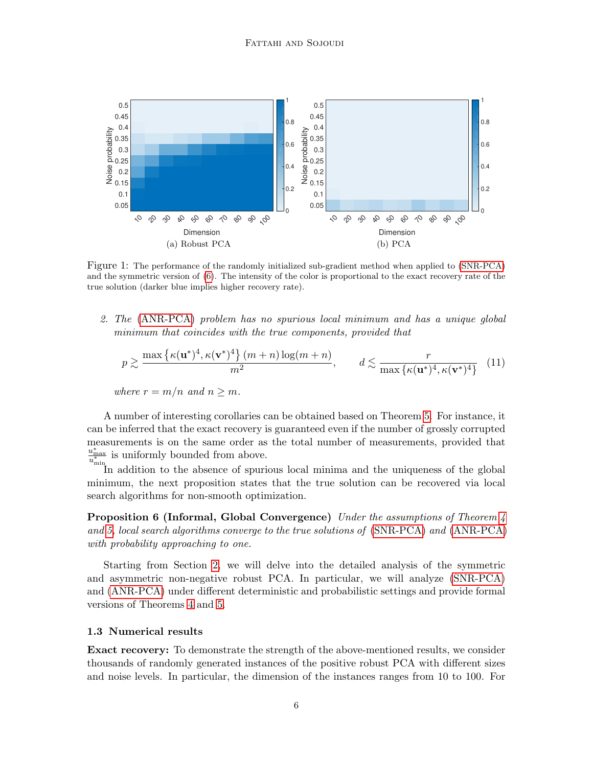Figure 1: The performance of the randomly initialized sub-gradient method when applied to (SNR-PCA) and the symmetric version of (6). The intensity of the color is proportional to the exact recovery rate of the true solution (darker blue implies higher recovery rate).

(a) Robust PCA

(b) PCA

2. *The* (ANR-PCA) *problem has no spurious local minimum and has a unique global minimum that coincides with the true components, provided that*

$$p \gtrsim \frac{\max\left\{\kappa(\mathbf{u}^*)^4, \kappa(\mathbf{v}^*)^4\right\}(m+n)\log(m+n)}{m^2}, \qquad d \lesssim \frac{r}{\max\left\{\kappa(\mathbf{u}^*)^4, \kappa(\mathbf{v}^*)^4\right\}} \tag{11}$$

*where* $r = m/n$ *and* $n \geq m$.

A number of interesting corollaries can be obtained based on Theorem 5. For instance, it can be inferred that the exact recovery is guaranteed even if the number of grossly corrupted measurements is on the same order as the total number of measurements, provided that $\frac{u^*_{\max}}{u^*_{\min}}$ is uniformly bounded from above.

In addition to the absence of spurious local minima and the uniqueness of the global minimum, the next proposition states that the true solution can be recovered via local search algorithms for non-smooth optimization.

**Proposition 6 (Informal, Global Convergence)** *Under the assumptions of Theorem 4 and 5, local search algorithms converge to the true solutions of* (SNR-PCA) *and* (ANR-PCA) *with probability approaching to one.*

Starting from Section 2, we will delve into the detailed analysis of the symmetric and asymmetric non-negative robust PCA. In particular, we will analyze (SNR-PCA) and (ANR-PCA) under different deterministic and probabilistic settings and provide formal versions of Theorems 4 and 5.

### 1.3 Numerical results

**Exact recovery:** To demonstrate the strength of the above-mentioned results, we consider thousands of randomly generated instances of the positive robust PCA with different sizes and noise levels. In particular, the dimension of the instances ranges from 10 to 100. For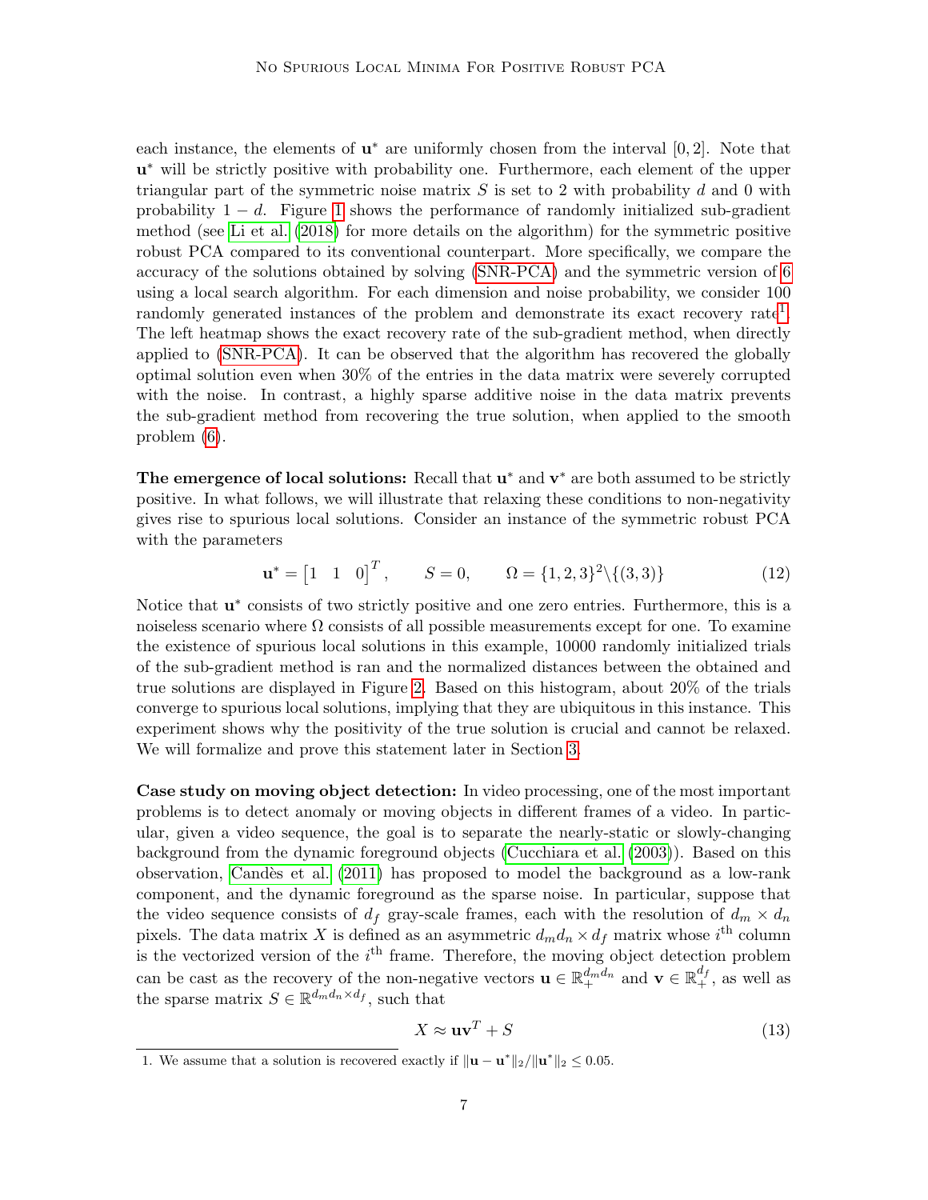each instance, the elements of $\mathbf{u}^*$ are uniformly chosen from the interval $[0, 2]$. Note that $\mathbf{u}^*$ will be strictly positive with probability one. Furthermore, each element of the upper triangular part of the symmetric noise matrix $S$ is set to 2 with probability $d$ and 0 with probability $1 - d$. Figure 1 shows the performance of randomly initialized sub-gradient method (see Li et al. (2018) for more details on the algorithm) for the symmetric positive robust PCA compared to its conventional counterpart. More specifically, we compare the accuracy of the solutions obtained by solving (SNR-PCA) and the symmetric version of 6 using a local search algorithm. For each dimension and noise probability, we consider 100 randomly generated instances of the problem and demonstrate its exact recovery rate[1]. The left heatmap shows the exact recovery rate of the sub-gradient method, when directly applied to (SNR-PCA). It can be observed that the algorithm has recovered the globally optimal solution even when 30% of the entries in the data matrix were severely corrupted with the noise. In contrast, a highly sparse additive noise in the data matrix prevents the sub-gradient method from recovering the true solution, when applied to the smooth problem (6).

**The emergence of local solutions:** Recall that $\mathbf{u}^*$ and $\mathbf{v}^*$ are both assumed to be strictly positive. In what follows, we will illustrate that relaxing these conditions to non-negativity gives rise to spurious local solutions. Consider an instance of the symmetric robust PCA with the parameters

$$\mathbf{u}^* = \begin{bmatrix} 1 & 1 & 0 \end{bmatrix}^T, \qquad S = 0, \qquad \Omega = \{1, 2, 3\}^2 \backslash \{(3, 3)\} \tag{12}$$

Notice that $\mathbf{u}^*$ consists of two strictly positive and one zero entries. Furthermore, this is a noiseless scenario where $\Omega$ consists of all possible measurements except for one. To examine the existence of spurious local solutions in this example, 10000 randomly initialized trials of the sub-gradient method is ran and the normalized distances between the obtained and true solutions are displayed in Figure 2. Based on this histogram, about 20% of the trials converge to spurious local solutions, implying that they are ubiquitous in this instance. This experiment shows why the positivity of the true solution is crucial and cannot be relaxed. We will formalize and prove this statement later in Section 3.

**Case study on moving object detection:** In video processing, one of the most important problems is to detect anomaly or moving objects in different frames of a video. In particular, given a video sequence, the goal is to separate the nearly-static or slowly-changing background from the dynamic foreground objects (Cucchiara et al. (2003)). Based on this observation, Candès et al. (2011) has proposed to model the background as a low-rank component, and the dynamic foreground as the sparse noise. In particular, suppose that the video sequence consists of $d_f$ gray-scale frames, each with the resolution of $d_m \times d_n$ pixels. The data matrix $X$ is defined as an asymmetric $d_m d_n \times d_f$ matrix whose $i^{\text{th}}$ column is the vectorized version of the $i^{\text{th}}$ frame. Therefore, the moving object detection problem can be cast as the recovery of the non-negative vectors $\mathbf{u} \in \mathbb{R}_+^{d_m d_n}$ and $\mathbf{v} \in \mathbb{R}_+^{d_f}$, as well as the sparse matrix $S \in \mathbb{R}^{d_m d_n \times d_f}$, such that

$$X \approx \mathbf{u}\mathbf{v}^T + S \tag{13}$$

1. We assume that a solution is recovered exactly if $\|\mathbf{u} - \mathbf{u}^*\|_2 / \|\mathbf{u}^*\|_2 \leq 0.05$.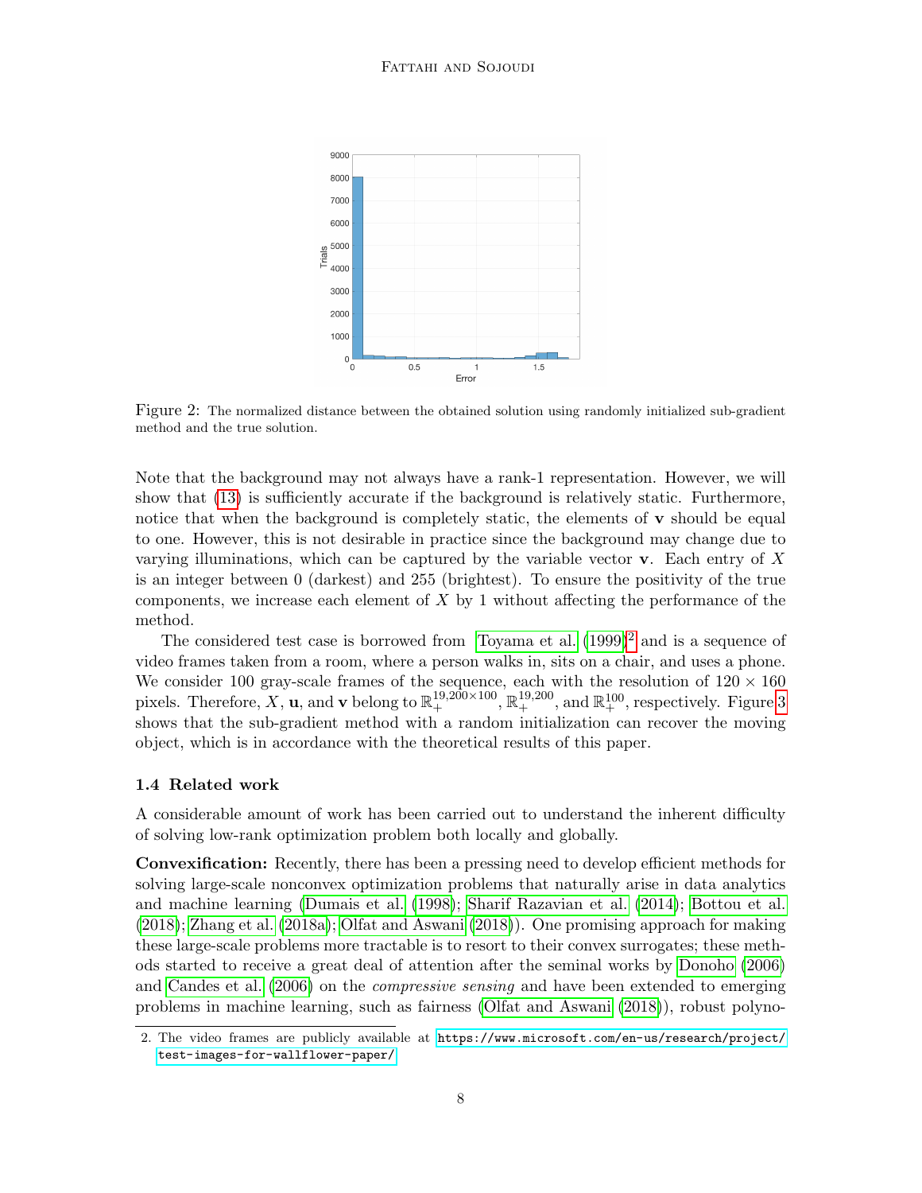Figure 2: The normalized distance between the obtained solution using randomly initialized sub-gradient method and the true solution.

Note that the background may not always have a rank-1 representation. However, we will show that (13) is sufficiently accurate if the background is relatively static. Furthermore, notice that when the background is completely static, the elements of $\mathbf{v}$ should be equal to one. However, this is not desirable in practice since the background may change due to varying illuminations, which can be captured by the variable vector $\mathbf{v}$. Each entry of $X$ is an integer between 0 (darkest) and 255 (brightest). To ensure the positivity of the true components, we increase each element of $X$ by 1 without affecting the performance of the method.

The considered test case is borrowed from Toyama et al. (1999)[2] and is a sequence of video frames taken from a room, where a person walks in, sits on a chair, and uses a phone. We consider 100 gray-scale frames of the sequence, each with the resolution of $120 \times 160$ pixels. Therefore, $X$, $\mathbf{u}$, and $\mathbf{v}$ belong to $\mathbb{R}_+^{19,200\times 100}$, $\mathbb{R}_+^{19,200}$, and $\mathbb{R}_+^{100}$, respectively. Figure 3 shows that the sub-gradient method with a random initialization can recover the moving object, which is in accordance with the theoretical results of this paper.

### 1.4 Related work

A considerable amount of work has been carried out to understand the inherent difficulty of solving low-rank optimization problem both locally and globally.

**Convexification:** Recently, there has been a pressing need to develop efficient methods for solving large-scale nonconvex optimization problems that naturally arise in data analytics and machine learning (Dumais et al. (1998); Sharif Razavian et al. (2014); Bottou et al. (2018); Zhang et al. (2018a); Olfat and Aswani (2018)). One promising approach for making these large-scale problems more tractable is to resort to their convex surrogates; these methods started to receive a great deal of attention after the seminal works by Donoho (2006) and Candes et al. (2006) on the *compressive sensing* and have been extended to emerging problems in machine learning, such as fairness (Olfat and Aswani (2018)), robust polyno-

2. The video frames are publicly available at `https://www.microsoft.com/en-us/research/project/test-images-for-wallflower-paper/`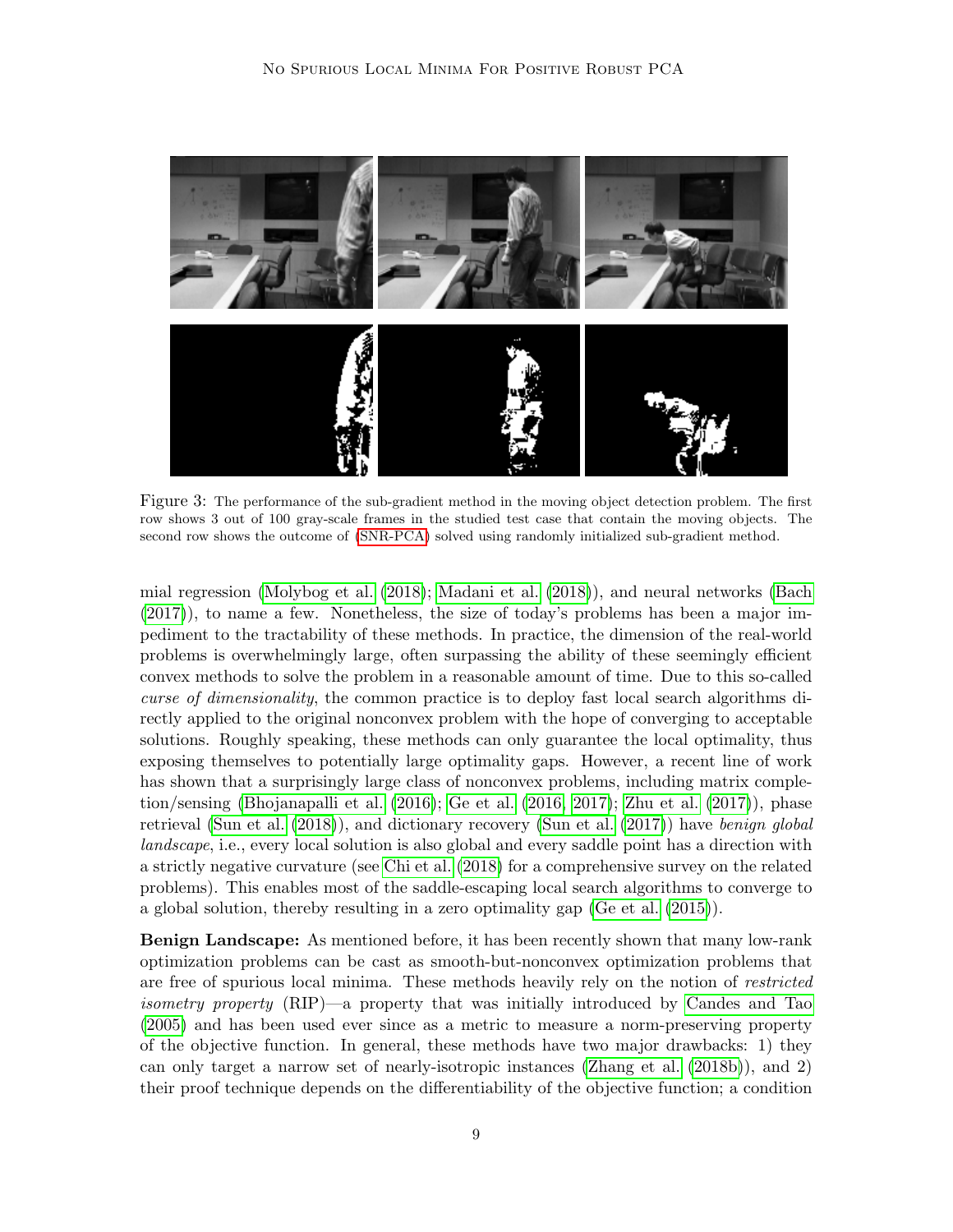Figure 3: The performance of the sub-gradient method in the moving object detection problem. The first row shows 3 out of 100 gray-scale frames in the studied test case that contain the moving objects. The second row shows the outcome of (SNR-PCA) solved using randomly initialized sub-gradient method.

mial regression (Molybog et al. (2018); Madani et al. (2018)), and neural networks (Bach (2017)), to name a few. Nonetheless, the size of today's problems has been a major impediment to the tractability of these methods. In practice, the dimension of the real-world problems is overwhelmingly large, often surpassing the ability of these seemingly efficient convex methods to solve the problem in a reasonable amount of time. Due to this so-called *curse of dimensionality*, the common practice is to deploy fast local search algorithms directly applied to the original nonconvex problem with the hope of converging to acceptable solutions. Roughly speaking, these methods can only guarantee the local optimality, thus exposing themselves to potentially large optimality gaps. However, a recent line of work has shown that a surprisingly large class of nonconvex problems, including matrix completion/sensing (Bhojanapalli et al. (2016); Ge et al. (2016, 2017); Zhu et al. (2017)), phase retrieval (Sun et al. (2018)), and dictionary recovery (Sun et al. (2017)) have *benign global landscape*, i.e., every local solution is also global and every saddle point has a direction with a strictly negative curvature (see Chi et al. (2018) for a comprehensive survey on the related problems). This enables most of the saddle-escaping local search algorithms to converge to a global solution, thereby resulting in a zero optimality gap (Ge et al. (2015)).

**Benign Landscape:** As mentioned before, it has been recently shown that many low-rank optimization problems can be cast as smooth-but-nonconvex optimization problems that are free of spurious local minima. These methods heavily rely on the notion of *restricted isometry property* (RIP)—a property that was initially introduced by Candes and Tao (2005) and has been used ever since as a metric to measure a norm-preserving property of the objective function. In general, these methods have two major drawbacks: 1) they can only target a narrow set of nearly-isotropic instances (Zhang et al. (2018b)), and 2) their proof technique depends on the differentiability of the objective function; a condition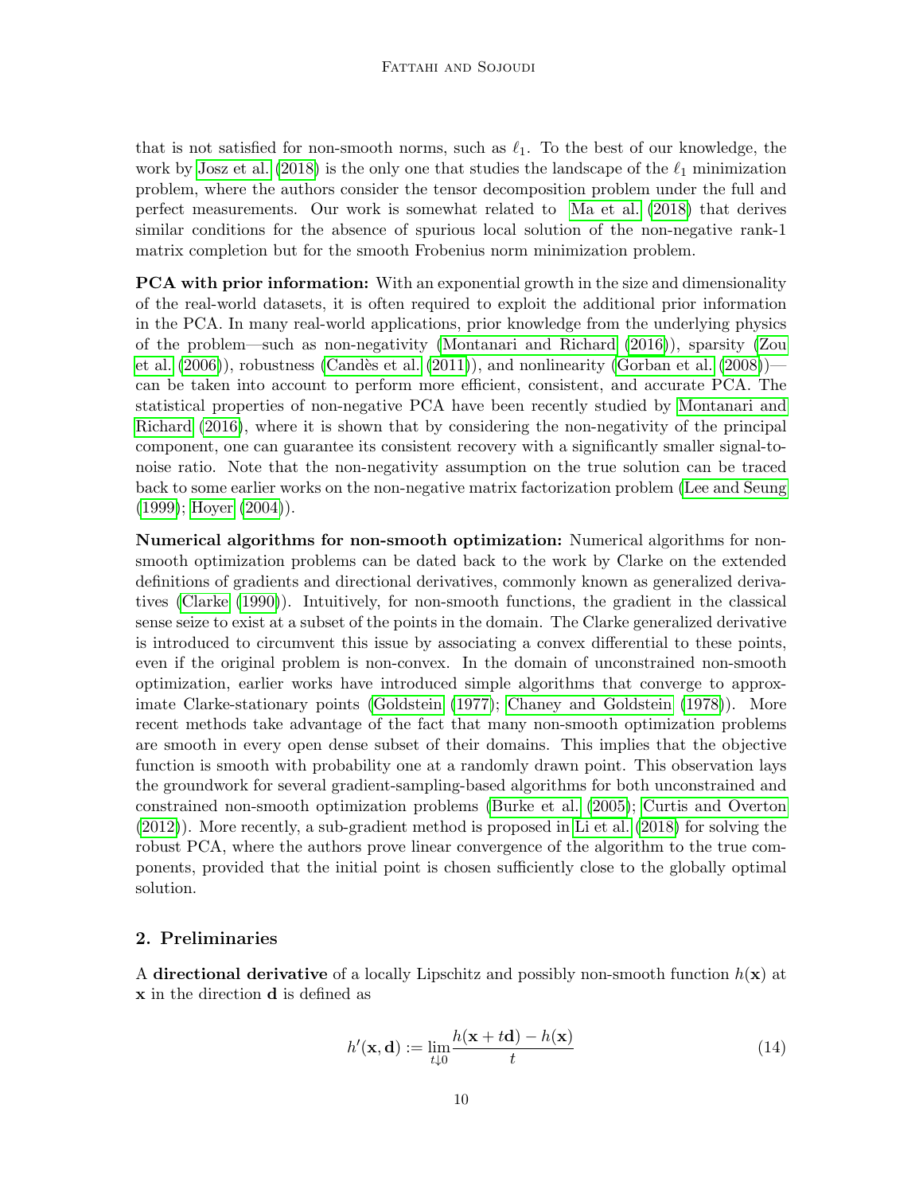that is not satisfied for non-smooth norms, such as $\ell_1$. To the best of our knowledge, the work by Josz et al. (2018) is the only one that studies the landscape of the $\ell_1$ minimization problem, where the authors consider the tensor decomposition problem under the full and perfect measurements. Our work is somewhat related to Ma et al. (2018) that derives similar conditions for the absence of spurious local solution of the non-negative rank-1 matrix completion but for the smooth Frobenius norm minimization problem.

**PCA with prior information:** With an exponential growth in the size and dimensionality of the real-world datasets, it is often required to exploit the additional prior information in the PCA. In many real-world applications, prior knowledge from the underlying physics of the problem—such as non-negativity (Montanari and Richard (2016)), sparsity (Zou et al. (2006)), robustness (Candès et al. (2011)), and nonlinearity (Gorban et al. (2008))—can be taken into account to perform more efficient, consistent, and accurate PCA. The statistical properties of non-negative PCA have been recently studied by Montanari and Richard (2016), where it is shown that by considering the non-negativity of the principal component, one can guarantee its consistent recovery with a significantly smaller signal-to-noise ratio. Note that the non-negativity assumption on the true solution can be traced back to some earlier works on the non-negative matrix factorization problem (Lee and Seung (1999); Hoyer (2004)).

**Numerical algorithms for non-smooth optimization:** Numerical algorithms for non-smooth optimization problems can be dated back to the work by Clarke on the extended definitions of gradients and directional derivatives, commonly known as generalized derivatives (Clarke (1990)). Intuitively, for non-smooth functions, the gradient in the classical sense seize to exist at a subset of the points in the domain. The Clarke generalized derivative is introduced to circumvent this issue by associating a convex differential to these points, even if the original problem is non-convex. In the domain of unconstrained non-smooth optimization, earlier works have introduced simple algorithms that converge to approximate Clarke-stationary points (Goldstein (1977); Chaney and Goldstein (1978)). More recent methods take advantage of the fact that many non-smooth optimization problems are smooth in every open dense subset of their domains. This implies that the objective function is smooth with probability one at a randomly drawn point. This observation lays the groundwork for several gradient-sampling-based algorithms for both unconstrained and constrained non-smooth optimization problems (Burke et al. (2005); Curtis and Overton (2012)). More recently, a sub-gradient method is proposed in Li et al. (2018) for solving the robust PCA, where the authors prove linear convergence of the algorithm to the true components, provided that the initial point is chosen sufficiently close to the globally optimal solution.

## 2. Preliminaries

A **directional derivative** of a locally Lipschitz and possibly non-smooth function $h(\mathbf{x})$ at $\mathbf{x}$ in the direction $\mathbf{d}$ is defined as

$$h'(\mathbf{x}, \mathbf{d}) := \lim_{t \downarrow 0} \frac{h(\mathbf{x} + t\mathbf{d}) - h(\mathbf{x})}{t} \tag{14}$$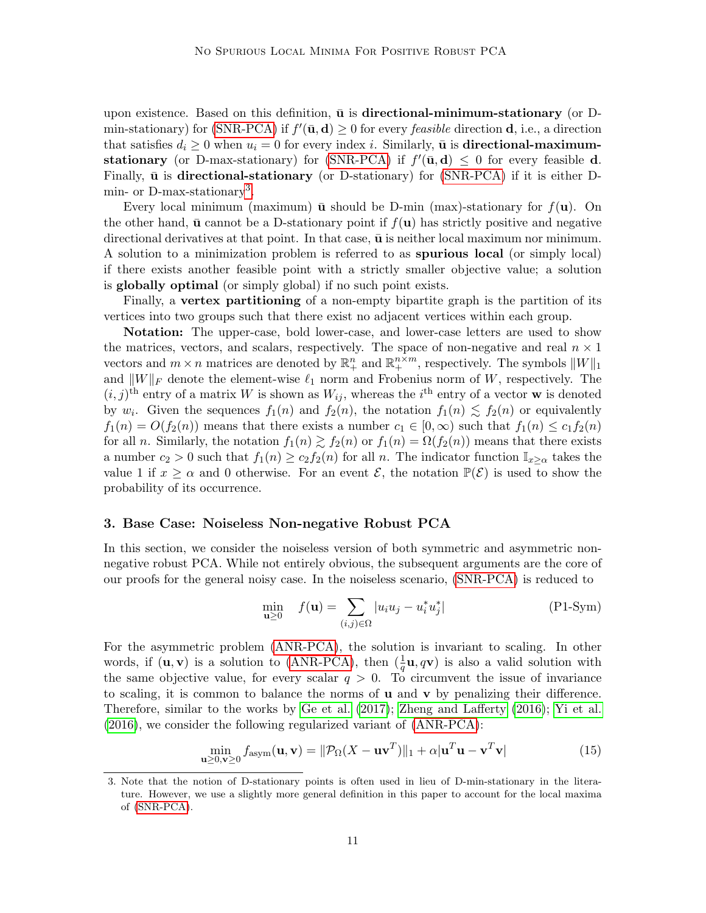upon existence. Based on this definition, $\bar{\mathbf{u}}$ is **directional-minimum-stationary** (or D-min-stationary) for (SNR-PCA) if $f'(\bar{\mathbf{u}}, \mathbf{d}) \geq 0$ for every *feasible* direction $\mathbf{d}$, i.e., a direction that satisfies $d_i \geq 0$ when $u_i = 0$ for every index $i$. Similarly, $\bar{\mathbf{u}}$ is **directional-maximum-stationary** (or D-max-stationary) for (SNR-PCA) if $f'(\bar{\mathbf{u}}, \mathbf{d}) \leq 0$ for every feasible $\mathbf{d}$. Finally, $\bar{\mathbf{u}}$ is **directional-stationary** (or D-stationary) for (SNR-PCA) if it is either D-min- or D-max-stationary[3].

Every local minimum (maximum) $\bar{\mathbf{u}}$ should be D-min (max)-stationary for $f(\mathbf{u})$. On the other hand, $\bar{\mathbf{u}}$ cannot be a D-stationary point if $f(\mathbf{u})$ has strictly positive and negative directional derivatives at that point. In that case, $\bar{\mathbf{u}}$ is neither local maximum nor minimum. A solution to a minimization problem is referred to as **spurious local** (or simply local) if there exists another feasible point with a strictly smaller objective value; a solution is **globally optimal** (or simply global) if no such point exists.

Finally, a **vertex partitioning** of a non-empty bipartite graph is the partition of its vertices into two groups such that there exist no adjacent vertices within each group.

**Notation:** The upper-case, bold lower-case, and lower-case letters are used to show the matrices, vectors, and scalars, respectively. The space of non-negative and real $n \times 1$ vectors and $m \times n$ matrices are denoted by $\mathbb{R}^n_+$ and $\mathbb{R}^{n\times m}_+$, respectively. The symbols $\|W\|_1$ and $\|W\|_F$ denote the element-wise $\ell_1$ norm and Frobenius norm of $W$, respectively. The $(i, j)^{\text{th}}$ entry of a matrix $W$ is shown as $W_{ij}$, whereas the $i^{\text{th}}$ entry of a vector $\mathbf{w}$ is denoted by $w_i$. Given the sequences $f_1(n)$ and $f_2(n)$, the notation $f_1(n) \lesssim f_2(n)$ or equivalently $f_1(n) = O(f_2(n))$ means that there exists a number $c_1 \in [0, \infty)$ such that $f_1(n) \leq c_1 f_2(n)$ for all $n$. Similarly, the notation $f_1(n) \gtrsim f_2(n)$ or $f_1(n) = \Omega(f_2(n))$ means that there exists a number $c_2 > 0$ such that $f_1(n) \geq c_2 f_2(n)$ for all $n$. The indicator function $\mathbb{I}_{x\geq\alpha}$ takes the value 1 if $x \geq \alpha$ and 0 otherwise. For an event $\mathcal{E}$, the notation $\mathbb{P}(\mathcal{E})$ is used to show the probability of its occurrence.

## 3. Base Case: Noiseless Non-negative Robust PCA

In this section, we consider the noiseless version of both symmetric and asymmetric non-negative robust PCA. While not entirely obvious, the subsequent arguments are the core of our proofs for the general noisy case. In the noiseless scenario, (SNR-PCA) is reduced to

$$\min_{\mathbf{u}\geq 0} \quad f(\mathbf{u}) = \sum_{(i,j)\in\Omega} |u_i u_j - u^*_i u^*_j| \tag{P1-Sym}$$

For the asymmetric problem (ANR-PCA), the solution is invariant to scaling. In other words, if $(\mathbf{u}, \mathbf{v})$ is a solution to (ANR-PCA), then $(\frac{1}{q}\mathbf{u}, q\mathbf{v})$ is also a valid solution with the same objective value, for every scalar $q > 0$. To circumvent the issue of invariance to scaling, it is common to balance the norms of $\mathbf{u}$ and $\mathbf{v}$ by penalizing their difference. Therefore, similar to the works by Ge et al. (2017); Zheng and Lafferty (2016); Yi et al. (2016), we consider the following regularized variant of (ANR-PCA):

$$\min_{\mathbf{u}\geq 0, \mathbf{v}\geq 0} f_{\text{asym}}(\mathbf{u}, \mathbf{v}) = \|\mathcal{P}_\Omega(X - \mathbf{u}\mathbf{v}^T)\|_1 + \alpha|\mathbf{u}^T\mathbf{u} - \mathbf{v}^T\mathbf{v}| \tag{15}$$

[3]. Note that the notion of D-stationary points is often used in lieu of D-min-stationary in the literature. However, we use a slightly more general definition in this paper to account for the local maxima of (SNR-PCA).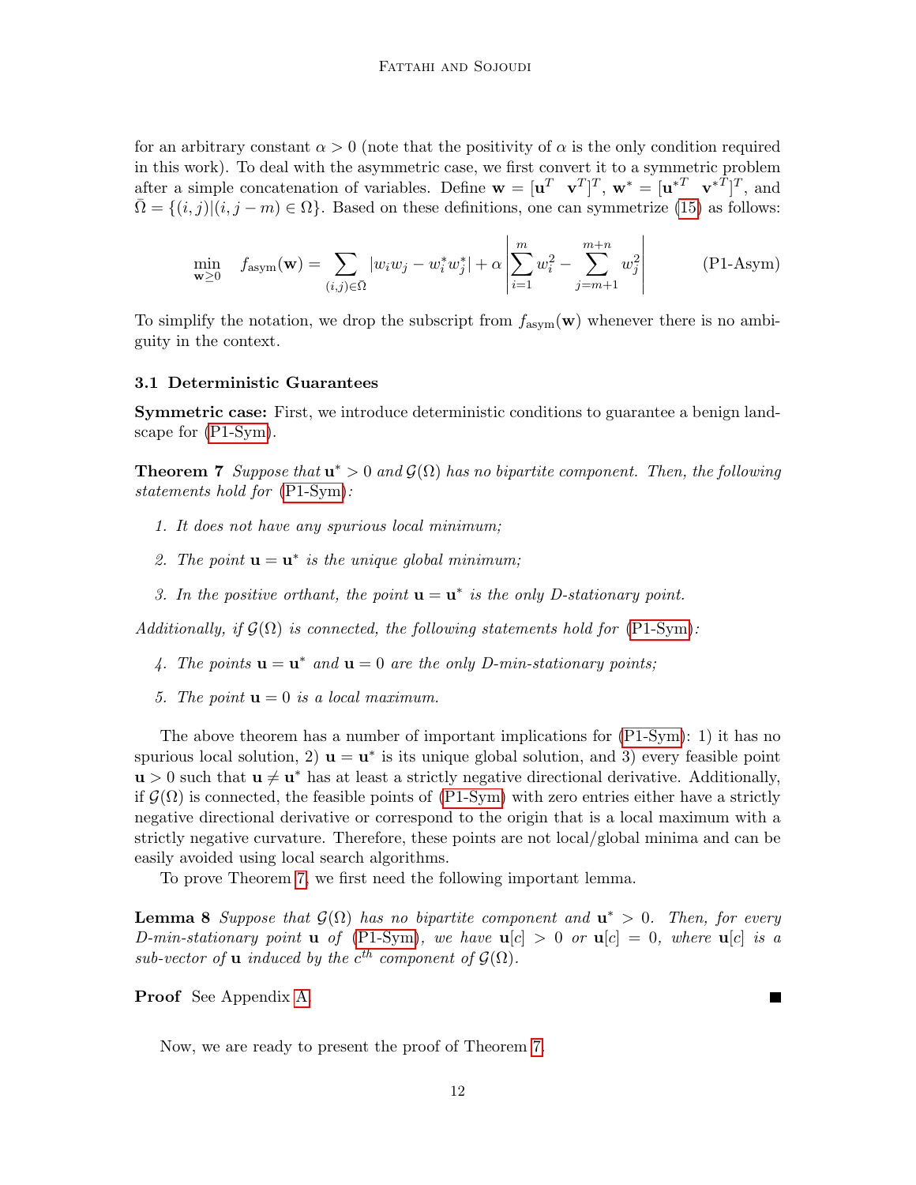for an arbitrary constant $\alpha > 0$ (note that the positivity of $\alpha$ is the only condition required in this work). To deal with the asymmetric case, we first convert it to a symmetric problem after a simple concatenation of variables. Define $\mathbf{w} = [\mathbf{u}^T \;\; \mathbf{v}^T]^T$, $\mathbf{w}^* = [\mathbf{u}^{*T} \;\; \mathbf{v}^{*T}]^T$, and $\bar{\Omega} = \{(i,j) | (i, j-m) \in \Omega\}$. Based on these definitions, one can symmetrize (15) as follows:

$$\min_{\mathbf{w} \geq 0} \quad f_{\text{asym}}(\mathbf{w}) = \sum_{(i,j)\in\bar{\Omega}} |w_i w_j - w_i^* w_j^*| + \alpha \left| \sum_{i=1}^{m} w_i^2 - \sum_{j=m+1}^{m+n} w_j^2 \right| \tag{P1-Asym}$$

To simplify the notation, we drop the subscript from $f_{\text{asym}}(\mathbf{w})$ whenever there is no ambiguity in the context.

### 3.1 Deterministic Guarantees

**Symmetric case:** First, we introduce deterministic conditions to guarantee a benign landscape for (P1-Sym).

**Theorem 7** *Suppose that $\mathbf{u}^* > 0$ and $\mathcal{G}(\Omega)$ has no bipartite component. Then, the following statements hold for (P1-Sym):*

1. *It does not have any spurious local minimum;*
2. *The point $\mathbf{u} = \mathbf{u}^*$ is the unique global minimum;*
3. *In the positive orthant, the point $\mathbf{u} = \mathbf{u}^*$ is the only D-stationary point.*

*Additionally, if $\mathcal{G}(\Omega)$ is connected, the following statements hold for (P1-Sym):*

4. *The points $\mathbf{u} = \mathbf{u}^*$ and $\mathbf{u} = 0$ are the only D-min-stationary points;*
5. *The point $\mathbf{u} = 0$ is a local maximum.*

The above theorem has a number of important implications for (P1-Sym): 1) it has no spurious local solution, 2) $\mathbf{u} = \mathbf{u}^*$ is its unique global solution, and 3) every feasible point $\mathbf{u} > 0$ such that $\mathbf{u} \neq \mathbf{u}^*$ has at least a strictly negative directional derivative. Additionally, if $\mathcal{G}(\Omega)$ is connected, the feasible points of (P1-Sym) with zero entries either have a strictly negative directional derivative or correspond to the origin that is a local maximum with a strictly negative curvature. Therefore, these points are not local/global minima and can be easily avoided using local search algorithms.

To prove Theorem 7, we first need the following important lemma.

**Lemma 8** *Suppose that $\mathcal{G}(\Omega)$ has no bipartite component and $\mathbf{u}^* > 0$. Then, for every D-min-stationary point $\mathbf{u}$ of (P1-Sym), we have $\mathbf{u}[c] > 0$ or $\mathbf{u}[c] = 0$, where $\mathbf{u}[c]$ is a sub-vector of $\mathbf{u}$ induced by the $c^{th}$ component of $\mathcal{G}(\Omega)$.*

**Proof** See Appendix A. ∎

Now, we are ready to present the proof of Theorem 7.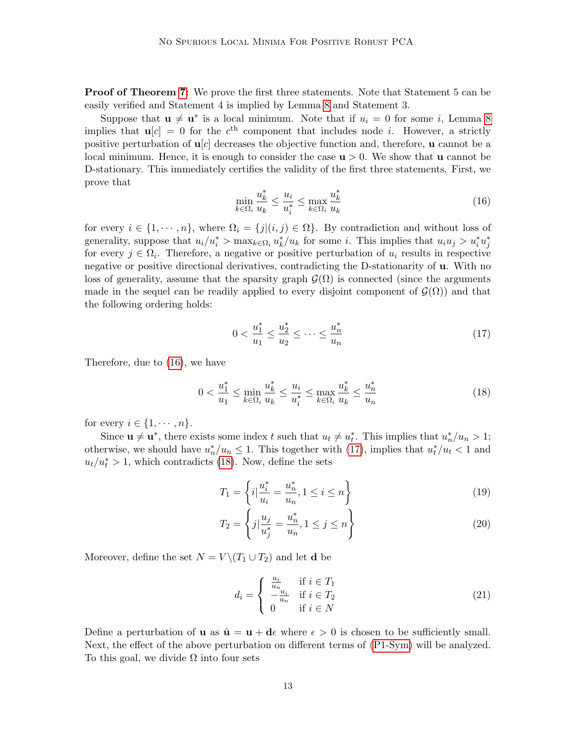**Proof of Theorem 7:** We prove the first three statements. Note that Statement 5 can be easily verified and Statement 4 is implied by Lemma 8 and Statement 3.

Suppose that $\mathbf{u} \neq \mathbf{u}^*$ is a local minimum. Note that if $u_i = 0$ for some $i$, Lemma 8 implies that $\mathbf{u}[c] = 0$ for the $c^{\text{th}}$ component that includes node $i$. However, a strictly positive perturbation of $\mathbf{u}[c]$ decreases the objective function and, therefore, $\mathbf{u}$ cannot be a local minimum. Hence, it is enough to consider the case $\mathbf{u} > 0$. We show that $\mathbf{u}$ cannot be D-stationary. This immediately certifies the validity of the first three statements. First, we prove that

$$\min_{k \in \Omega_i} \frac{u_k^*}{u_k} \leq \frac{u_i}{u_i^*} \leq \max_{k \in \Omega_i} \frac{u_k^*}{u_k} \tag{16}$$

for every $i \in \{1, \cdots, n\}$, where $\Omega_i = \{j | (i,j) \in \Omega\}$. By contradiction and without loss of generality, suppose that $u_i/u_i^* > \max_{k \in \Omega_i} u_k^*/u_k$ for some $i$. This implies that $u_i u_j > u_i^* u_j^*$ for every $j \in \Omega_i$. Therefore, a negative or positive perturbation of $u_i$ results in respective negative or positive directional derivatives, contradicting the D-stationarity of $\mathbf{u}$. With no loss of generality, assume that the sparsity graph $\mathcal{G}(\Omega)$ is connected (since the arguments made in the sequel can be readily applied to every disjoint component of $\mathcal{G}(\Omega)$) and that the following ordering holds:

$$0 < \frac{u_1^*}{u_1} \leq \frac{u_2^*}{u_2} \leq \cdots \leq \frac{u_n^*}{u_n} \tag{17}$$

Therefore, due to (16), we have

$$0 < \frac{u_1^*}{u_1} \leq \min_{k \in \Omega_i} \frac{u_k^*}{u_k} \leq \frac{u_i}{u_i^*} \leq \max_{k \in \Omega_i} \frac{u_k^*}{u_k} \leq \frac{u_n^*}{u_n} \tag{18}$$

for every $i \in \{1, \cdots, n\}$.

Since $\mathbf{u} \neq \mathbf{u}^*$, there exists some index $t$ such that $u_t \neq u_t^*$. This implies that $u_n^*/u_n > 1$; otherwise, we should have $u_n^*/u_n \leq 1$. This together with (17), implies that $u_t^*/u_t < 1$ and $u_t/u_t^* > 1$, which contradicts (18). Now, define the sets

$$T_1 = \left\{ i \Big| \frac{u_i^*}{u_i} = \frac{u_n^*}{u_n}, 1 \leq i \leq n \right\} \tag{19}$$

$$T_2 = \left\{ j \Big| \frac{u_j}{u_j^*} = \frac{u_n^*}{u_n}, 1 \leq j \leq n \right\} \tag{20}$$

Moreover, define the set $N = V \backslash (T_1 \cup T_2)$ and let $\mathbf{d}$ be

$$d_i = \begin{cases} \frac{u_i}{u_n} & \text{if } i \in T_1 \\ -\frac{u_i}{u_n} & \text{if } i \in T_2 \\ 0 & \text{if } i \in N \end{cases} \tag{21}$$

Define a perturbation of $\mathbf{u}$ as $\hat{\mathbf{u}} = \mathbf{u} + \mathbf{d}\epsilon$ where $\epsilon > 0$ is chosen to be sufficiently small. Next, the effect of the above perturbation on different terms of (P1-Sym) will be analyzed. To this goal, we divide $\Omega$ into four sets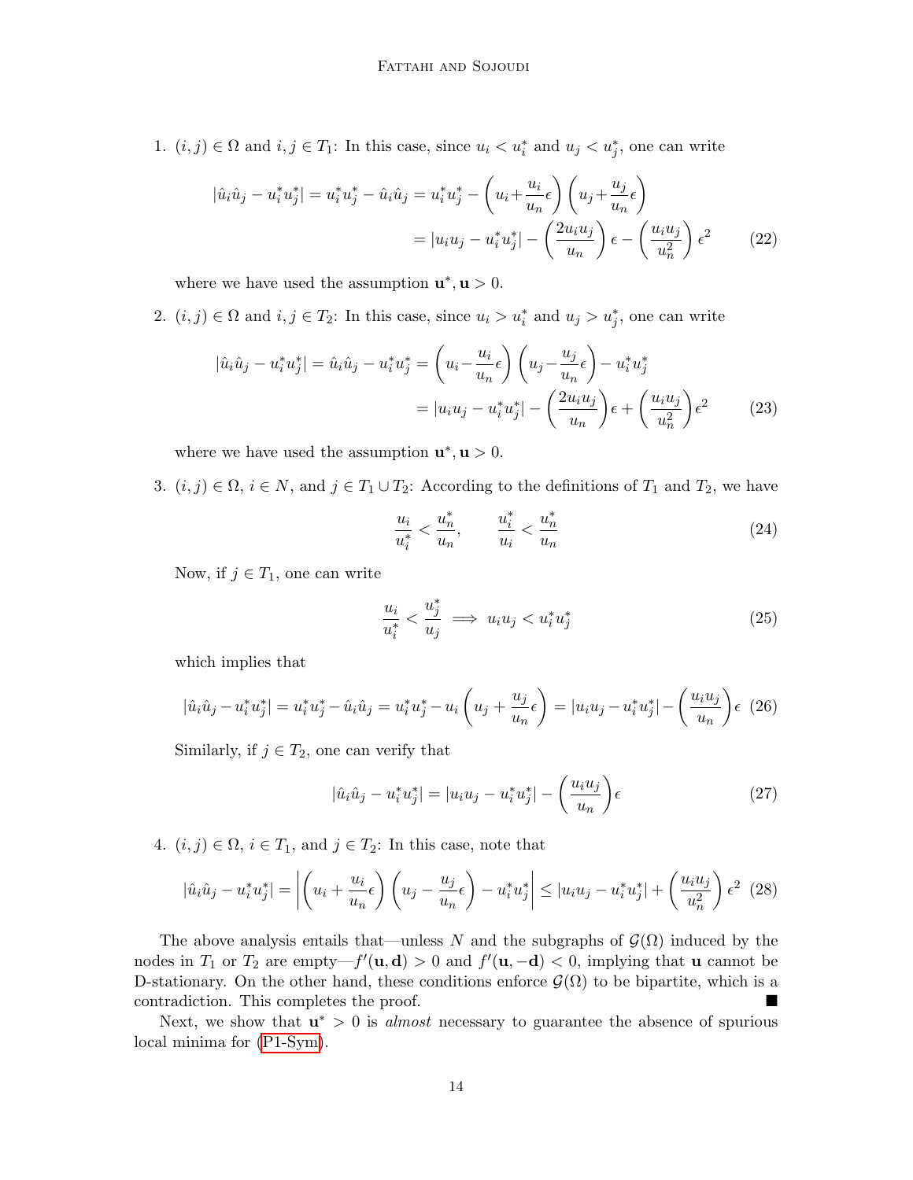1. $(i,j) \in \Omega$ and $i,j \in T_1$: In this case, since $u_i < u_i^*$ and $u_j < u_j^*$, one can write

$$
\begin{aligned}
|\hat{u}_i\hat{u}_j - u_i^*u_j^*| = u_i^*u_j^* - \hat{u}_i\hat{u}_j &= u_i^*u_j^* - \left(u_i + \frac{u_i}{u_n}\epsilon\right)\left(u_j + \frac{u_j}{u_n}\epsilon\right) \\
&= |u_iu_j - u_i^*u_j^*| - \left(\frac{2u_iu_j}{u_n}\right)\epsilon - \left(\frac{u_iu_j}{u_n^2}\right)\epsilon^2
\end{aligned}
\tag{22}
$$

   where we have used the assumption $\mathbf{u}^*, \mathbf{u} > 0$.

2. $(i,j) \in \Omega$ and $i,j \in T_2$: In this case, since $u_i > u_i^*$ and $u_j > u_j^*$, one can write

$$
\begin{aligned}
|\hat{u}_i\hat{u}_j - u_i^*u_j^*| = \hat{u}_i\hat{u}_j - u_i^*u_j^* &= \left(u_i - \frac{u_i}{u_n}\epsilon\right)\left(u_j - \frac{u_j}{u_n}\epsilon\right) - u_i^*u_j^* \\
&= |u_iu_j - u_i^*u_j^*| - \left(\frac{2u_iu_j}{u_n}\right)\epsilon + \left(\frac{u_iu_j}{u_n^2}\right)\epsilon^2
\end{aligned}
\tag{23}
$$

   where we have used the assumption $\mathbf{u}^*, \mathbf{u} > 0$.

3. $(i,j) \in \Omega$, $i \in N$, and $j \in T_1 \cup T_2$: According to the definitions of $T_1$ and $T_2$, we have

$$
\frac{u_i}{u_i^*} < \frac{u_n^*}{u_n}, \qquad \frac{u_i^*}{u_i} < \frac{u_n^*}{u_n}
\tag{24}
$$

   Now, if $j \in T_1$, one can write

$$
\frac{u_i}{u_i^*} < \frac{u_j^*}{u_j} \implies u_iu_j < u_i^*u_j^*
\tag{25}
$$

   which implies that

$$
|\hat{u}_i\hat{u}_j - u_i^*u_j^*| = u_i^*u_j^* - \hat{u}_i\hat{u}_j = u_i^*u_j^* - u_i\left(u_j + \frac{u_j}{u_n}\epsilon\right) = |u_iu_j - u_i^*u_j^*| - \left(\frac{u_iu_j}{u_n}\right)\epsilon
\tag{26}
$$

   Similarly, if $j \in T_2$, one can verify that

$$
|\hat{u}_i\hat{u}_j - u_i^*u_j^*| = |u_iu_j - u_i^*u_j^*| - \left(\frac{u_iu_j}{u_n}\right)\epsilon
\tag{27}
$$

4. $(i,j) \in \Omega$, $i \in T_1$, and $j \in T_2$: In this case, note that

$$
|\hat{u}_i\hat{u}_j - u_i^*u_j^*| = \left|\left(u_i + \frac{u_i}{u_n}\epsilon\right)\left(u_j - \frac{u_j}{u_n}\epsilon\right) - u_i^*u_j^*\right| \leq |u_iu_j - u_i^*u_j^*| + \left(\frac{u_iu_j}{u_n^2}\right)\epsilon^2
\tag{28}
$$

The above analysis entails that—unless $N$ and the subgraphs of $\mathcal{G}(\Omega)$ induced by the nodes in $T_1$ or $T_2$ are empty—$f'(\mathbf{u}, \mathbf{d}) > 0$ and $f'(\mathbf{u}, -\mathbf{d}) < 0$, implying that $\mathbf{u}$ cannot be D-stationary. On the other hand, these conditions enforce $\mathcal{G}(\Omega)$ to be bipartite, which is a contradiction. This completes the proof. ■

Next, we show that $\mathbf{u}^* > 0$ is *almost* necessary to guarantee the absence of spurious local minima for (P1-Sym).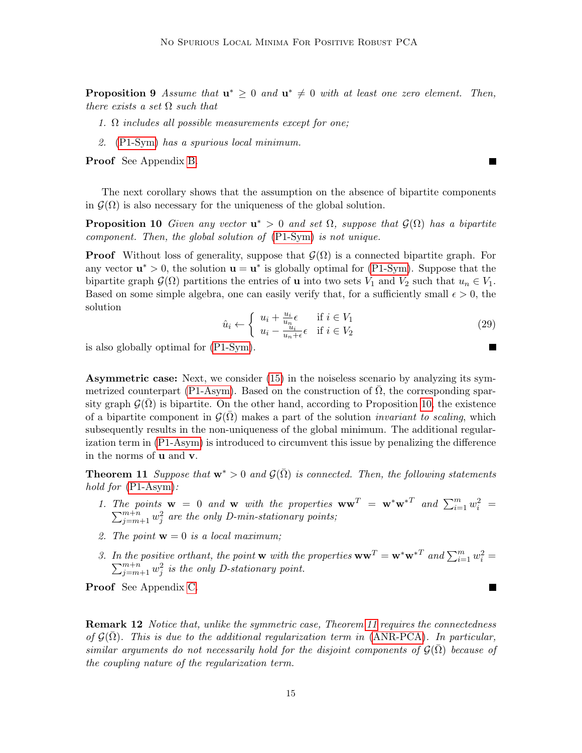**Proposition 9** *Assume that $\mathbf{u}^* \geq 0$ and $\mathbf{u}^* \neq 0$ with at least one zero element. Then, there exists a set $\Omega$ such that*

1. *$\Omega$ includes all possible measurements except for one;*
2. *(P1-Sym) has a spurious local minimum.*

**Proof** See Appendix B. ∎

The next corollary shows that the assumption on the absence of bipartite components in $\mathcal{G}(\Omega)$ is also necessary for the uniqueness of the global solution.

**Proposition 10** *Given any vector $\mathbf{u}^* > 0$ and set $\Omega$, suppose that $\mathcal{G}(\Omega)$ has a bipartite component. Then, the global solution of (P1-Sym) is not unique.*

**Proof** Without loss of generality, suppose that $\mathcal{G}(\Omega)$ is a connected bipartite graph. For any vector $\mathbf{u}^* > 0$, the solution $\mathbf{u} = \mathbf{u}^*$ is globally optimal for (P1-Sym). Suppose that the bipartite graph $\mathcal{G}(\Omega)$ partitions the entries of $\mathbf{u}$ into two sets $V_1$ and $V_2$ such that $u_n \in V_1$. Based on some simple algebra, one can easily verify that, for a sufficiently small $\epsilon > 0$, the solution

$$\hat{u}_i \leftarrow \begin{cases} u_i + \frac{u_i}{u_n}\epsilon & \text{if } i \in V_1 \\ u_i - \frac{u_i}{u_n + \epsilon}\epsilon & \text{if } i \in V_2 \end{cases} \tag{29}$$

is also globally optimal for (P1-Sym). ∎

**Asymmetric case:** Next, we consider (15) in the noiseless scenario by analyzing its symmetrized counterpart (P1-Asym). Based on the construction of $\bar{\Omega}$, the corresponding sparsity graph $\mathcal{G}(\bar{\Omega})$ is bipartite. On the other hand, according to Proposition 10, the existence of a bipartite component in $\mathcal{G}(\bar{\Omega})$ makes a part of the solution *invariant to scaling*, which subsequently results in the non-uniqueness of the global minimum. The additional regularization term in (P1-Asym) is introduced to circumvent this issue by penalizing the difference in the norms of $\mathbf{u}$ and $\mathbf{v}$.

**Theorem 11** *Suppose that $\mathbf{w}^* > 0$ and $\mathcal{G}(\bar{\Omega})$ is connected. Then, the following statements hold for (P1-Asym):*

1. *The points $\mathbf{w} = 0$ and $\mathbf{w}$ with the properties $\mathbf{w}\mathbf{w}^T = \mathbf{w}^*\mathbf{w}^{*T}$ and $\sum_{i=1}^m w_i^2 = \sum_{j=m+1}^{m+n} w_j^2$ are the only D-min-stationary points;*
2. *The point $\mathbf{w} = 0$ is a local maximum;*
3. *In the positive orthant, the point $\mathbf{w}$ with the properties $\mathbf{w}\mathbf{w}^T = \mathbf{w}^*\mathbf{w}^{*T}$ and $\sum_{i=1}^m w_i^2 = \sum_{j=m+1}^{m+n} w_j^2$ is the only D-stationary point.*

**Proof** See Appendix C. ∎

**Remark 12** *Notice that, unlike the symmetric case, Theorem 11 requires the connectedness of $\mathcal{G}(\bar{\Omega})$. This is due to the additional regularization term in (ANR-PCA). In particular, similar arguments do not necessarily hold for the disjoint components of $\mathcal{G}(\bar{\Omega})$ because of the coupling nature of the regularization term.*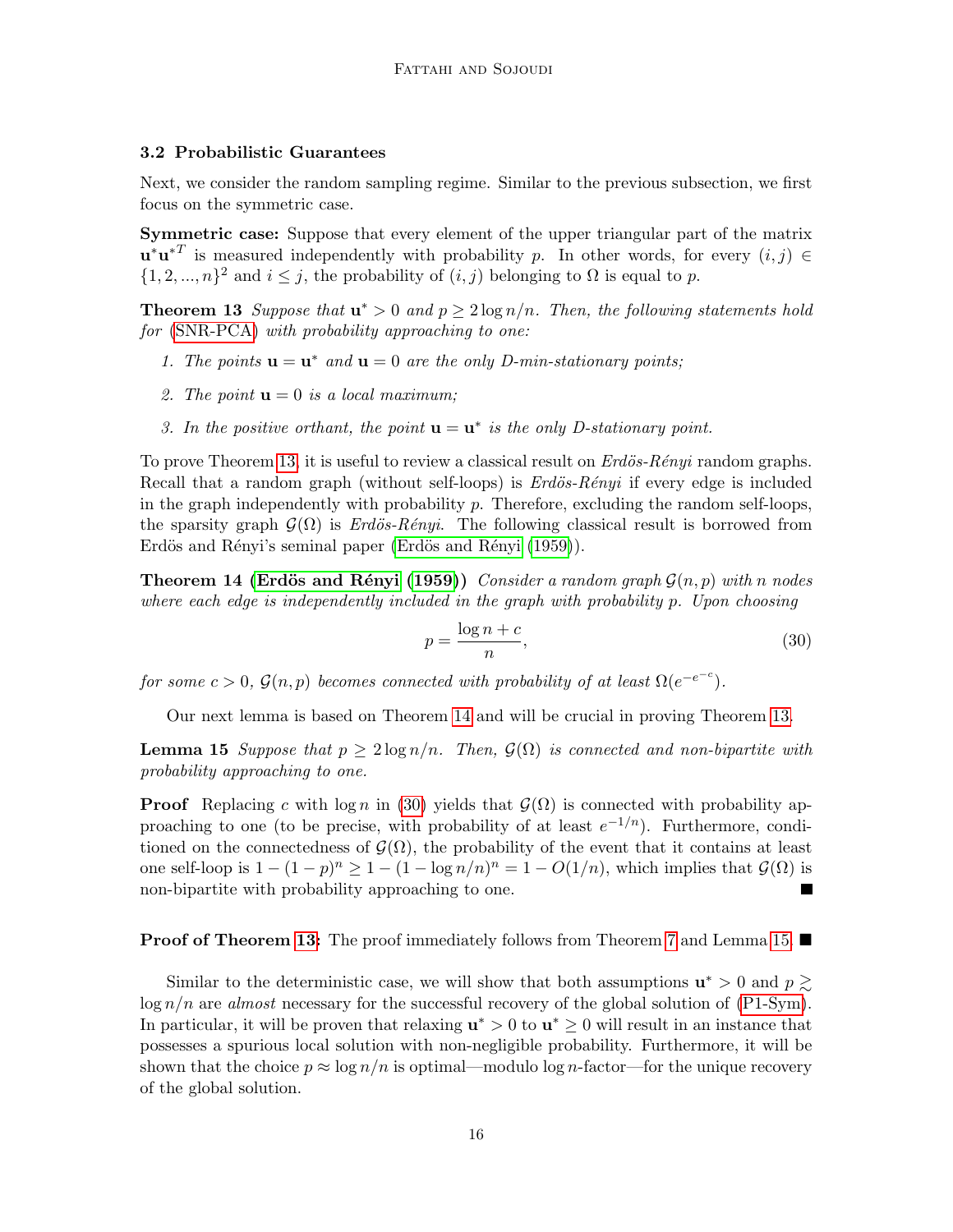### 3.2 Probabilistic Guarantees

Next, we consider the random sampling regime. Similar to the previous subsection, we first focus on the symmetric case.

**Symmetric case:** Suppose that every element of the upper triangular part of the matrix $\mathbf{u}^*\mathbf{u}^{*T}$ is measured independently with probability $p$. In other words, for every $(i,j) \in \{1,2,...,n\}^2$ and $i \leq j$, the probability of $(i,j)$ belonging to $\Omega$ is equal to $p$.

**Theorem 13** *Suppose that $\mathbf{u}^* > 0$ and $p \geq 2\log n/n$. Then, the following statements hold for (SNR-PCA) with probability approaching to one:*

1. *The points $\mathbf{u} = \mathbf{u}^*$ and $\mathbf{u} = 0$ are the only D-min-stationary points;*
2. *The point $\mathbf{u} = 0$ is a local maximum;*
3. *In the positive orthant, the point $\mathbf{u} = \mathbf{u}^*$ is the only D-stationary point.*

To prove Theorem 13, it is useful to review a classical result on *Erdös-Rényi* random graphs. Recall that a random graph (without self-loops) is *Erdös-Rényi* if every edge is included in the graph independently with probability $p$. Therefore, excluding the random self-loops, the sparsity graph $\mathcal{G}(\Omega)$ is *Erdös-Rényi*. The following classical result is borrowed from Erdös and Rényi's seminal paper (Erdös and Rényi (1959)).

**Theorem 14 (Erdös and Rényi (1959))** *Consider a random graph $\mathcal{G}(n,p)$ with $n$ nodes where each edge is independently included in the graph with probability $p$. Upon choosing*

$$p = \frac{\log n + c}{n}, \tag{30}$$

*for some $c > 0$, $\mathcal{G}(n,p)$ becomes connected with probability of at least $\Omega(e^{-e^{-c}})$.*

Our next lemma is based on Theorem 14 and will be crucial in proving Theorem 13.

**Lemma 15** *Suppose that $p \geq 2\log n/n$. Then, $\mathcal{G}(\Omega)$ is connected and non-bipartite with probability approaching to one.*

**Proof** Replacing $c$ with $\log n$ in (30) yields that $\mathcal{G}(\Omega)$ is connected with probability approaching to one (to be precise, with probability of at least $e^{-1/n}$). Furthermore, conditioned on the connectedness of $\mathcal{G}(\Omega)$, the probability of the event that it contains at least one self-loop is $1-(1-p)^n \geq 1-(1-\log n/n)^n = 1-O(1/n)$, which implies that $\mathcal{G}(\Omega)$ is non-bipartite with probability approaching to one. ■

**Proof of Theorem 13:** The proof immediately follows from Theorem 7 and Lemma 15. ■

Similar to the deterministic case, we will show that both assumptions $\mathbf{u}^* > 0$ and $p \gtrsim \log n/n$ are *almost* necessary for the successful recovery of the global solution of (P1-Sym). In particular, it will be proven that relaxing $\mathbf{u}^* > 0$ to $\mathbf{u}^* \geq 0$ will result in an instance that possesses a spurious local solution with non-negligible probability. Furthermore, it will be shown that the choice $p \approx \log n/n$ is optimal—modulo $\log n$-factor—for the unique recovery of the global solution.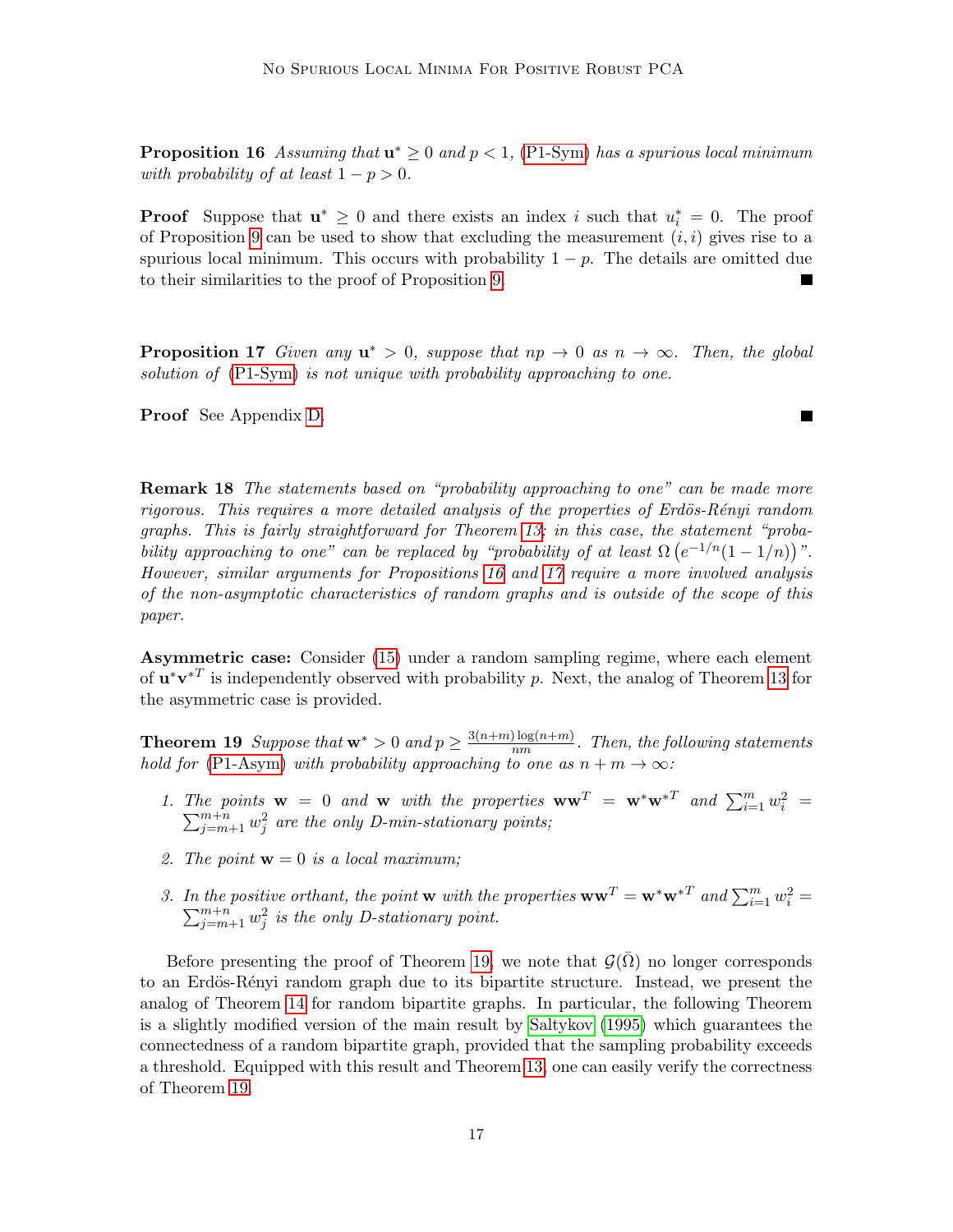**Proposition 16** *Assuming that $\mathbf{u}^* \geq 0$ and $p < 1$, (P1-Sym) has a spurious local minimum with probability of at least $1 - p > 0$.*

**Proof** Suppose that $\mathbf{u}^* \geq 0$ and there exists an index $i$ such that $u_i^* = 0$. The proof of Proposition 9 can be used to show that excluding the measurement $(i, i)$ gives rise to a spurious local minimum. This occurs with probability $1 - p$. The details are omitted due to their similarities to the proof of Proposition 9. ■

**Proposition 17** *Given any $\mathbf{u}^* > 0$, suppose that $np \to 0$ as $n \to \infty$. Then, the global solution of (P1-Sym) is not unique with probability approaching to one.*

**Proof** See Appendix D. ■

**Remark 18** *The statements based on "probability approaching to one" can be made more rigorous. This requires a more detailed analysis of the properties of Erdös-Rényi random graphs. This is fairly straightforward for Theorem 13; in this case, the statement "probability approaching to one" can be replaced by "probability of at least $\Omega\left(e^{-1/n}(1 - 1/n)\right)$". However, similar arguments for Propositions 16 and 17 require a more involved analysis of the non-asymptotic characteristics of random graphs and is outside of the scope of this paper.*

**Asymmetric case:** Consider (15) under a random sampling regime, where each element of $\mathbf{u}^*\mathbf{v}^{*T}$ is independently observed with probability $p$. Next, the analog of Theorem 13 for the asymmetric case is provided.

**Theorem 19** *Suppose that $\mathbf{w}^* > 0$ and $p \geq \frac{3(n+m)\log(n+m)}{nm}$. Then, the following statements hold for (P1-Asym) with probability approaching to one as $n + m \to \infty$:*

1. *The points $\mathbf{w} = 0$ and $\mathbf{w}$ with the properties $\mathbf{w}\mathbf{w}^T = \mathbf{w}^*\mathbf{w}^{*T}$ and $\sum_{i=1}^{m} w_i^2 = \sum_{j=m+1}^{m+n} w_j^2$ are the only D-min-stationary points;*
2. *The point $\mathbf{w} = 0$ is a local maximum;*
3. *In the positive orthant, the point $\mathbf{w}$ with the properties $\mathbf{w}\mathbf{w}^T = \mathbf{w}^*\mathbf{w}^{*T}$ and $\sum_{i=1}^{m} w_i^2 = \sum_{j=m+1}^{m+n} w_j^2$ is the only D-stationary point.*

Before presenting the proof of Theorem 19, we note that $\mathcal{G}(\bar{\Omega})$ no longer corresponds to an Erdös-Rényi random graph due to its bipartite structure. Instead, we present the analog of Theorem 14 for random bipartite graphs. In particular, the following Theorem is a slightly modified version of the main result by Saltykov (1995) which guarantees the connectedness of a random bipartite graph, provided that the sampling probability exceeds a threshold. Equipped with this result and Theorem 13, one can easily verify the correctness of Theorem 19.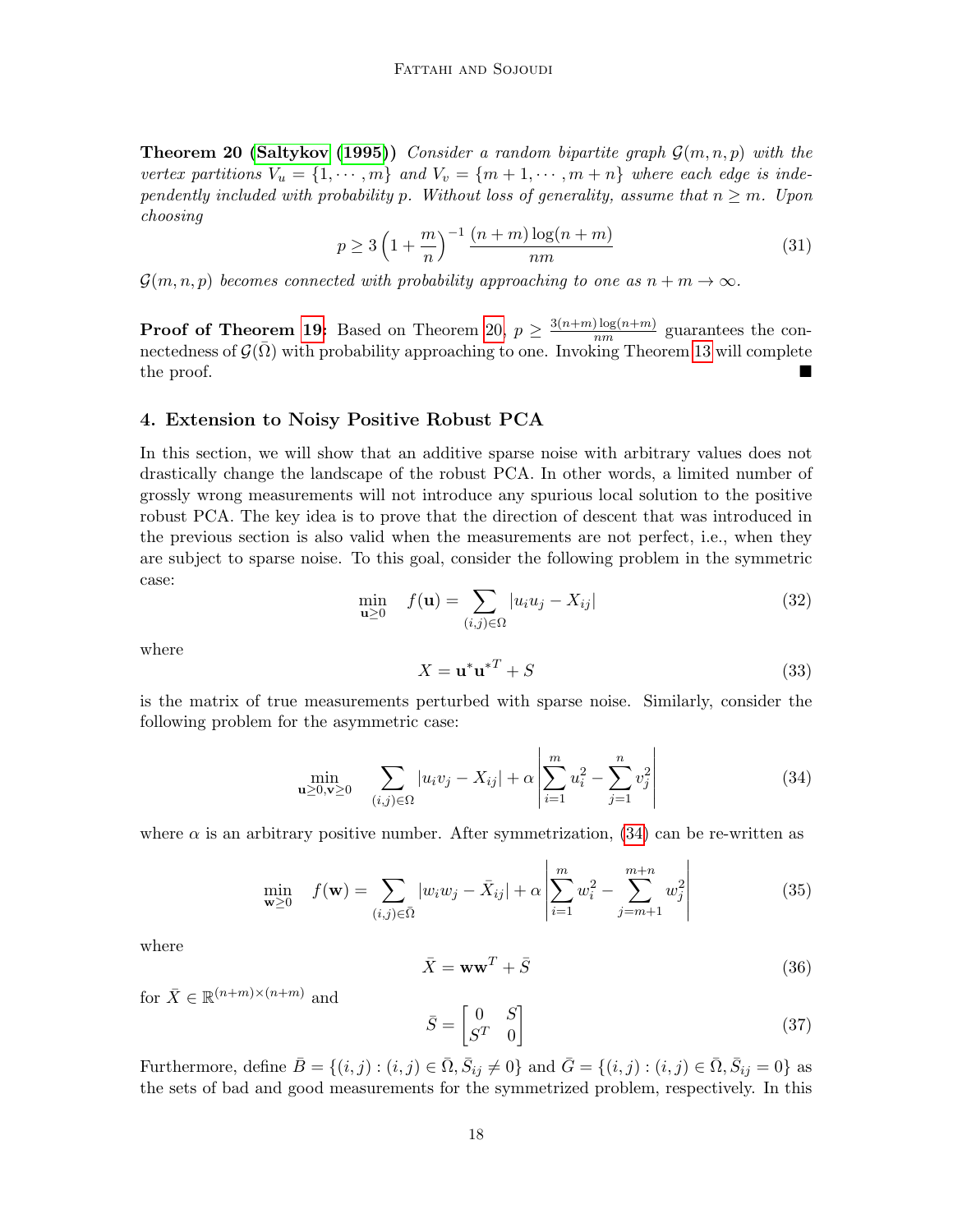**Theorem 20 (Saltykov (1995))** *Consider a random bipartite graph $\mathcal{G}(m,n,p)$ with the vertex partitions $V_u = \{1,\cdots,m\}$ and $V_v = \{m+1,\cdots,m+n\}$ where each edge is independently included with probability $p$. Without loss of generality, assume that $n \geq m$. Upon choosing*

$$p \geq 3\left(1+\frac{m}{n}\right)^{-1}\frac{(n+m)\log(n+m)}{nm} \tag{31}$$

*$\mathcal{G}(m,n,p)$ becomes connected with probability approaching to one as $n+m\to\infty$.*

**Proof of Theorem 19:** Based on Theorem 20, $p \geq \frac{3(n+m)\log(n+m)}{nm}$ guarantees the connectedness of $\mathcal{G}(\bar{\Omega})$ with probability approaching to one. Invoking Theorem 13 will complete the proof. ■

## 4. Extension to Noisy Positive Robust PCA

In this section, we will show that an additive sparse noise with arbitrary values does not drastically change the landscape of the robust PCA. In other words, a limited number of grossly wrong measurements will not introduce any spurious local solution to the positive robust PCA. The key idea is to prove that the direction of descent that was introduced in the previous section is also valid when the measurements are not perfect, i.e., when they are subject to sparse noise. To this goal, consider the following problem in the symmetric case:

$$\min_{\mathbf{u}\geq 0} \quad f(\mathbf{u}) = \sum_{(i,j)\in\Omega}|u_iu_j - X_{ij}| \tag{32}$$

where

$$X = \mathbf{u}^*\mathbf{u}^{*T} + S \tag{33}$$

is the matrix of true measurements perturbed with sparse noise. Similarly, consider the following problem for the asymmetric case:

$$\min_{\mathbf{u}\geq 0,\mathbf{v}\geq 0} \quad \sum_{(i,j)\in\Omega}|u_iv_j - X_{ij}| + \alpha\left|\sum_{i=1}^m u_i^2 - \sum_{j=1}^n v_j^2\right| \tag{34}$$

where $\alpha$ is an arbitrary positive number. After symmetrization, (34) can be re-written as

$$\min_{\mathbf{w}\geq 0} \quad f(\mathbf{w}) = \sum_{(i,j)\in\bar{\Omega}}|w_iw_j - \bar{X}_{ij}| + \alpha\left|\sum_{i=1}^m w_i^2 - \sum_{j=m+1}^{m+n} w_j^2\right| \tag{35}$$

where

$$\bar{X} = \mathbf{w}\mathbf{w}^T + \bar{S} \tag{36}$$

for $\bar{X}\in\mathbb{R}^{(n+m)\times(n+m)}$ and

$$\bar{S} = \begin{bmatrix} 0 & S \\ S^T & 0 \end{bmatrix} \tag{37}$$

Furthermore, define $\bar{B} = \{(i,j) : (i,j)\in\bar{\Omega}, \bar{S}_{ij}\neq 0\}$ and $\bar{G} = \{(i,j) : (i,j)\in\bar{\Omega}, \bar{S}_{ij} = 0\}$ as the sets of bad and good measurements for the symmetrized problem, respectively. In this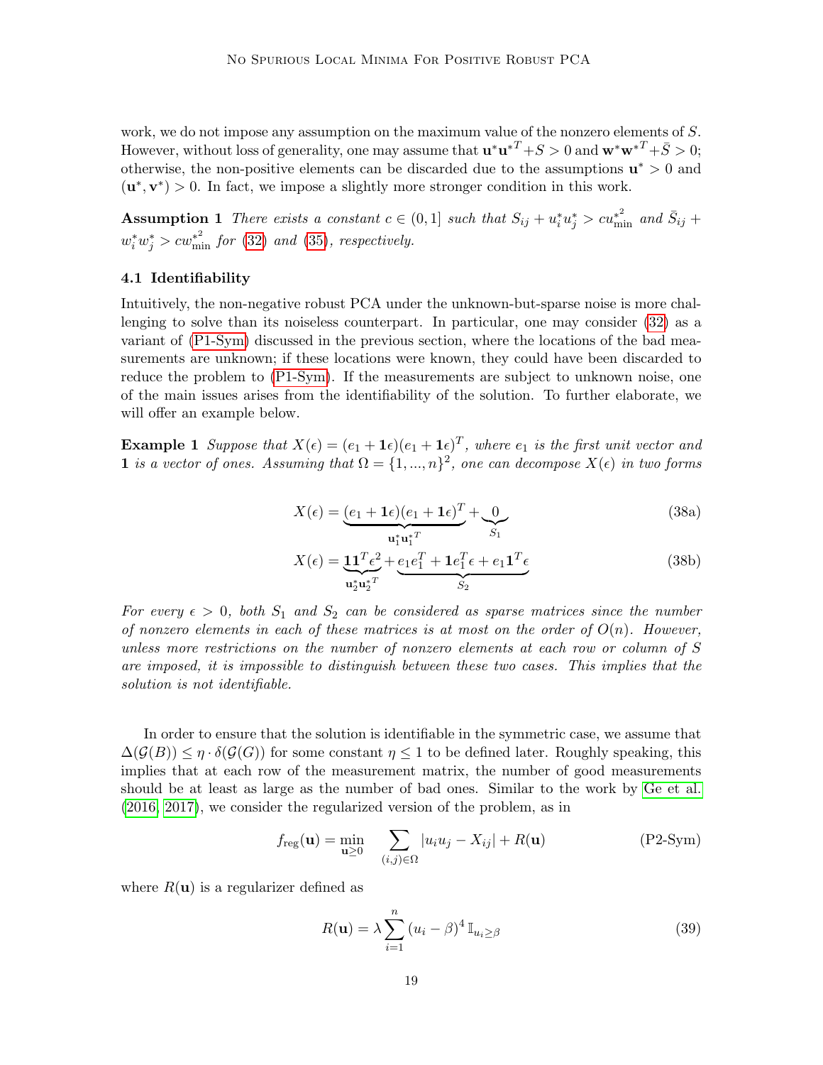work, we do not impose any assumption on the maximum value of the nonzero elements of $S$. However, without loss of generality, one may assume that $\mathbf{u}^*\mathbf{u}^{*T}+S>0$ and $\mathbf{w}^*\mathbf{w}^{*T}+\bar{S}>0$; otherwise, the non-positive elements can be discarded due to the assumptions $\mathbf{u}^*>0$ and $(\mathbf{u}^*,\mathbf{v}^*)>0$. In fact, we impose a slightly more stronger condition in this work.

**Assumption 1** *There exists a constant $c\in(0,1]$ such that $S_{ij}+u_i^*u_j^*>cu_{\min}^{*^2}$ and $\bar{S}_{ij}+w_i^*w_j^*>cw_{\min}^{*^2}$ for (32) and (35), respectively.*

### 4.1 Identifiability

Intuitively, the non-negative robust PCA under the unknown-but-sparse noise is more challenging to solve than its noiseless counterpart. In particular, one may consider (32) as a variant of (P1-Sym) discussed in the previous section, where the locations of the bad measurements are unknown; if these locations were known, they could have been discarded to reduce the problem to (P1-Sym). If the measurements are subject to unknown noise, one of the main issues arises from the identifiability of the solution. To further elaborate, we will offer an example below.

**Example 1** *Suppose that $X(\epsilon)=(e_1+\mathbf{1}\epsilon)(e_1+\mathbf{1}\epsilon)^T$, where $e_1$ is the first unit vector and $\mathbf{1}$ is a vector of ones. Assuming that $\Omega=\{1,...,n\}^2$, one can decompose $X(\epsilon)$ in two forms*

$$X(\epsilon)=\underbrace{(e_1+\mathbf{1}\epsilon)(e_1+\mathbf{1}\epsilon)^T}_{\mathbf{u}_1^*\mathbf{u}_1^{*T}}+\underbrace{0}_{S_1} \tag{38a}$$

$$X(\epsilon)=\underbrace{\mathbf{1}\mathbf{1}^T\epsilon^2}_{\mathbf{u}_2^*\mathbf{u}_2^{*T}}+\underbrace{e_1e_1^T+\mathbf{1}e_1^T\epsilon+e_1\mathbf{1}^T\epsilon}_{S_2} \tag{38b}$$

*For every $\epsilon>0$, both $S_1$ and $S_2$ can be considered as sparse matrices since the number of nonzero elements in each of these matrices is at most on the order of $O(n)$. However, unless more restrictions on the number of nonzero elements at each row or column of $S$ are imposed, it is impossible to distinguish between these two cases. This implies that the solution is not identifiable.*

In order to ensure that the solution is identifiable in the symmetric case, we assume that $\Delta(\mathcal{G}(B))\leq\eta\cdot\delta(\mathcal{G}(G))$ for some constant $\eta\leq 1$ to be defined later. Roughly speaking, this implies that at each row of the measurement matrix, the number of good measurements should be at least as large as the number of bad ones. Similar to the work by Ge et al. (2016, 2017), we consider the regularized version of the problem, as in

$$f_{\text{reg}}(\mathbf{u})=\min_{\mathbf{u}\geq 0}\quad\sum_{(i,j)\in\Omega}|u_iu_j-X_{ij}|+R(\mathbf{u}) \tag{P2-Sym}$$

where $R(\mathbf{u})$ is a regularizer defined as

$$R(\mathbf{u})=\lambda\sum_{i=1}^{n}(u_i-\beta)^4\,\mathbb{I}_{u_i\geq\beta} \tag{39}$$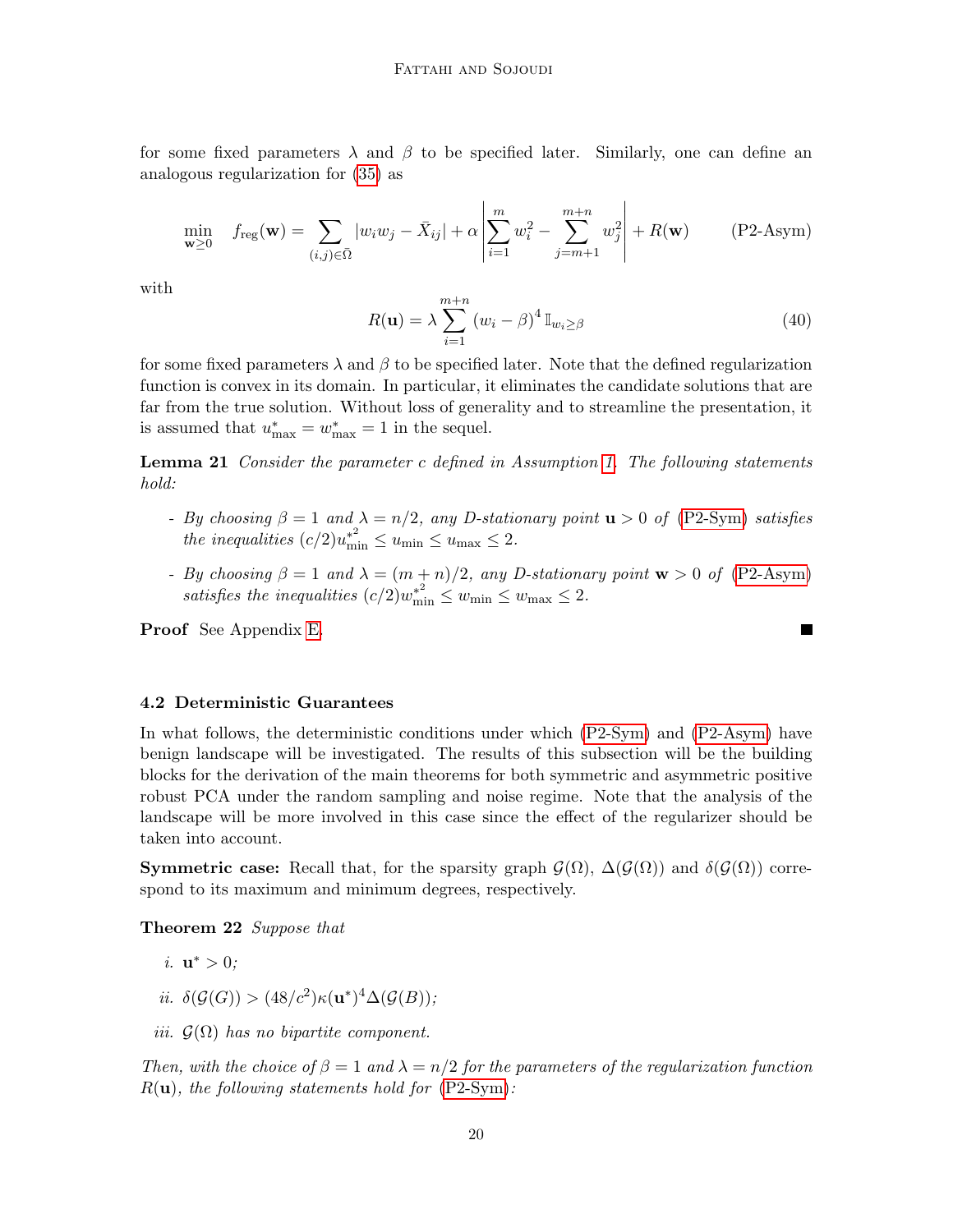for some fixed parameters $\lambda$ and $\beta$ to be specified later. Similarly, one can define an analogous regularization for (35) as

$$\min_{\mathbf{w}\geq 0} \quad f_{\text{reg}}(\mathbf{w}) = \sum_{(i,j)\in\bar{\Omega}} |w_i w_j - \bar{X}_{ij}| + \alpha \left|\sum_{i=1}^{m} w_i^2 - \sum_{j=m+1}^{m+n} w_j^2\right| + R(\mathbf{w}) \qquad \text{(P2-Asym)}$$

with

$$R(\mathbf{u}) = \lambda \sum_{i=1}^{m+n} (w_i - \beta)^4 \, \mathbb{I}_{w_i \geq \beta} \qquad (40)$$

for some fixed parameters $\lambda$ and $\beta$ to be specified later. Note that the defined regularization function is convex in its domain. In particular, it eliminates the candidate solutions that are far from the true solution. Without loss of generality and to streamline the presentation, it is assumed that $u^*_{\max} = w^*_{\max} = 1$ in the sequel.

**Lemma 21** *Consider the parameter $c$ defined in Assumption 1. The following statements hold:*

- *By choosing $\beta = 1$ and $\lambda = n/2$, any D-stationary point $\mathbf{u} > 0$ of (P2-Sym) satisfies the inequalities $(c/2){u^*_{\min}}^2 \leq u_{\min} \leq u_{\max} \leq 2$.*
- *By choosing $\beta = 1$ and $\lambda = (m+n)/2$, any D-stationary point $\mathbf{w} > 0$ of (P2-Asym) satisfies the inequalities $(c/2){w^*_{\min}}^2 \leq w_{\min} \leq w_{\max} \leq 2$.*

**Proof** See Appendix E. ∎

### 4.2 Deterministic Guarantees

In what follows, the deterministic conditions under which (P2-Sym) and (P2-Asym) have benign landscape will be investigated. The results of this subsection will be the building blocks for the derivation of the main theorems for both symmetric and asymmetric positive robust PCA under the random sampling and noise regime. Note that the analysis of the landscape will be more involved in this case since the effect of the regularizer should be taken into account.

**Symmetric case:** Recall that, for the sparsity graph $\mathcal{G}(\Omega)$, $\Delta(\mathcal{G}(\Omega))$ and $\delta(\mathcal{G}(\Omega))$ correspond to its maximum and minimum degrees, respectively.

**Theorem 22** *Suppose that*

*i.* $\mathbf{u}^* > 0$;

*ii.* $\delta(\mathcal{G}(G)) > (48/c^2)\kappa(\mathbf{u}^*)^4 \Delta(\mathcal{G}(B))$;

*iii.* $\mathcal{G}(\Omega)$ *has no bipartite component.*

*Then, with the choice of $\beta = 1$ and $\lambda = n/2$ for the parameters of the regularization function $R(\mathbf{u})$, the following statements hold for (P2-Sym):*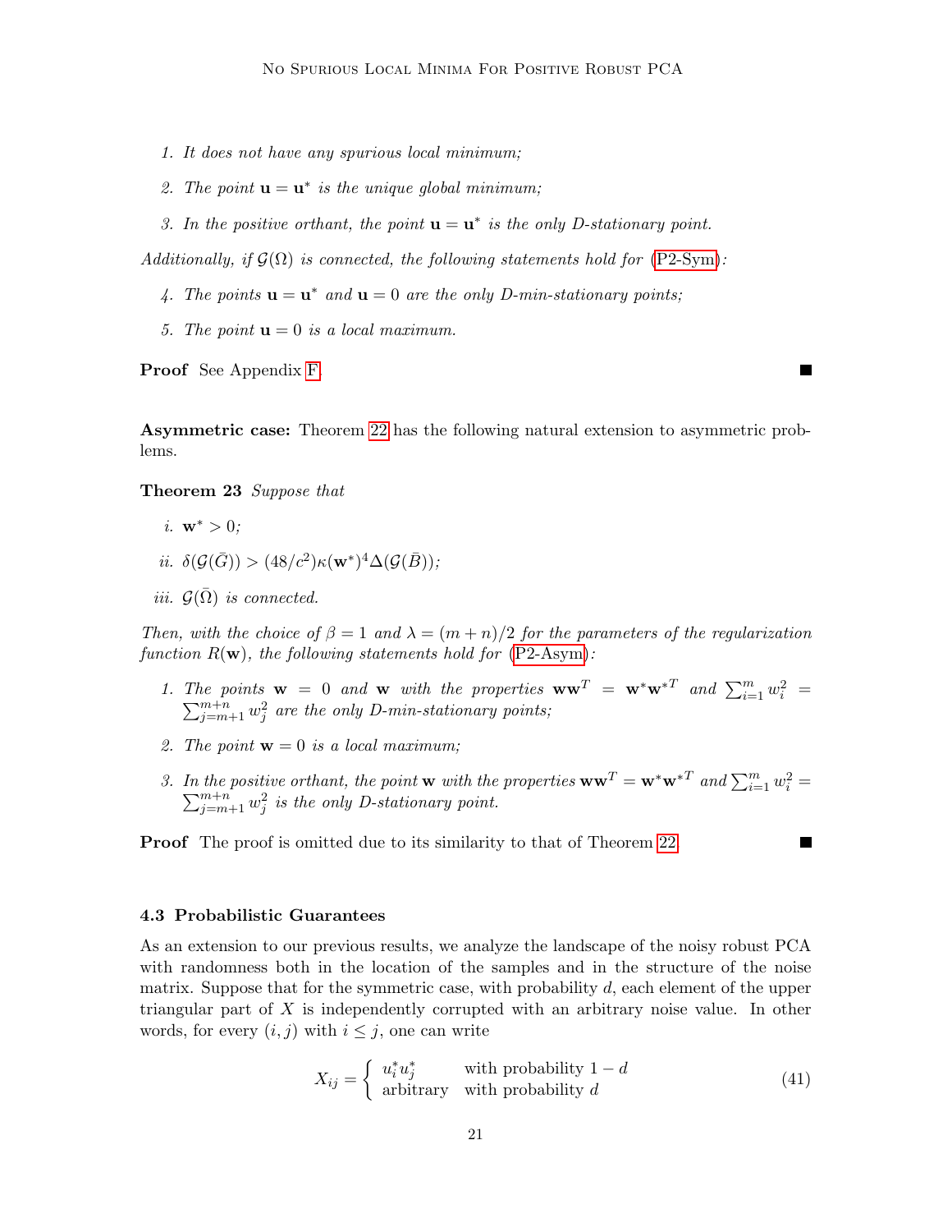1. *It does not have any spurious local minimum;*
2. *The point $\mathbf{u} = \mathbf{u}^*$ is the unique global minimum;*
3. *In the positive orthant, the point $\mathbf{u} = \mathbf{u}^*$ is the only D-stationary point.*

*Additionally, if $\mathcal{G}(\Omega)$ is connected, the following statements hold for (P2-Sym):*

4. *The points $\mathbf{u} = \mathbf{u}^*$ and $\mathbf{u} = 0$ are the only D-min-stationary points;*
5. *The point $\mathbf{u} = 0$ is a local maximum.*

**Proof** See Appendix F. ■

**Asymmetric case:** Theorem 22 has the following natural extension to asymmetric problems.

**Theorem 23** *Suppose that*

*i.* $\mathbf{w}^* > 0$*;*

*ii.* $\delta(\mathcal{G}(\bar{G})) > (48/c^2)\kappa(\mathbf{w}^*)^4\Delta(\mathcal{G}(\bar{B}))$*;*

*iii.* $\mathcal{G}(\bar{\Omega})$ *is connected.*

*Then, with the choice of $\beta = 1$ and $\lambda = (m+n)/2$ for the parameters of the regularization function $R(\mathbf{w})$, the following statements hold for (P2-Asym):*

1. *The points $\mathbf{w} = 0$ and $\mathbf{w}$ with the properties $\mathbf{w}\mathbf{w}^T = \mathbf{w}^*\mathbf{w}^{*T}$ and $\sum_{i=1}^m w_i^2 = \sum_{j=m+1}^{m+n} w_j^2$ are the only D-min-stationary points;*
2. *The point $\mathbf{w} = 0$ is a local maximum;*
3. *In the positive orthant, the point $\mathbf{w}$ with the properties $\mathbf{w}\mathbf{w}^T = \mathbf{w}^*\mathbf{w}^{*T}$ and $\sum_{i=1}^m w_i^2 = \sum_{j=m+1}^{m+n} w_j^2$ is the only D-stationary point.*

**Proof** The proof is omitted due to its similarity to that of Theorem 22. ■

### 4.3 Probabilistic Guarantees

As an extension to our previous results, we analyze the landscape of the noisy robust PCA with randomness both in the location of the samples and in the structure of the noise matrix. Suppose that for the symmetric case, with probability $d$, each element of the upper triangular part of $X$ is independently corrupted with an arbitrary noise value. In other words, for every $(i, j)$ with $i \leq j$, one can write

$$X_{ij} = \begin{cases} u_i^* u_j^* & \text{with probability } 1-d \\ \text{arbitrary} & \text{with probability } d \end{cases} \tag{41}$$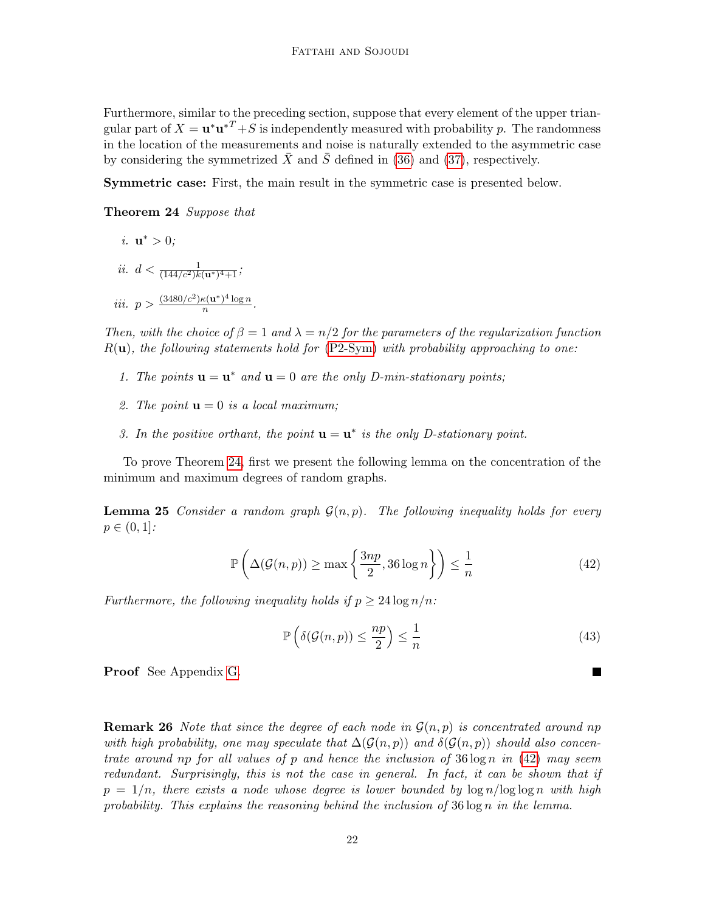Furthermore, similar to the preceding section, suppose that every element of the upper triangular part of $X = \mathbf{u}^*\mathbf{u}^{*T} + S$ is independently measured with probability $p$. The randomness in the location of the measurements and noise is naturally extended to the asymmetric case by considering the symmetrized $\bar{X}$ and $\bar{S}$ defined in (36) and (37), respectively.

**Symmetric case:** First, the main result in the symmetric case is presented below.

**Theorem 24** *Suppose that*

*i.* $\mathbf{u}^* > 0$*;*

*ii.* $d < \frac{1}{(144/c^2)k(\mathbf{u}^*)^4+1}$*;*

*iii.* $p > \frac{(3480/c^2)\kappa(\mathbf{u}^*)^4 \log n}{n}$*.*

*Then, with the choice of $\beta = 1$ and $\lambda = n/2$ for the parameters of the regularization function $R(\mathbf{u})$, the following statements hold for (P2-Sym) with probability approaching to one:*

1. *The points $\mathbf{u} = \mathbf{u}^*$ and $\mathbf{u} = 0$ are the only D-min-stationary points;*
2. *The point $\mathbf{u} = 0$ is a local maximum;*
3. *In the positive orthant, the point $\mathbf{u} = \mathbf{u}^*$ is the only D-stationary point.*

To prove Theorem 24, first we present the following lemma on the concentration of the minimum and maximum degrees of random graphs.

**Lemma 25** *Consider a random graph $\mathcal{G}(n, p)$. The following inequality holds for every $p \in (0, 1]$:*

$$\mathbb{P}\left(\Delta(\mathcal{G}(n,p)) \geq \max\left\{\frac{3np}{2}, 36\log n\right\}\right) \leq \frac{1}{n} \tag{42}$$

*Furthermore, the following inequality holds if $p \geq 24 \log n/n$:*

$$\mathbb{P}\left(\delta(\mathcal{G}(n,p)) \leq \frac{np}{2}\right) \leq \frac{1}{n} \tag{43}$$

**Proof** See Appendix G. ■

**Remark 26** *Note that since the degree of each node in $\mathcal{G}(n, p)$ is concentrated around $np$ with high probability, one may speculate that $\Delta(\mathcal{G}(n, p))$ and $\delta(\mathcal{G}(n, p))$ should also concentrate around $np$ for all values of $p$ and hence the inclusion of $36 \log n$ in (42) may seem redundant. Surprisingly, this is not the case in general. In fact, it can be shown that if $p = 1/n$, there exists a node whose degree is lower bounded by $\log n/ \log \log n$ with high probability. This explains the reasoning behind the inclusion of $36 \log n$ in the lemma.*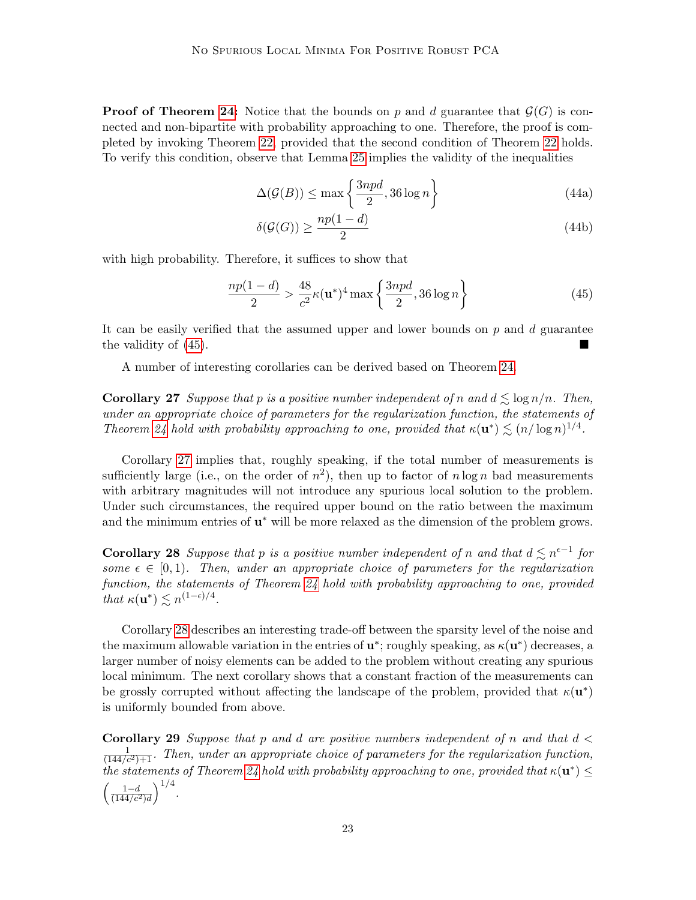**Proof of Theorem 24:** Notice that the bounds on $p$ and $d$ guarantee that $\mathcal{G}(G)$ is connected and non-bipartite with probability approaching to one. Therefore, the proof is completed by invoking Theorem 22, provided that the second condition of Theorem 22 holds. To verify this condition, observe that Lemma 25 implies the validity of the inequalities

$$\Delta(\mathcal{G}(B)) \leq \max\left\{\frac{3npd}{2}, 36\log n\right\} \tag{44a}$$

$$\delta(\mathcal{G}(G)) \geq \frac{np(1-d)}{2} \tag{44b}$$

with high probability. Therefore, it suffices to show that

$$\frac{np(1-d)}{2} > \frac{48}{c^2}\kappa(\mathbf{u}^*)^4 \max\left\{\frac{3npd}{2}, 36\log n\right\} \tag{45}$$

It can be easily verified that the assumed upper and lower bounds on $p$ and $d$ guarantee the validity of (45). ■

A number of interesting corollaries can be derived based on Theorem 24.

**Corollary 27** *Suppose that $p$ is a positive number independent of $n$ and $d \lesssim \log n/n$. Then, under an appropriate choice of parameters for the regularization function, the statements of Theorem 24 hold with probability approaching to one, provided that $\kappa(\mathbf{u}^*) \lesssim (n/\log n)^{1/4}$.*

Corollary 27 implies that, roughly speaking, if the total number of measurements is sufficiently large (i.e., on the order of $n^2$), then up to factor of $n\log n$ bad measurements with arbitrary magnitudes will not introduce any spurious local solution to the problem. Under such circumstances, the required upper bound on the ratio between the maximum and the minimum entries of $\mathbf{u}^*$ will be more relaxed as the dimension of the problem grows.

**Corollary 28** *Suppose that $p$ is a positive number independent of $n$ and that $d \lesssim n^{\epsilon-1}$ for some $\epsilon \in [0, 1)$. Then, under an appropriate choice of parameters for the regularization function, the statements of Theorem 24 hold with probability approaching to one, provided that $\kappa(\mathbf{u}^*) \lesssim n^{(1-\epsilon)/4}$.*

Corollary 28 describes an interesting trade-off between the sparsity level of the noise and the maximum allowable variation in the entries of $\mathbf{u}^*$; roughly speaking, as $\kappa(\mathbf{u}^*)$ decreases, a larger number of noisy elements can be added to the problem without creating any spurious local minimum. The next corollary shows that a constant fraction of the measurements can be grossly corrupted without affecting the landscape of the problem, provided that $\kappa(\mathbf{u}^*)$ is uniformly bounded from above.

**Corollary 29** *Suppose that $p$ and $d$ are positive numbers independent of $n$ and that $d < \frac{1}{(144/c^2)+1}$. Then, under an appropriate choice of parameters for the regularization function, the statements of Theorem 24 hold with probability approaching to one, provided that $\kappa(\mathbf{u}^*) \leq \left(\frac{1-d}{(144/c^2)d}\right)^{1/4}$.*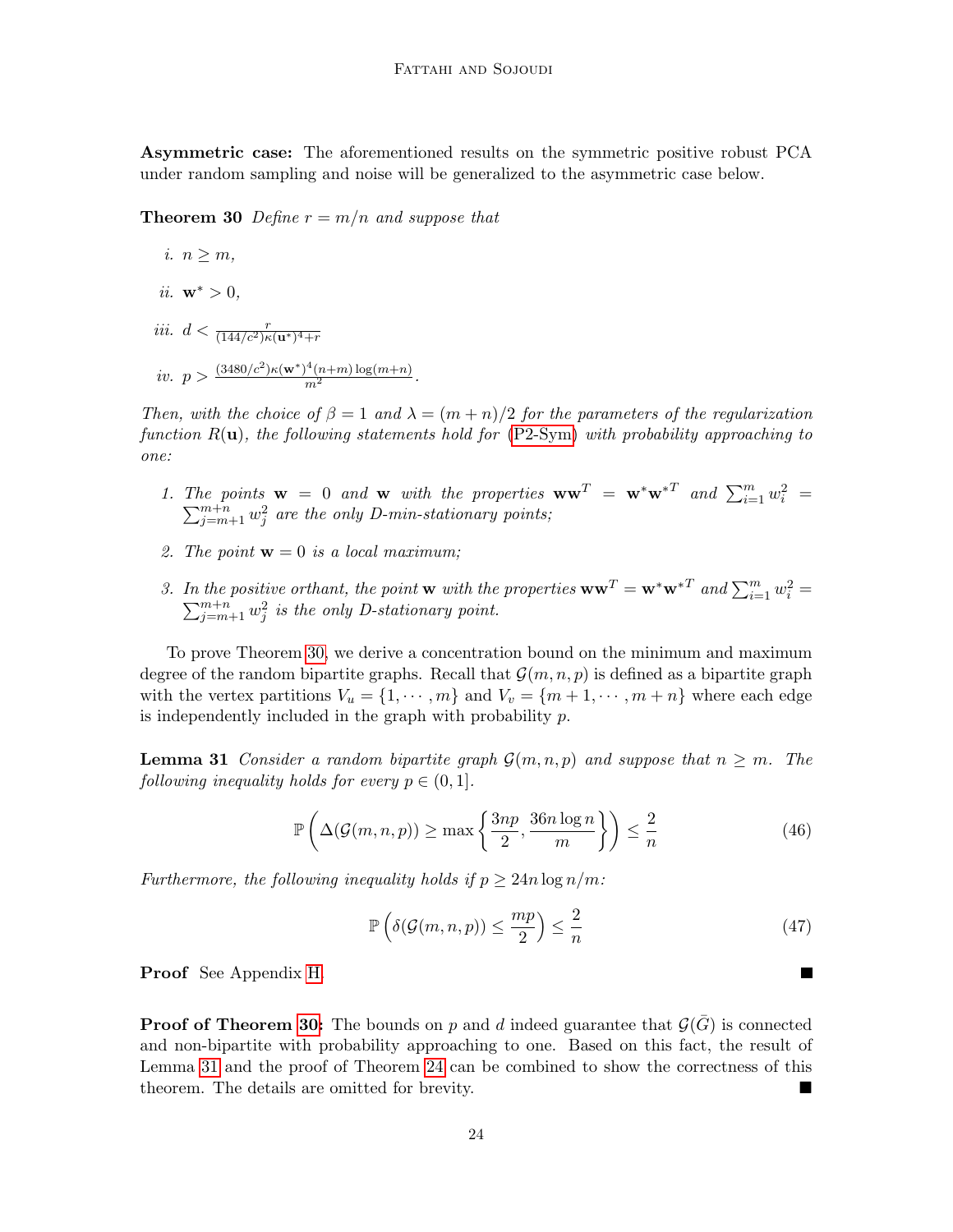**Asymmetric case:** The aforementioned results on the symmetric positive robust PCA under random sampling and noise will be generalized to the asymmetric case below.

**Theorem 30** *Define $r = m/n$ and suppose that*

*i.* $n \geq m$,

*ii.* $\mathbf{w}^* > 0$,

*iii.* $d < \frac{r}{(144/c^2)\kappa(\mathbf{u}^*)^4 + r}$

*iv.* $p > \frac{(3480/c^2)\kappa(\mathbf{w}^*)^4(n+m)\log(m+n)}{m^2}$.

*Then, with the choice of $\beta = 1$ and $\lambda = (m+n)/2$ for the parameters of the regularization function $R(\mathbf{u})$, the following statements hold for (P2-Sym) with probability approaching to one:*

1. *The points $\mathbf{w} = 0$ and $\mathbf{w}$ with the properties $\mathbf{w}\mathbf{w}^T = \mathbf{w}^*\mathbf{w}^{*T}$ and $\sum_{i=1}^m w_i^2 = \sum_{j=m+1}^{m+n} w_j^2$ are the only D-min-stationary points;*
2. *The point $\mathbf{w} = 0$ is a local maximum;*
3. *In the positive orthant, the point $\mathbf{w}$ with the properties $\mathbf{w}\mathbf{w}^T = \mathbf{w}^*\mathbf{w}^{*T}$ and $\sum_{i=1}^m w_i^2 = \sum_{j=m+1}^{m+n} w_j^2$ is the only D-stationary point.*

To prove Theorem 30, we derive a concentration bound on the minimum and maximum degree of the random bipartite graphs. Recall that $\mathcal{G}(m,n,p)$ is defined as a bipartite graph with the vertex partitions $V_u = \{1, \cdots, m\}$ and $V_v = \{m+1, \cdots, m+n\}$ where each edge is independently included in the graph with probability $p$.

**Lemma 31** *Consider a random bipartite graph $\mathcal{G}(m,n,p)$ and suppose that $n \geq m$. The following inequality holds for every $p \in (0,1]$.*

$$\mathbb{P}\left(\Delta(\mathcal{G}(m,n,p)) \geq \max\left\{\frac{3np}{2}, \frac{36n\log n}{m}\right\}\right) \leq \frac{2}{n} \tag{46}$$

*Furthermore, the following inequality holds if $p \geq 24n\log n/m$:*

$$\mathbb{P}\left(\delta(\mathcal{G}(m,n,p)) \leq \frac{mp}{2}\right) \leq \frac{2}{n} \tag{47}$$

**Proof** See Appendix H. ∎

**Proof of Theorem 30:** The bounds on $p$ and $d$ indeed guarantee that $\mathcal{G}(\bar{G})$ is connected and non-bipartite with probability approaching to one. Based on this fact, the result of Lemma 31 and the proof of Theorem 24 can be combined to show the correctness of this theorem. The details are omitted for brevity. ∎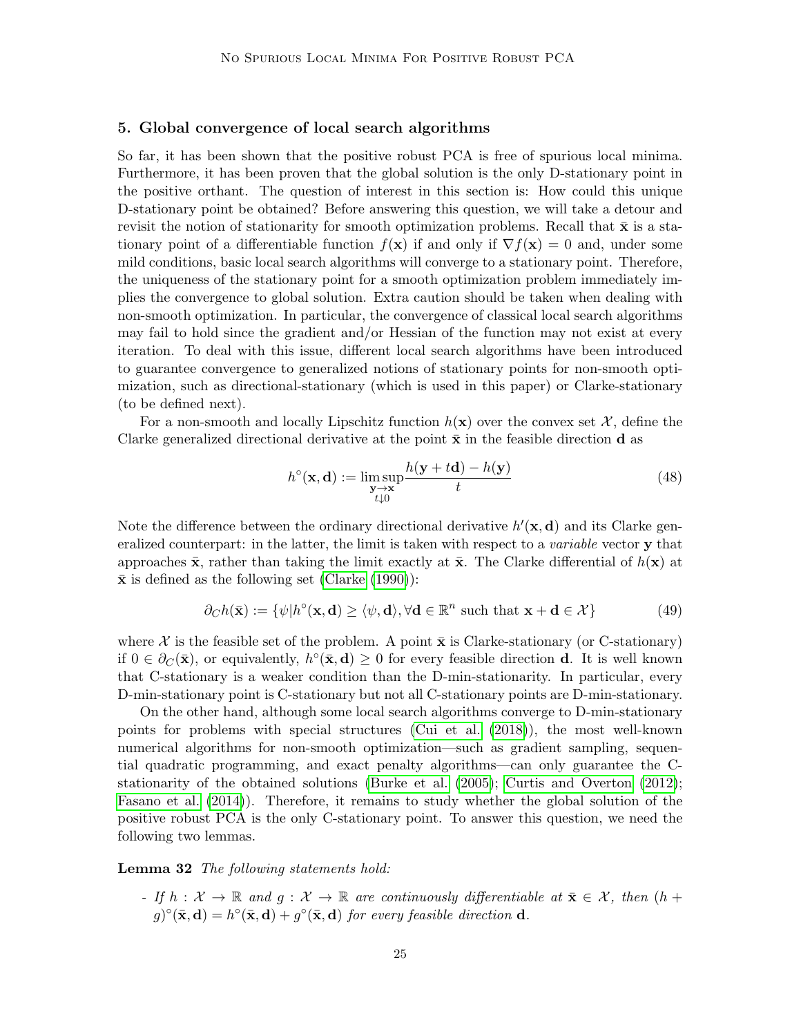## 5. Global convergence of local search algorithms

So far, it has been shown that the positive robust PCA is free of spurious local minima. Furthermore, it has been proven that the global solution is the only D-stationary point in the positive orthant. The question of interest in this section is: How could this unique D-stationary point be obtained? Before answering this question, we will take a detour and revisit the notion of stationarity for smooth optimization problems. Recall that $\bar{\mathbf{x}}$ is a stationary point of a differentiable function $f(\mathbf{x})$ if and only if $\nabla f(\mathbf{x}) = 0$ and, under some mild conditions, basic local search algorithms will converge to a stationary point. Therefore, the uniqueness of the stationary point for a smooth optimization problem immediately implies the convergence to global solution. Extra caution should be taken when dealing with non-smooth optimization. In particular, the convergence of classical local search algorithms may fail to hold since the gradient and/or Hessian of the function may not exist at every iteration. To deal with this issue, different local search algorithms have been introduced to guarantee convergence to generalized notions of stationary points for non-smooth optimization, such as directional-stationary (which is used in this paper) or Clarke-stationary (to be defined next).

For a non-smooth and locally Lipschitz function $h(\mathbf{x})$ over the convex set $\mathcal{X}$, define the Clarke generalized directional derivative at the point $\bar{\mathbf{x}}$ in the feasible direction $\mathbf{d}$ as

$$h^\circ(\mathbf{x}, \mathbf{d}) := \limsup_{\substack{\mathbf{y}\to\mathbf{x} \\ t\downarrow 0}} \frac{h(\mathbf{y}+t\mathbf{d}) - h(\mathbf{y})}{t} \tag{48}$$

Note the difference between the ordinary directional derivative $h'(\mathbf{x}, \mathbf{d})$ and its Clarke generalized counterpart: in the latter, the limit is taken with respect to a *variable* vector $\mathbf{y}$ that approaches $\bar{\mathbf{x}}$, rather than taking the limit exactly at $\bar{\mathbf{x}}$. The Clarke differential of $h(\mathbf{x})$ at $\bar{\mathbf{x}}$ is defined as the following set (Clarke (1990)):

$$\partial_C h(\bar{\mathbf{x}}) := \{\psi | h^\circ(\mathbf{x}, \mathbf{d}) \geq \langle \psi, \mathbf{d} \rangle, \forall \mathbf{d} \in \mathbb{R}^n \text{ such that } \mathbf{x} + \mathbf{d} \in \mathcal{X}\} \tag{49}$$

where $\mathcal{X}$ is the feasible set of the problem. A point $\bar{\mathbf{x}}$ is Clarke-stationary (or C-stationary) if $0 \in \partial_C(\bar{\mathbf{x}})$, or equivalently, $h^\circ(\bar{\mathbf{x}}, \mathbf{d}) \geq 0$ for every feasible direction $\mathbf{d}$. It is well known that C-stationary is a weaker condition than the D-min-stationarity. In particular, every D-min-stationary point is C-stationary but not all C-stationary points are D-min-stationary.

On the other hand, although some local search algorithms converge to D-min-stationary points for problems with special structures (Cui et al. (2018)), the most well-known numerical algorithms for non-smooth optimization—such as gradient sampling, sequential quadratic programming, and exact penalty algorithms—can only guarantee the C-stationarity of the obtained solutions (Burke et al. (2005); Curtis and Overton (2012); Fasano et al. (2014)). Therefore, it remains to study whether the global solution of the positive robust PCA is the only C-stationary point. To answer this question, we need the following two lemmas.

**Lemma 32** *The following statements hold:*

- *If $h : \mathcal{X} \to \mathbb{R}$ and $g : \mathcal{X} \to \mathbb{R}$ are continuously differentiable at $\bar{\mathbf{x}} \in \mathcal{X}$, then $(h + g)^\circ(\bar{\mathbf{x}}, \mathbf{d}) = h^\circ(\bar{\mathbf{x}}, \mathbf{d}) + g^\circ(\bar{\mathbf{x}}, \mathbf{d})$ for every feasible direction $\mathbf{d}$.*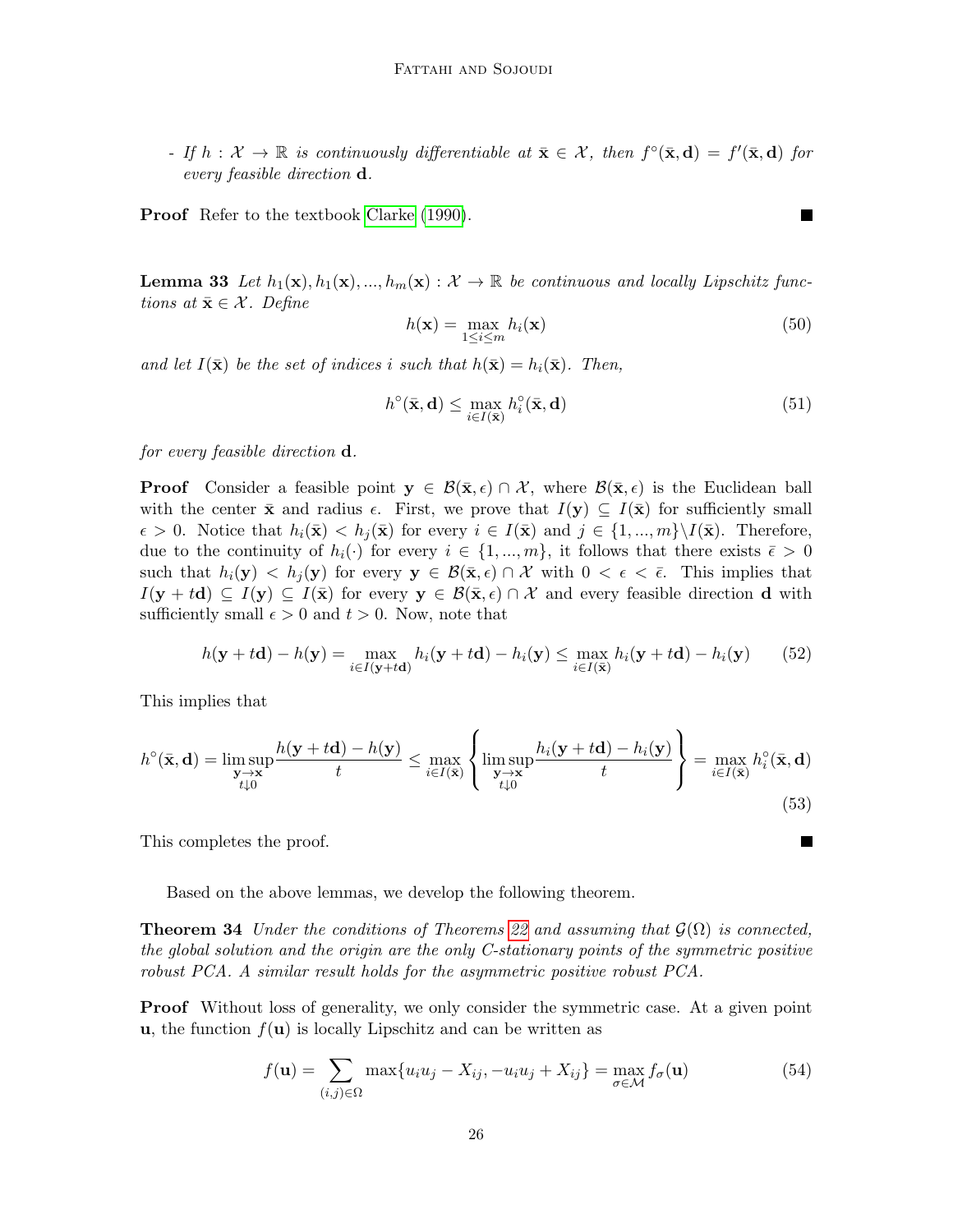- *If $h : \mathcal{X} \to \mathbb{R}$ is continuously differentiable at $\bar{\mathbf{x}} \in \mathcal{X}$, then $f^\circ(\bar{\mathbf{x}}, \mathbf{d}) = f'(\bar{\mathbf{x}}, \mathbf{d})$ for every feasible direction $\mathbf{d}$.*

**Proof** Refer to the textbook Clarke (1990). ∎

**Lemma 33** *Let $h_1(\mathbf{x}), h_1(\mathbf{x}), ..., h_m(\mathbf{x}) : \mathcal{X} \to \mathbb{R}$ be continuous and locally Lipschitz functions at $\bar{\mathbf{x}} \in \mathcal{X}$. Define*

$$h(\mathbf{x}) = \max_{1 \leq i \leq m} h_i(\mathbf{x}) \tag{50}$$

*and let $I(\bar{\mathbf{x}})$ be the set of indices $i$ such that $h(\bar{\mathbf{x}}) = h_i(\bar{\mathbf{x}})$. Then,*

$$h^\circ(\bar{\mathbf{x}}, \mathbf{d}) \leq \max_{i \in I(\bar{\mathbf{x}})} h_i^\circ(\bar{\mathbf{x}}, \mathbf{d}) \tag{51}$$

*for every feasible direction $\mathbf{d}$.*

**Proof** Consider a feasible point $\mathbf{y} \in \mathcal{B}(\bar{\mathbf{x}}, \epsilon) \cap \mathcal{X}$, where $\mathcal{B}(\bar{\mathbf{x}}, \epsilon)$ is the Euclidean ball with the center $\bar{\mathbf{x}}$ and radius $\epsilon$. First, we prove that $I(\mathbf{y}) \subseteq I(\bar{\mathbf{x}})$ for sufficiently small $\epsilon > 0$. Notice that $h_i(\bar{\mathbf{x}}) < h_j(\bar{\mathbf{x}})$ for every $i \in I(\bar{\mathbf{x}})$ and $j \in \{1, ..., m\} \backslash I(\bar{\mathbf{x}})$. Therefore, due to the continuity of $h_i(\cdot)$ for every $i \in \{1, ..., m\}$, it follows that there exists $\bar{\epsilon} > 0$ such that $h_i(\mathbf{y}) < h_j(\mathbf{y})$ for every $\mathbf{y} \in \mathcal{B}(\bar{\mathbf{x}}, \epsilon) \cap \mathcal{X}$ with $0 < \epsilon < \bar{\epsilon}$. This implies that $I(\mathbf{y} + t\mathbf{d}) \subseteq I(\mathbf{y}) \subseteq I(\bar{\mathbf{x}})$ for every $\mathbf{y} \in \mathcal{B}(\bar{\mathbf{x}}, \epsilon) \cap \mathcal{X}$ and every feasible direction $\mathbf{d}$ with sufficiently small $\epsilon > 0$ and $t > 0$. Now, note that

$$h(\mathbf{y} + t\mathbf{d}) - h(\mathbf{y}) = \max_{i \in I(\mathbf{y} + t\mathbf{d})} h_i(\mathbf{y} + t\mathbf{d}) - h_i(\mathbf{y}) \leq \max_{i \in I(\bar{\mathbf{x}})} h_i(\mathbf{y} + t\mathbf{d}) - h_i(\mathbf{y}) \tag{52}$$

This implies that

$$h^\circ(\bar{\mathbf{x}}, \mathbf{d}) = \limsup_{\substack{\mathbf{y} \to \mathbf{x} \\ t \downarrow 0}} \frac{h(\mathbf{y} + t\mathbf{d}) - h(\mathbf{y})}{t} \leq \max_{i \in I(\bar{\mathbf{x}})} \left\{ \limsup_{\substack{\mathbf{y} \to \mathbf{x} \\ t \downarrow 0}} \frac{h_i(\mathbf{y} + t\mathbf{d}) - h_i(\mathbf{y})}{t} \right\} = \max_{i \in I(\bar{\mathbf{x}})} h_i^\circ(\bar{\mathbf{x}}, \mathbf{d}) \tag{53}$$

This completes the proof. ∎

Based on the above lemmas, we develop the following theorem.

**Theorem 34** *Under the conditions of Theorems 22 and assuming that $\mathcal{G}(\Omega)$ is connected, the global solution and the origin are the only C-stationary points of the symmetric positive robust PCA. A similar result holds for the asymmetric positive robust PCA.*

**Proof** Without loss of generality, we only consider the symmetric case. At a given point $\mathbf{u}$, the function $f(\mathbf{u})$ is locally Lipschitz and can be written as

$$f(\mathbf{u}) = \sum_{(i,j) \in \Omega} \max\{u_i u_j - X_{ij}, -u_i u_j + X_{ij}\} = \max_{\sigma \in \mathcal{M}} f_\sigma(\mathbf{u}) \tag{54}$$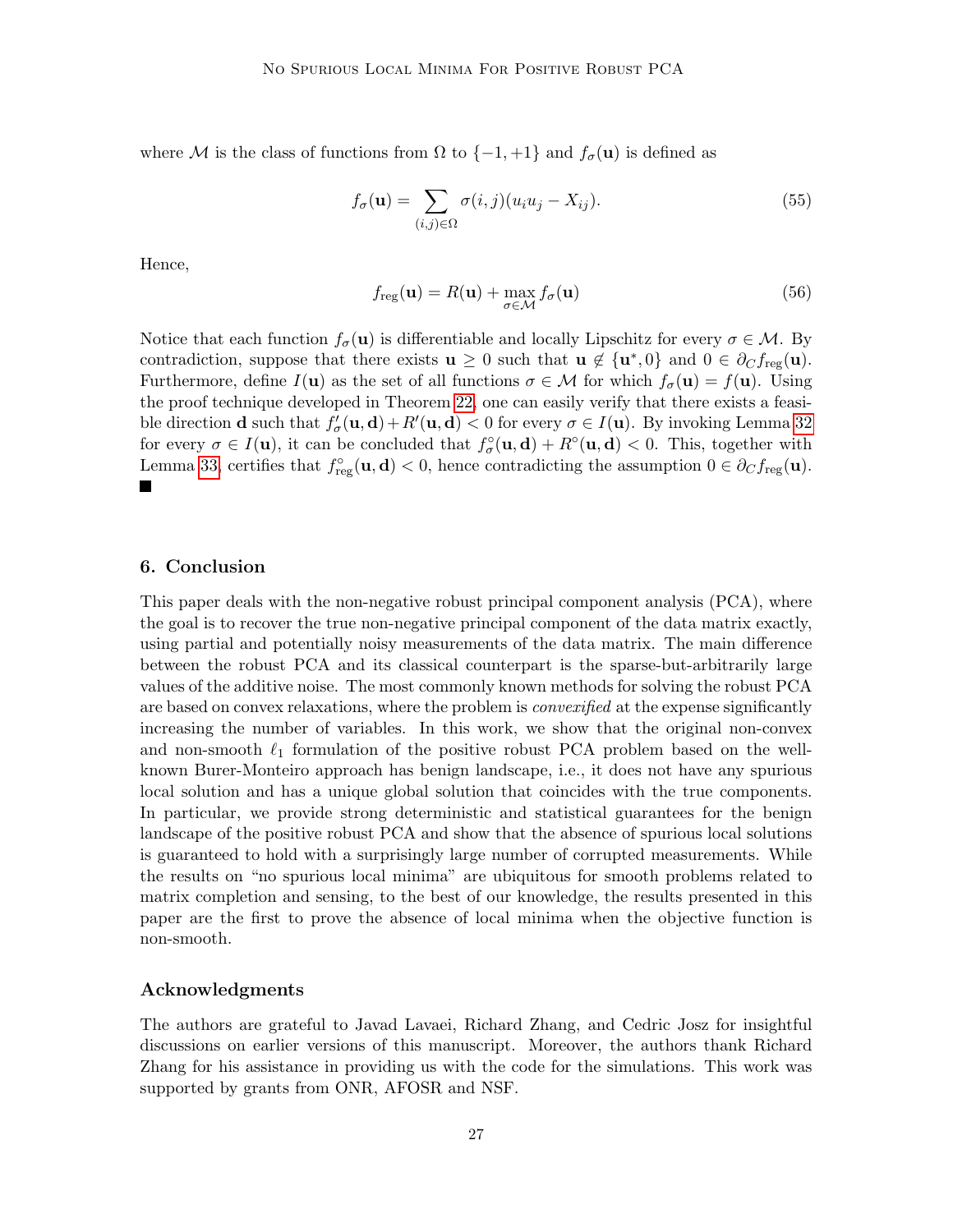where $\mathcal{M}$ is the class of functions from $\Omega$ to $\{-1,+1\}$ and $f_\sigma(\mathbf{u})$ is defined as

$$f_\sigma(\mathbf{u}) = \sum_{(i,j)\in\Omega} \sigma(i,j)(u_iu_j - X_{ij}). \tag{55}$$

Hence,

$$f_{\text{reg}}(\mathbf{u}) = R(\mathbf{u}) + \max_{\sigma\in\mathcal{M}} f_\sigma(\mathbf{u}) \tag{56}$$

Notice that each function $f_\sigma(\mathbf{u})$ is differentiable and locally Lipschitz for every $\sigma \in \mathcal{M}$. By contradiction, suppose that there exists $\mathbf{u} \geq 0$ such that $\mathbf{u} \notin \{\mathbf{u}^*, 0\}$ and $0 \in \partial_C f_{\text{reg}}(\mathbf{u})$. Furthermore, define $I(\mathbf{u})$ as the set of all functions $\sigma \in \mathcal{M}$ for which $f_\sigma(\mathbf{u}) = f(\mathbf{u})$. Using the proof technique developed in Theorem 22, one can easily verify that there exists a feasible direction $\mathbf{d}$ such that $f'_\sigma(\mathbf{u}, \mathbf{d}) + R'(\mathbf{u}, \mathbf{d}) < 0$ for every $\sigma \in I(\mathbf{u})$. By invoking Lemma 32 for every $\sigma \in I(\mathbf{u})$, it can be concluded that $f^\circ_\sigma(\mathbf{u}, \mathbf{d}) + R^\circ(\mathbf{u}, \mathbf{d}) < 0$. This, together with Lemma 33, certifies that $f^\circ_{\text{reg}}(\mathbf{u}, \mathbf{d}) < 0$, hence contradicting the assumption $0 \in \partial_C f_{\text{reg}}(\mathbf{u})$. ∎

## 6. Conclusion

This paper deals with the non-negative robust principal component analysis (PCA), where the goal is to recover the true non-negative principal component of the data matrix exactly, using partial and potentially noisy measurements of the data matrix. The main difference between the robust PCA and its classical counterpart is the sparse-but-arbitrarily large values of the additive noise. The most commonly known methods for solving the robust PCA are based on convex relaxations, where the problem is *convexified* at the expense significantly increasing the number of variables. In this work, we show that the original non-convex and non-smooth $\ell_1$ formulation of the positive robust PCA problem based on the well-known Burer-Monteiro approach has benign landscape, i.e., it does not have any spurious local solution and has a unique global solution that coincides with the true components. In particular, we provide strong deterministic and statistical guarantees for the benign landscape of the positive robust PCA and show that the absence of spurious local solutions is guaranteed to hold with a surprisingly large number of corrupted measurements. While the results on "no spurious local minima" are ubiquitous for smooth problems related to matrix completion and sensing, to the best of our knowledge, the results presented in this paper are the first to prove the absence of local minima when the objective function is non-smooth.

## Acknowledgments

The authors are grateful to Javad Lavaei, Richard Zhang, and Cedric Josz for insightful discussions on earlier versions of this manuscript. Moreover, the authors thank Richard Zhang for his assistance in providing us with the code for the simulations. This work was supported by grants from ONR, AFOSR and NSF.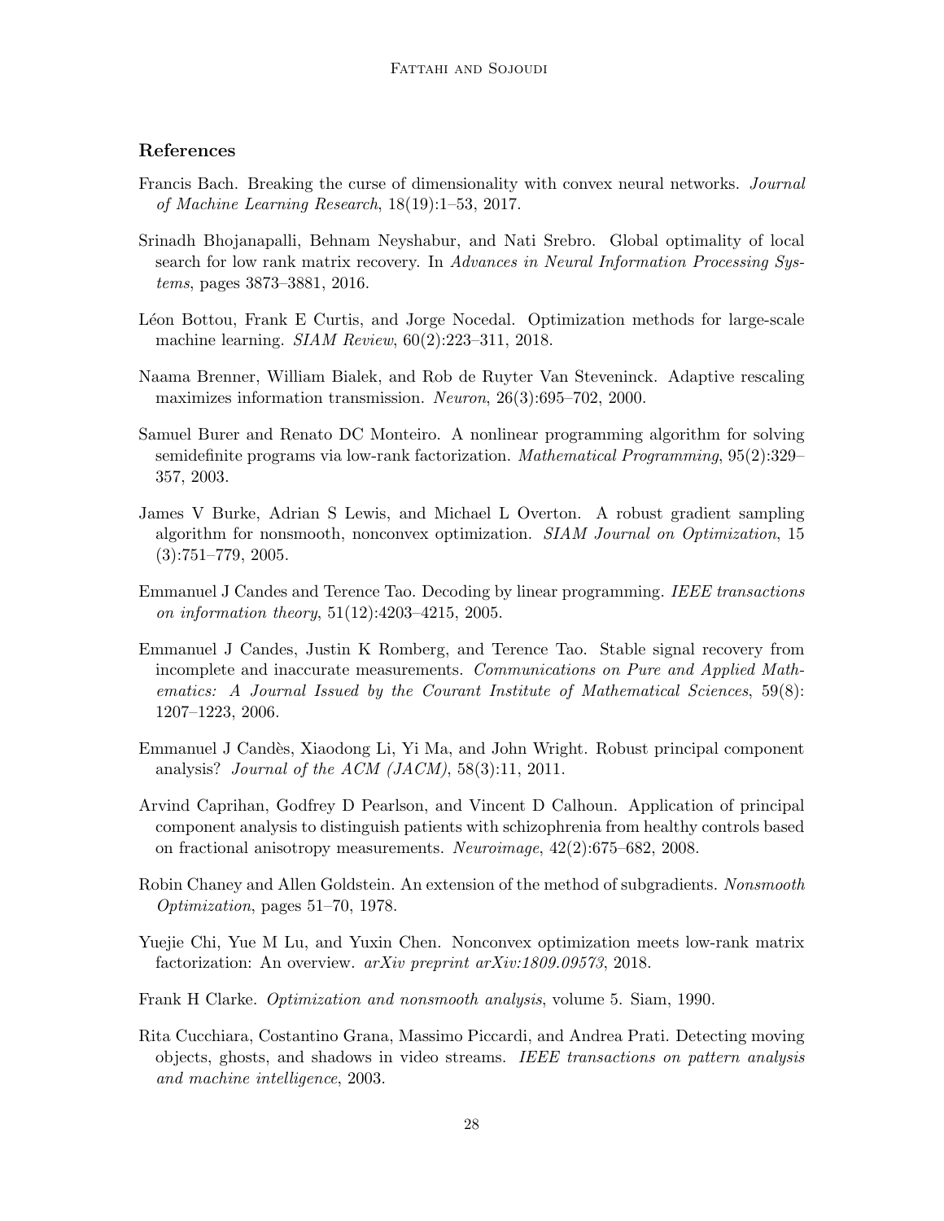## References

Francis Bach. Breaking the curse of dimensionality with convex neural networks. *Journal of Machine Learning Research*, 18(19):1–53, 2017.

Srinadh Bhojanapalli, Behnam Neyshabur, and Nati Srebro. Global optimality of local search for low rank matrix recovery. In *Advances in Neural Information Processing Systems*, pages 3873–3881, 2016.

Léon Bottou, Frank E Curtis, and Jorge Nocedal. Optimization methods for large-scale machine learning. *SIAM Review*, 60(2):223–311, 2018.

Naama Brenner, William Bialek, and Rob de Ruyter Van Steveninck. Adaptive rescaling maximizes information transmission. *Neuron*, 26(3):695–702, 2000.

Samuel Burer and Renato DC Monteiro. A nonlinear programming algorithm for solving semidefinite programs via low-rank factorization. *Mathematical Programming*, 95(2):329–357, 2003.

James V Burke, Adrian S Lewis, and Michael L Overton. A robust gradient sampling algorithm for nonsmooth, nonconvex optimization. *SIAM Journal on Optimization*, 15 (3):751–779, 2005.

Emmanuel J Candes and Terence Tao. Decoding by linear programming. *IEEE transactions on information theory*, 51(12):4203–4215, 2005.

Emmanuel J Candes, Justin K Romberg, and Terence Tao. Stable signal recovery from incomplete and inaccurate measurements. *Communications on Pure and Applied Mathematics: A Journal Issued by the Courant Institute of Mathematical Sciences*, 59(8): 1207–1223, 2006.

Emmanuel J Candès, Xiaodong Li, Yi Ma, and John Wright. Robust principal component analysis? *Journal of the ACM (JACM)*, 58(3):11, 2011.

Arvind Caprihan, Godfrey D Pearlson, and Vincent D Calhoun. Application of principal component analysis to distinguish patients with schizophrenia from healthy controls based on fractional anisotropy measurements. *Neuroimage*, 42(2):675–682, 2008.

Robin Chaney and Allen Goldstein. An extension of the method of subgradients. *Nonsmooth Optimization*, pages 51–70, 1978.

Yuejie Chi, Yue M Lu, and Yuxin Chen. Nonconvex optimization meets low-rank matrix factorization: An overview. *arXiv preprint arXiv:1809.09573*, 2018.

Frank H Clarke. *Optimization and nonsmooth analysis*, volume 5. Siam, 1990.

Rita Cucchiara, Costantino Grana, Massimo Piccardi, and Andrea Prati. Detecting moving objects, ghosts, and shadows in video streams. *IEEE transactions on pattern analysis and machine intelligence*, 2003.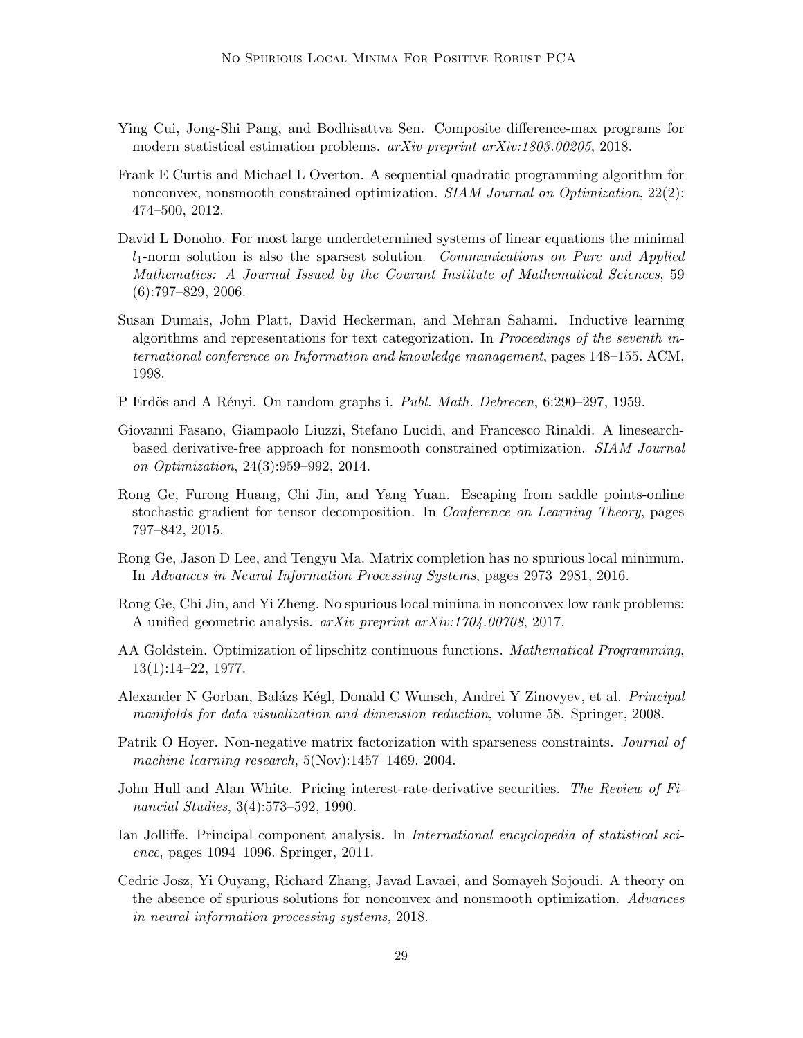Ying Cui, Jong-Shi Pang, and Bodhisattva Sen. Composite difference-max programs for modern statistical estimation problems. *arXiv preprint arXiv:1803.00205*, 2018.

Frank E Curtis and Michael L Overton. A sequential quadratic programming algorithm for nonconvex, nonsmooth constrained optimization. *SIAM Journal on Optimization*, 22(2): 474–500, 2012.

David L Donoho. For most large underdetermined systems of linear equations the minimal $l_1$-norm solution is also the sparsest solution. *Communications on Pure and Applied Mathematics: A Journal Issued by the Courant Institute of Mathematical Sciences*, 59 (6):797–829, 2006.

Susan Dumais, John Platt, David Heckerman, and Mehran Sahami. Inductive learning algorithms and representations for text categorization. In *Proceedings of the seventh international conference on Information and knowledge management*, pages 148–155. ACM, 1998.

P Erdös and A Rényi. On random graphs i. *Publ. Math. Debrecen*, 6:290–297, 1959.

Giovanni Fasano, Giampaolo Liuzzi, Stefano Lucidi, and Francesco Rinaldi. A linesearch-based derivative-free approach for nonsmooth constrained optimization. *SIAM Journal on Optimization*, 24(3):959–992, 2014.

Rong Ge, Furong Huang, Chi Jin, and Yang Yuan. Escaping from saddle points-online stochastic gradient for tensor decomposition. In *Conference on Learning Theory*, pages 797–842, 2015.

Rong Ge, Jason D Lee, and Tengyu Ma. Matrix completion has no spurious local minimum. In *Advances in Neural Information Processing Systems*, pages 2973–2981, 2016.

Rong Ge, Chi Jin, and Yi Zheng. No spurious local minima in nonconvex low rank problems: A unified geometric analysis. *arXiv preprint arXiv:1704.00708*, 2017.

AA Goldstein. Optimization of lipschitz continuous functions. *Mathematical Programming*, 13(1):14–22, 1977.

Alexander N Gorban, Balázs Kégl, Donald C Wunsch, Andrei Y Zinovyev, et al. *Principal manifolds for data visualization and dimension reduction*, volume 58. Springer, 2008.

Patrik O Hoyer. Non-negative matrix factorization with sparseness constraints. *Journal of machine learning research*, 5(Nov):1457–1469, 2004.

John Hull and Alan White. Pricing interest-rate-derivative securities. *The Review of Financial Studies*, 3(4):573–592, 1990.

Ian Jolliffe. Principal component analysis. In *International encyclopedia of statistical science*, pages 1094–1096. Springer, 2011.

Cedric Josz, Yi Ouyang, Richard Zhang, Javad Lavaei, and Somayeh Sojoudi. A theory on the absence of spurious solutions for nonconvex and nonsmooth optimization. *Advances in neural information processing systems*, 2018.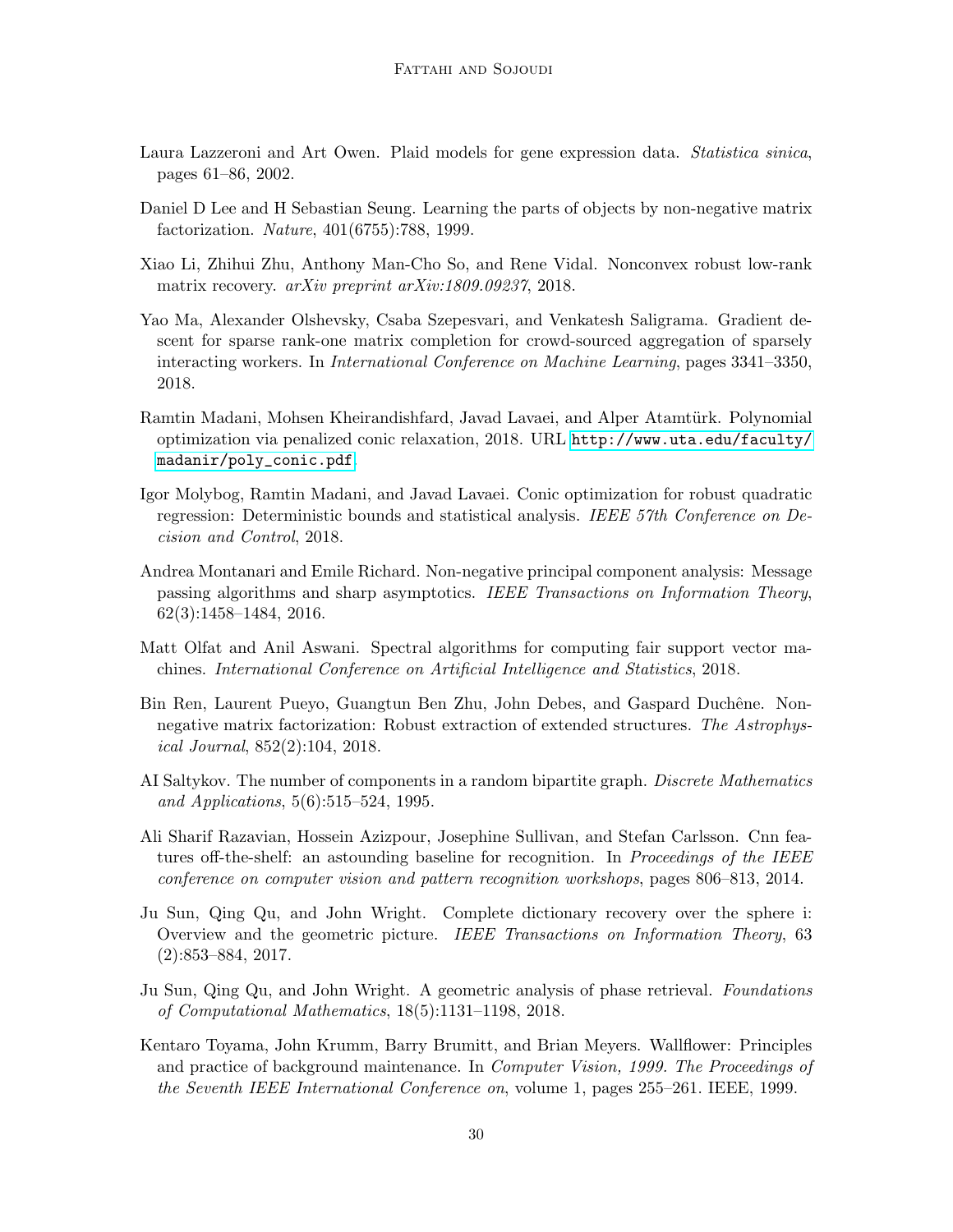Laura Lazzeroni and Art Owen. Plaid models for gene expression data. *Statistica sinica*, pages 61–86, 2002.

Daniel D Lee and H Sebastian Seung. Learning the parts of objects by non-negative matrix factorization. *Nature*, 401(6755):788, 1999.

Xiao Li, Zhihui Zhu, Anthony Man-Cho So, and Rene Vidal. Nonconvex robust low-rank matrix recovery. *arXiv preprint arXiv:1809.09237*, 2018.

Yao Ma, Alexander Olshevsky, Csaba Szepesvari, and Venkatesh Saligrama. Gradient descent for sparse rank-one matrix completion for crowd-sourced aggregation of sparsely interacting workers. In *International Conference on Machine Learning*, pages 3341–3350, 2018.

Ramtin Madani, Mohsen Kheirandishfard, Javad Lavaei, and Alper Atamtürk. Polynomial optimization via penalized conic relaxation, 2018. URL http://www.uta.edu/faculty/madanir/poly_conic.pdf.

Igor Molybog, Ramtin Madani, and Javad Lavaei. Conic optimization for robust quadratic regression: Deterministic bounds and statistical analysis. *IEEE 57th Conference on Decision and Control*, 2018.

Andrea Montanari and Emile Richard. Non-negative principal component analysis: Message passing algorithms and sharp asymptotics. *IEEE Transactions on Information Theory*, 62(3):1458–1484, 2016.

Matt Olfat and Anil Aswani. Spectral algorithms for computing fair support vector machines. *International Conference on Artificial Intelligence and Statistics*, 2018.

Bin Ren, Laurent Pueyo, Guangtun Ben Zhu, John Debes, and Gaspard Duchêne. Non-negative matrix factorization: Robust extraction of extended structures. *The Astrophysical Journal*, 852(2):104, 2018.

AI Saltykov. The number of components in a random bipartite graph. *Discrete Mathematics and Applications*, 5(6):515–524, 1995.

Ali Sharif Razavian, Hossein Azizpour, Josephine Sullivan, and Stefan Carlsson. Cnn features off-the-shelf: an astounding baseline for recognition. In *Proceedings of the IEEE conference on computer vision and pattern recognition workshops*, pages 806–813, 2014.

Ju Sun, Qing Qu, and John Wright. Complete dictionary recovery over the sphere i: Overview and the geometric picture. *IEEE Transactions on Information Theory*, 63 (2):853–884, 2017.

Ju Sun, Qing Qu, and John Wright. A geometric analysis of phase retrieval. *Foundations of Computational Mathematics*, 18(5):1131–1198, 2018.

Kentaro Toyama, John Krumm, Barry Brumitt, and Brian Meyers. Wallflower: Principles and practice of background maintenance. In *Computer Vision, 1999. The Proceedings of the Seventh IEEE International Conference on*, volume 1, pages 255–261. IEEE, 1999.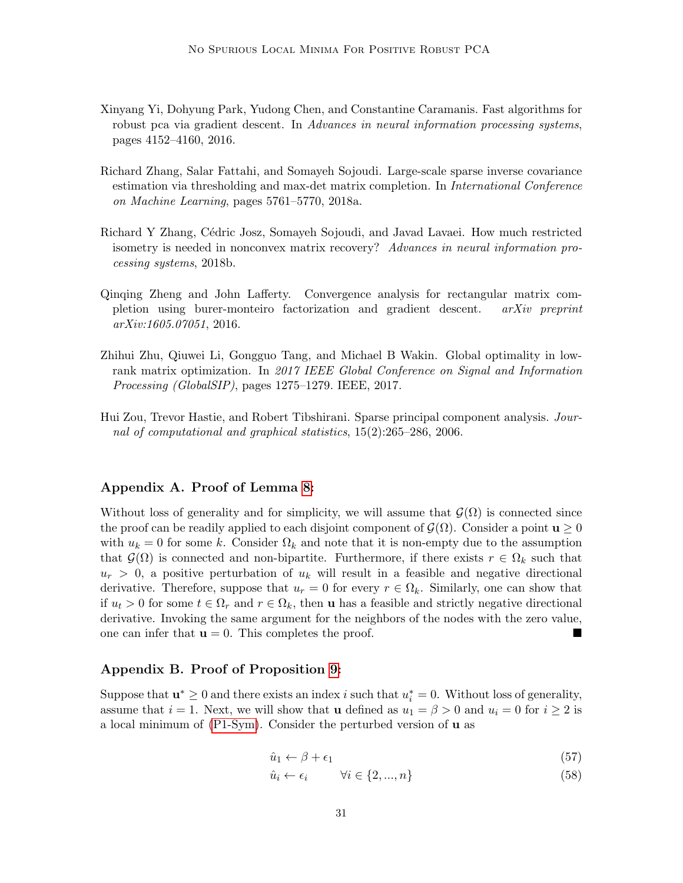Xinyang Yi, Dohyung Park, Yudong Chen, and Constantine Caramanis. Fast algorithms for robust pca via gradient descent. In *Advances in neural information processing systems*, pages 4152–4160, 2016.

Richard Zhang, Salar Fattahi, and Somayeh Sojoudi. Large-scale sparse inverse covariance estimation via thresholding and max-det matrix completion. In *International Conference on Machine Learning*, pages 5761–5770, 2018a.

Richard Y Zhang, Cédric Josz, Somayeh Sojoudi, and Javad Lavaei. How much restricted isometry is needed in nonconvex matrix recovery? *Advances in neural information processing systems*, 2018b.

Qinqing Zheng and John Lafferty. Convergence analysis for rectangular matrix completion using burer-monteiro factorization and gradient descent. *arXiv preprint arXiv:1605.07051*, 2016.

Zhihui Zhu, Qiuwei Li, Gongguo Tang, and Michael B Wakin. Global optimality in low-rank matrix optimization. In *2017 IEEE Global Conference on Signal and Information Processing (GlobalSIP)*, pages 1275–1279. IEEE, 2017.

Hui Zou, Trevor Hastie, and Robert Tibshirani. Sparse principal component analysis. *Journal of computational and graphical statistics*, 15(2):265–286, 2006.

## Appendix A. Proof of Lemma 8:

Without loss of generality and for simplicity, we will assume that $\mathcal{G}(\Omega)$ is connected since the proof can be readily applied to each disjoint component of $\mathcal{G}(\Omega)$. Consider a point $\mathbf{u} \geq 0$ with $u_k = 0$ for some $k$. Consider $\Omega_k$ and note that it is non-empty due to the assumption that $\mathcal{G}(\Omega)$ is connected and non-bipartite. Furthermore, if there exists $r \in \Omega_k$ such that $u_r > 0$, a positive perturbation of $u_k$ will result in a feasible and negative directional derivative. Therefore, suppose that $u_r = 0$ for every $r \in \Omega_k$. Similarly, one can show that if $u_t > 0$ for some $t \in \Omega_r$ and $r \in \Omega_k$, then $\mathbf{u}$ has a feasible and strictly negative directional derivative. Invoking the same argument for the neighbors of the nodes with the zero value, one can infer that $\mathbf{u} = 0$. This completes the proof. ∎

## Appendix B. Proof of Proposition 9:

Suppose that $\mathbf{u}^* \geq 0$ and there exists an index $i$ such that $u_i^* = 0$. Without loss of generality, assume that $i = 1$. Next, we will show that $\mathbf{u}$ defined as $u_1 = \beta > 0$ and $u_i = 0$ for $i \geq 2$ is a local minimum of (P1-Sym). Consider the perturbed version of $\mathbf{u}$ as

$$\hat{u}_1 \leftarrow \beta + \epsilon_1 \tag{57}$$

$$\hat{u}_i \leftarrow \epsilon_i \qquad \forall i \in \{2, ..., n\} \tag{58}$$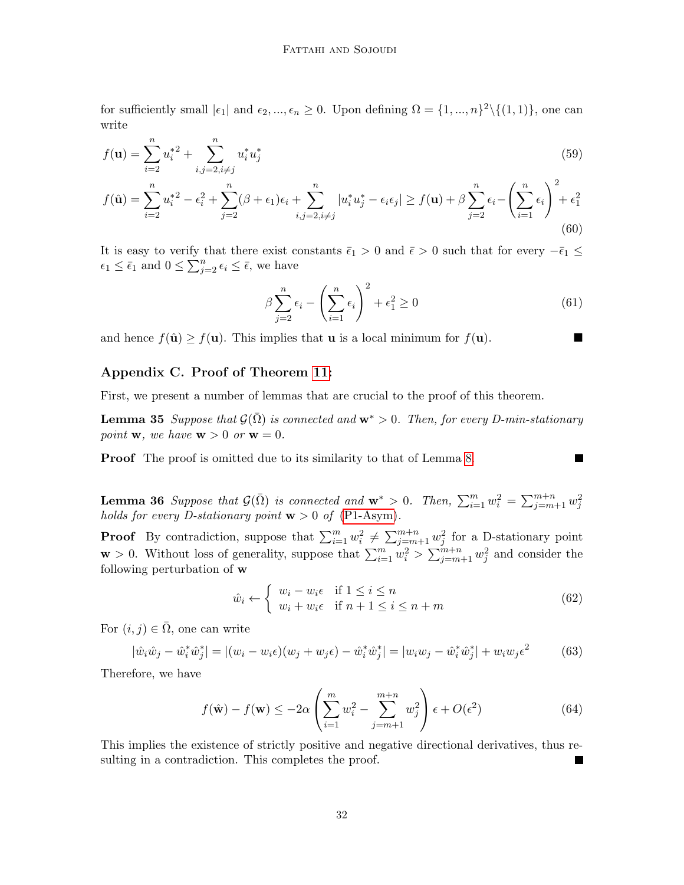for sufficiently small $|\epsilon_1|$ and $\epsilon_2, ..., \epsilon_n \geq 0$. Upon defining $\Omega = \{1, ..., n\}^2 \backslash \{(1,1)\}$, one can write

$$f(\mathbf{u}) = \sum_{i=2}^{n} {u_i^*}^2 + \sum_{i,j=2, i\neq j}^{n} u_i^* u_j^* \tag{59}$$

$$f(\hat{\mathbf{u}}) = \sum_{i=2}^{n} {u_i^*}^2 - \epsilon_i^2 + \sum_{j=2}^{n} (\beta + \epsilon_1)\epsilon_i + \sum_{i,j=2, i\neq j}^{n} |u_i^* u_j^* - \epsilon_i \epsilon_j| \geq f(\mathbf{u}) + \beta \sum_{j=2}^{n} \epsilon_i - \left(\sum_{i=1}^{n} \epsilon_i\right)^2 + \epsilon_1^2 \tag{60}$$

It is easy to verify that there exist constants $\bar{\epsilon}_1 > 0$ and $\bar{\epsilon} > 0$ such that for every $-\bar{\epsilon}_1 \leq \epsilon_1 \leq \bar{\epsilon}_1$ and $0 \leq \sum_{j=2}^{n} \epsilon_i \leq \bar{\epsilon}$, we have

$$\beta \sum_{j=2}^{n} \epsilon_i - \left(\sum_{i=1}^{n} \epsilon_i\right)^2 + \epsilon_1^2 \geq 0 \tag{61}$$

and hence $f(\hat{\mathbf{u}}) \geq f(\mathbf{u})$. This implies that $\mathbf{u}$ is a local minimum for $f(\mathbf{u})$. ■

## Appendix C. Proof of Theorem 11:

First, we present a number of lemmas that are crucial to the proof of this theorem.

**Lemma 35** *Suppose that $\mathcal{G}(\bar{\Omega})$ is connected and $\mathbf{w}^* > 0$. Then, for every D-min-stationary point $\mathbf{w}$, we have $\mathbf{w} > 0$ or $\mathbf{w} = 0$.*

**Proof** The proof is omitted due to its similarity to that of Lemma 8. ■

**Lemma 36** *Suppose that $\mathcal{G}(\bar{\Omega})$ is connected and $\mathbf{w}^* > 0$. Then, $\sum_{i=1}^{m} w_i^2 = \sum_{j=m+1}^{m+n} w_j^2$ holds for every D-stationary point $\mathbf{w} > 0$ of (P1-Asym).*

**Proof** By contradiction, suppose that $\sum_{i=1}^{m} w_i^2 \neq \sum_{j=m+1}^{m+n} w_j^2$ for a D-stationary point $\mathbf{w} > 0$. Without loss of generality, suppose that $\sum_{i=1}^{m} w_i^2 > \sum_{j=m+1}^{m+n} w_j^2$ and consider the following perturbation of $\mathbf{w}$

$$\hat{w}_i \leftarrow \begin{cases} w_i - w_i\epsilon & \text{if } 1 \leq i \leq n \\ w_i + w_i\epsilon & \text{if } n+1 \leq i \leq n+m \end{cases} \tag{62}$$

For $(i,j) \in \bar{\Omega}$, one can write

$$|\hat{w}_i \hat{w}_j - \hat{w}_i^* \hat{w}_j^*| = |(w_i - w_i\epsilon)(w_j + w_j\epsilon) - \hat{w}_i^* \hat{w}_j^*| = |w_i w_j - \hat{w}_i^* \hat{w}_j^*| + w_i w_j \epsilon^2 \tag{63}$$

Therefore, we have

$$f(\hat{\mathbf{w}}) - f(\mathbf{w}) \leq -2\alpha \left(\sum_{i=1}^{m} w_i^2 - \sum_{j=m+1}^{m+n} w_j^2\right)\epsilon + O(\epsilon^2) \tag{64}$$

This implies the existence of strictly positive and negative directional derivatives, thus resulting in a contradiction. This completes the proof. ■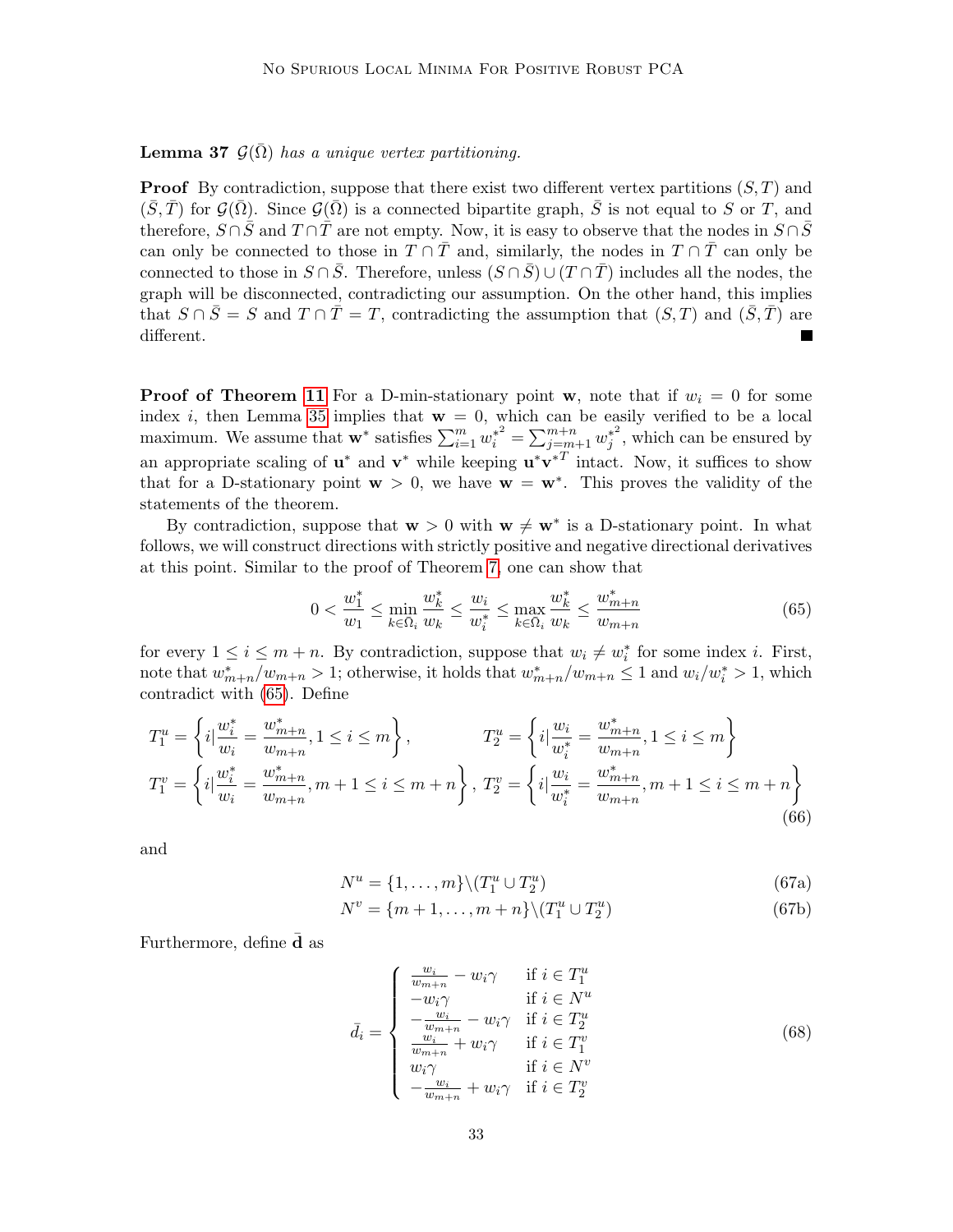**Lemma 37** *$\mathcal{G}(\bar{\Omega})$ has a unique vertex partitioning.*

**Proof** By contradiction, suppose that there exist two different vertex partitions $(S,T)$ and $(\bar{S},\bar{T})$ for $\mathcal{G}(\bar{\Omega})$. Since $\mathcal{G}(\bar{\Omega})$ is a connected bipartite graph, $\bar{S}$ is not equal to $S$ or $T$, and therefore, $S\cap\bar{S}$ and $T\cap\bar{T}$ are not empty. Now, it is easy to observe that the nodes in $S\cap\bar{S}$ can only be connected to those in $T\cap\bar{T}$ and, similarly, the nodes in $T\cap\bar{T}$ can only be connected to those in $S\cap\bar{S}$. Therefore, unless $(S\cap\bar{S})\cup(T\cap\bar{T})$ includes all the nodes, the graph will be disconnected, contradicting our assumption. On the other hand, this implies that $S\cap\bar{S}=S$ and $T\cap\bar{T}=T$, contradicting the assumption that $(S,T)$ and $(\bar{S},\bar{T})$ are different. ∎

**Proof of Theorem 11** For a D-min-stationary point $\mathbf{w}$, note that if $w_i=0$ for some index $i$, then Lemma 35 implies that $\mathbf{w}=0$, which can be easily verified to be a local maximum. We assume that $\mathbf{w}^*$ satisfies $\sum_{i=1}^m {w_i^*}^2=\sum_{j=m+1}^{m+n}{w_j^*}^2$, which can be ensured by an appropriate scaling of $\mathbf{u}^*$ and $\mathbf{v}^*$ while keeping $\mathbf{u}^*{\mathbf{v}^*}^T$ intact. Now, it suffices to show that for a D-stationary point $\mathbf{w}>0$, we have $\mathbf{w}=\mathbf{w}^*$. This proves the validity of the statements of the theorem.

By contradiction, suppose that $\mathbf{w}>0$ with $\mathbf{w}\neq\mathbf{w}^*$ is a D-stationary point. In what follows, we will construct directions with strictly positive and negative directional derivatives at this point. Similar to the proof of Theorem 7, one can show that

$$0<\frac{w_1^*}{w_1}\leq\min_{k\in\bar{\Omega}_i}\frac{w_k^*}{w_k}\leq\frac{w_i}{w_i^*}\leq\max_{k\in\bar{\Omega}_i}\frac{w_k^*}{w_k}\leq\frac{w_{m+n}^*}{w_{m+n}} \tag{65}$$

for every $1\leq i\leq m+n$. By contradiction, suppose that $w_i\neq w_i^*$ for some index $i$. First, note that $w_{m+n}^*/w_{m+n}>1$; otherwise, it holds that $w_{m+n}^*/w_{m+n}\leq 1$ and $w_i/w_i^*>1$, which contradict with (65). Define

$$\begin{aligned}
T_1^u&=\left\{i\Big|\frac{w_i^*}{w_i}=\frac{w_{m+n}^*}{w_{m+n}},1\leq i\leq m\right\}, & T_2^u&=\left\{i\Big|\frac{w_i}{w_i^*}=\frac{w_{m+n}^*}{w_{m+n}},1\leq i\leq m\right\}\\
T_1^v&=\left\{i\Big|\frac{w_i^*}{w_i}=\frac{w_{m+n}^*}{w_{m+n}},m+1\leq i\leq m+n\right\}, & T_2^v&=\left\{i\Big|\frac{w_i}{w_i^*}=\frac{w_{m+n}^*}{w_{m+n}},m+1\leq i\leq m+n\right\}
\end{aligned} \tag{66}$$

and

$$N^u=\{1,\dots,m\}\backslash(T_1^u\cup T_2^u) \tag{67a}$$
$$N^v=\{m+1,\dots,m+n\}\backslash(T_1^u\cup T_2^u) \tag{67b}$$

Furthermore, define $\bar{\mathbf{d}}$ as

$$\bar{d}_i=\begin{cases}\frac{w_i}{w_{m+n}}-w_i\gamma & \text{if } i\in T_1^u\\ -w_i\gamma & \text{if } i\in N^u\\ -\frac{w_i}{w_{m+n}}-w_i\gamma & \text{if } i\in T_2^u\\ \frac{w_i}{w_{m+n}}+w_i\gamma & \text{if } i\in T_1^v\\ w_i\gamma & \text{if } i\in N^v\\ -\frac{w_i}{w_{m+n}}+w_i\gamma & \text{if } i\in T_2^v\end{cases} \tag{68}$$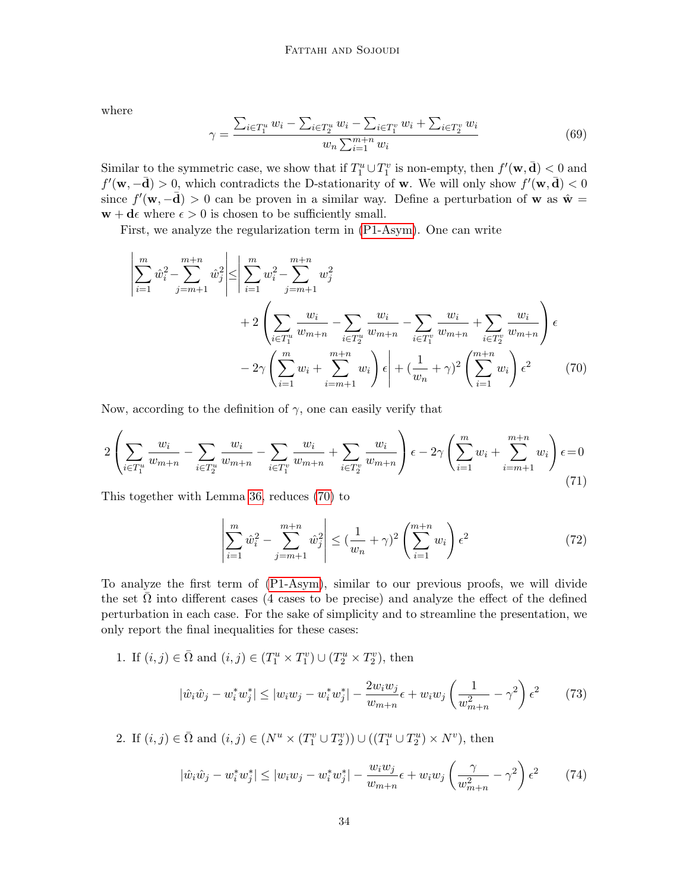where

$$\gamma = \frac{\sum_{i\in T_1^u} w_i - \sum_{i\in T_2^u} w_i - \sum_{i\in T_1^v} w_i + \sum_{i\in T_2^v} w_i}{w_n \sum_{i=1}^{m+n} w_i} \tag{69}$$

Similar to the symmetric case, we show that if $T_1^u \cup T_1^v$ is non-empty, then $f'(\mathbf{w}, \bar{\mathbf{d}}) < 0$ and $f'(\mathbf{w}, -\bar{\mathbf{d}}) > 0$, which contradicts the D-stationarity of $\mathbf{w}$. We will only show $f'(\mathbf{w}, \bar{\mathbf{d}}) < 0$ since $f'(\mathbf{w}, -\bar{\mathbf{d}}) > 0$ can be proven in a similar way. Define a perturbation of $\mathbf{w}$ as $\hat{\mathbf{w}} = \mathbf{w} + \mathbf{d}\epsilon$ where $\epsilon > 0$ is chosen to be sufficiently small.

First, we analyze the regularization term in (P1-Asym). One can write

$$\begin{aligned}
\left|\sum_{i=1}^{m} \hat{w}_i^2 - \sum_{j=m+1}^{m+n} \hat{w}_j^2\right| \leq \Bigg| &\sum_{i=1}^{m} w_i^2 - \sum_{j=m+1}^{m+n} w_j^2 \\
&+ 2\left(\sum_{i\in T_1^u} \frac{w_i}{w_{m+n}} - \sum_{i\in T_2^u} \frac{w_i}{w_{m+n}} - \sum_{i\in T_1^v} \frac{w_i}{w_{m+n}} + \sum_{i\in T_2^v} \frac{w_i}{w_{m+n}}\right)\epsilon \\
&- 2\gamma\left(\sum_{i=1}^{m} w_i + \sum_{i=m+1}^{m+n} w_i\right)\epsilon\Bigg| + (\frac{1}{w_n} + \gamma)^2\left(\sum_{i=1}^{m+n} w_i\right)\epsilon^2
\end{aligned} \tag{70}$$

Now, according to the definition of $\gamma$, one can easily verify that

$$2\left(\sum_{i\in T_1^u} \frac{w_i}{w_{m+n}} - \sum_{i\in T_2^u} \frac{w_i}{w_{m+n}} - \sum_{i\in T_1^v} \frac{w_i}{w_{m+n}} + \sum_{i\in T_2^v} \frac{w_i}{w_{m+n}}\right)\epsilon - 2\gamma\left(\sum_{i=1}^{m} w_i + \sum_{i=m+1}^{m+n} w_i\right)\epsilon = 0 \tag{71}$$

This together with Lemma 36, reduces (70) to

$$\left|\sum_{i=1}^{m} \hat{w}_i^2 - \sum_{j=m+1}^{m+n} \hat{w}_j^2\right| \leq (\frac{1}{w_n} + \gamma)^2\left(\sum_{i=1}^{m+n} w_i\right)\epsilon^2 \tag{72}$$

To analyze the first term of (P1-Asym), similar to our previous proofs, we will divide the set $\bar{\Omega}$ into different cases (4 cases to be precise) and analyze the effect of the defined perturbation in each case. For the sake of simplicity and to streamline the presentation, we only report the final inequalities for these cases:

1. If $(i,j) \in \bar{\Omega}$ and $(i,j) \in (T_1^u \times T_1^v) \cup (T_2^u \times T_2^v)$, then

$$|\hat{w}_i\hat{w}_j - w_i^* w_j^*| \leq |w_i w_j - w_i^* w_j^*| - \frac{2w_i w_j}{w_{m+n}}\epsilon + w_i w_j\left(\frac{1}{w_{m+n}^2} - \gamma^2\right)\epsilon^2 \tag{73}$$

2. If $(i,j) \in \bar{\Omega}$ and $(i,j) \in (N^u \times (T_1^v \cup T_2^v)) \cup ((T_1^u \cup T_2^u) \times N^v)$, then

$$|\hat{w}_i\hat{w}_j - w_i^* w_j^*| \leq |w_i w_j - w_i^* w_j^*| - \frac{w_i w_j}{w_{m+n}}\epsilon + w_i w_j\left(\frac{\gamma}{w_{m+n}^2} - \gamma^2\right)\epsilon^2 \tag{74}$$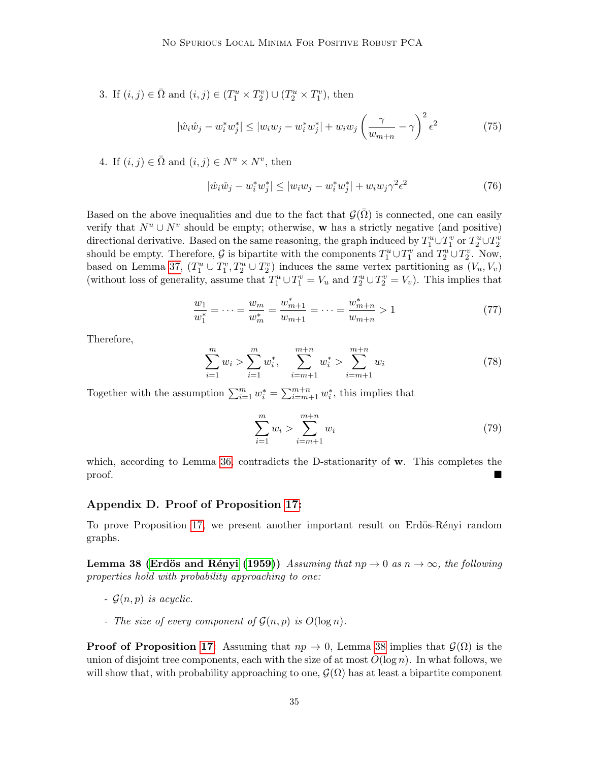3. If $(i,j) \in \bar{\Omega}$ and $(i,j) \in (T_1^u \times T_2^v) \cup (T_2^u \times T_1^v)$, then

$$|\hat{w}_i \hat{w}_j - w_i^* w_j^*| \leq |w_i w_j - w_i^* w_j^*| + w_i w_j \left( \frac{\gamma}{w_{m+n}} - \gamma \right)^2 \epsilon^2 \tag{75}$$

4. If $(i,j) \in \bar{\Omega}$ and $(i,j) \in N^u \times N^v$, then

$$|\hat{w}_i \hat{w}_j - w_i^* w_j^*| \leq |w_i w_j - w_i^* w_j^*| + w_i w_j \gamma^2 \epsilon^2 \tag{76}$$

Based on the above inequalities and due to the fact that $\mathcal{G}(\bar{\Omega})$ is connected, one can easily verify that $N^u \cup N^v$ should be empty; otherwise, $\mathbf{w}$ has a strictly negative (and positive) directional derivative. Based on the same reasoning, the graph induced by $T_1^u \cup T_1^v$ or $T_2^u \cup T_2^v$ should be empty. Therefore, $\mathcal{G}$ is bipartite with the components $T_1^u \cup T_1^v$ and $T_2^u \cup T_2^v$. Now, based on Lemma 37, $(T_1^u \cup T_1^v, T_2^u \cup T_2^v)$ induces the same vertex partitioning as $(V_u, V_v)$ (without loss of generality, assume that $T_1^u \cup T_1^v = V_u$ and $T_2^u \cup T_2^v = V_v$). This implies that

$$\frac{w_1}{w_1^*} = \cdots = \frac{w_m}{w_m^*} = \frac{w_{m+1}^*}{w_{m+1}} = \cdots = \frac{w_{m+n}^*}{w_{m+n}} > 1 \tag{77}$$

Therefore,

$$\sum_{i=1}^{m} w_i > \sum_{i=1}^{m} w_i^*, \quad \sum_{i=m+1}^{m+n} w_i^* > \sum_{i=m+1}^{m+n} w_i \tag{78}$$

Together with the assumption $\sum_{i=1}^{m} w_i^* = \sum_{i=m+1}^{m+n} w_i^*$, this implies that

$$\sum_{i=1}^{m} w_i > \sum_{i=m+1}^{m+n} w_i \tag{79}$$

which, according to Lemma 36, contradicts the D-stationarity of $\mathbf{w}$. This completes the proof. ∎

## Appendix D. Proof of Proposition 17:

To prove Proposition 17, we present another important result on Erdös-Rényi random graphs.

**Lemma 38 (Erdös and Rényi (1959))** *Assuming that $np \to 0$ as $n \to \infty$, the following properties hold with probability approaching to one:*

- *$\mathcal{G}(n,p)$ is acyclic.*
- *The size of every component of $\mathcal{G}(n,p)$ is $O(\log n)$.*

**Proof of Proposition 17:** Assuming that $np \to 0$, Lemma 38 implies that $\mathcal{G}(\Omega)$ is the union of disjoint tree components, each with the size of at most $O(\log n)$. In what follows, we will show that, with probability approaching to one, $\mathcal{G}(\Omega)$ has at least a bipartite component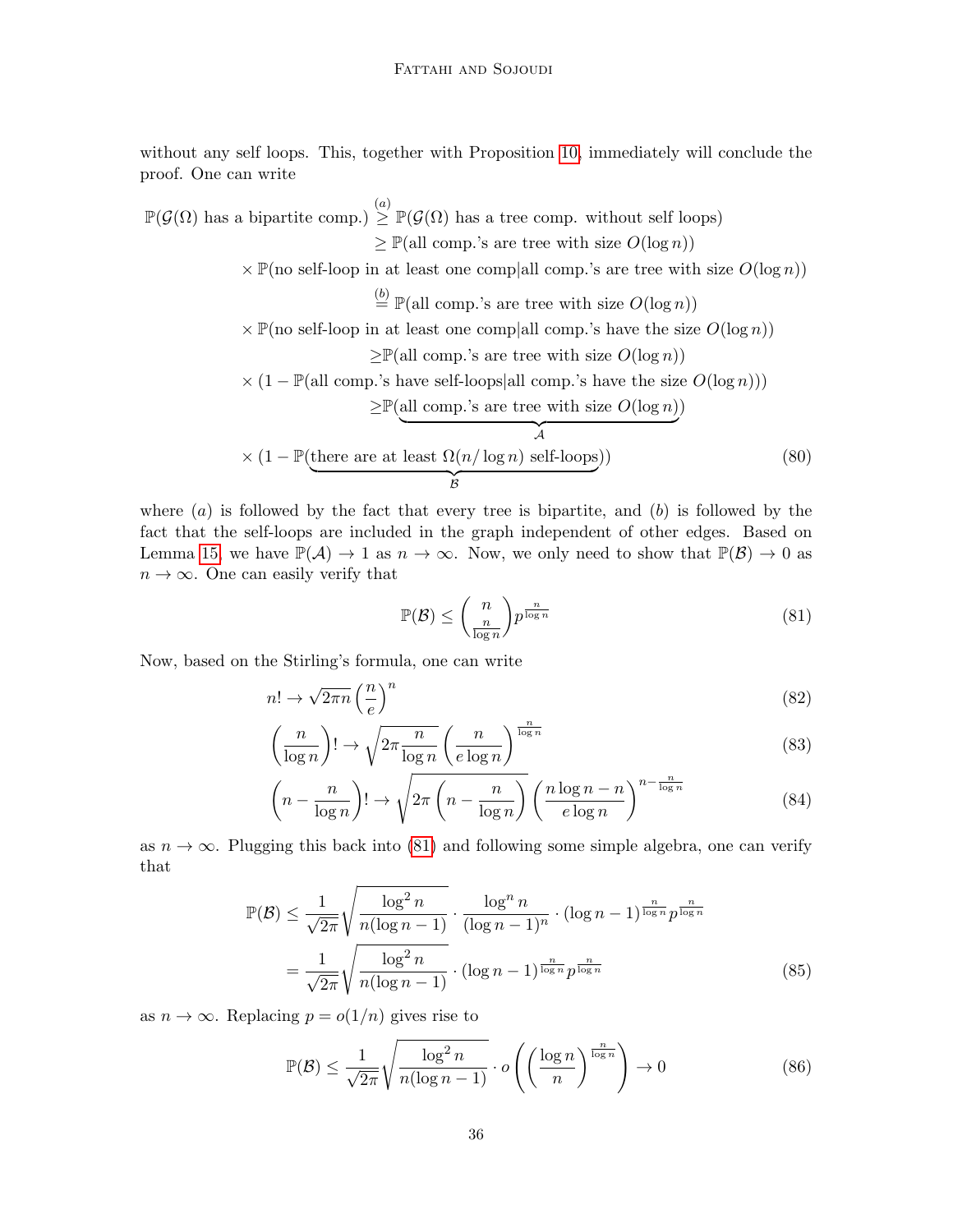without any self loops. This, together with Proposition 10, immediately will conclude the proof. One can write

$$
\begin{aligned}
\mathbb{P}(\mathcal{G}(\Omega) \text{ has a bipartite comp.}) &\overset{(a)}{\geq} \mathbb{P}(\mathcal{G}(\Omega) \text{ has a tree comp. without self loops}) \\
&\geq \mathbb{P}(\text{all comp.'s are tree with size } O(\log n)) \\
&\times \mathbb{P}(\text{no self-loop in at least one comp}|\text{all comp.'s are tree with size } O(\log n)) \\
&\overset{(b)}{=} \mathbb{P}(\text{all comp.'s are tree with size } O(\log n)) \\
&\times \mathbb{P}(\text{no self-loop in at least one comp}|\text{all comp.'s have the size } O(\log n)) \\
&\geq \mathbb{P}(\text{all comp.'s are tree with size } O(\log n)) \\
&\times (1 - \mathbb{P}(\text{all comp.'s have self-loops}|\text{all comp.'s have the size } O(\log n))) \\
&\geq \mathbb{P}(\underbrace{\text{all comp.'s are tree with size } O(\log n)}_{\mathcal{A}}) \\
&\times (1 - \mathbb{P}(\underbrace{\text{there are at least } \Omega(n/\log n) \text{ self-loops}}_{\mathcal{B}}))
\end{aligned} \tag{80}
$$

where $(a)$ is followed by the fact that every tree is bipartite, and $(b)$ is followed by the fact that the self-loops are included in the graph independent of other edges. Based on Lemma 15, we have $\mathbb{P}(\mathcal{A}) \to 1$ as $n \to \infty$. Now, we only need to show that $\mathbb{P}(\mathcal{B}) \to 0$ as $n \to \infty$. One can easily verify that

$$
\mathbb{P}(\mathcal{B}) \leq \binom{n}{\frac{n}{\log n}} p^{\frac{n}{\log n}} \tag{81}
$$

Now, based on the Stirling's formula, one can write

$$
n! \to \sqrt{2\pi n}\left(\frac{n}{e}\right)^n \tag{82}
$$

$$
\left(\frac{n}{\log n}\right)! \to \sqrt{2\pi \frac{n}{\log n}}\left(\frac{n}{e\log n}\right)^{\frac{n}{\log n}} \tag{83}
$$

$$
\left(n - \frac{n}{\log n}\right)! \to \sqrt{2\pi\left(n - \frac{n}{\log n}\right)}\left(\frac{n\log n - n}{e\log n}\right)^{n - \frac{n}{\log n}} \tag{84}
$$

as $n \to \infty$. Plugging this back into (81) and following some simple algebra, one can verify that

$$
\begin{aligned}
\mathbb{P}(\mathcal{B}) &\leq \frac{1}{\sqrt{2\pi}}\sqrt{\frac{\log^2 n}{n(\log n - 1)}} \cdot \frac{\log^n n}{(\log n - 1)^n} \cdot (\log n - 1)^{\frac{n}{\log n}} p^{\frac{n}{\log n}} \\
&= \frac{1}{\sqrt{2\pi}}\sqrt{\frac{\log^2 n}{n(\log n - 1)}} \cdot (\log n - 1)^{\frac{n}{\log n}} p^{\frac{n}{\log n}}
\end{aligned} \tag{85}
$$

as $n \to \infty$. Replacing $p = o(1/n)$ gives rise to

$$
\mathbb{P}(\mathcal{B}) \leq \frac{1}{\sqrt{2\pi}}\sqrt{\frac{\log^2 n}{n(\log n - 1)}} \cdot o\left(\left(\frac{\log n}{n}\right)^{\frac{n}{\log n}}\right) \to 0 \tag{86}
$$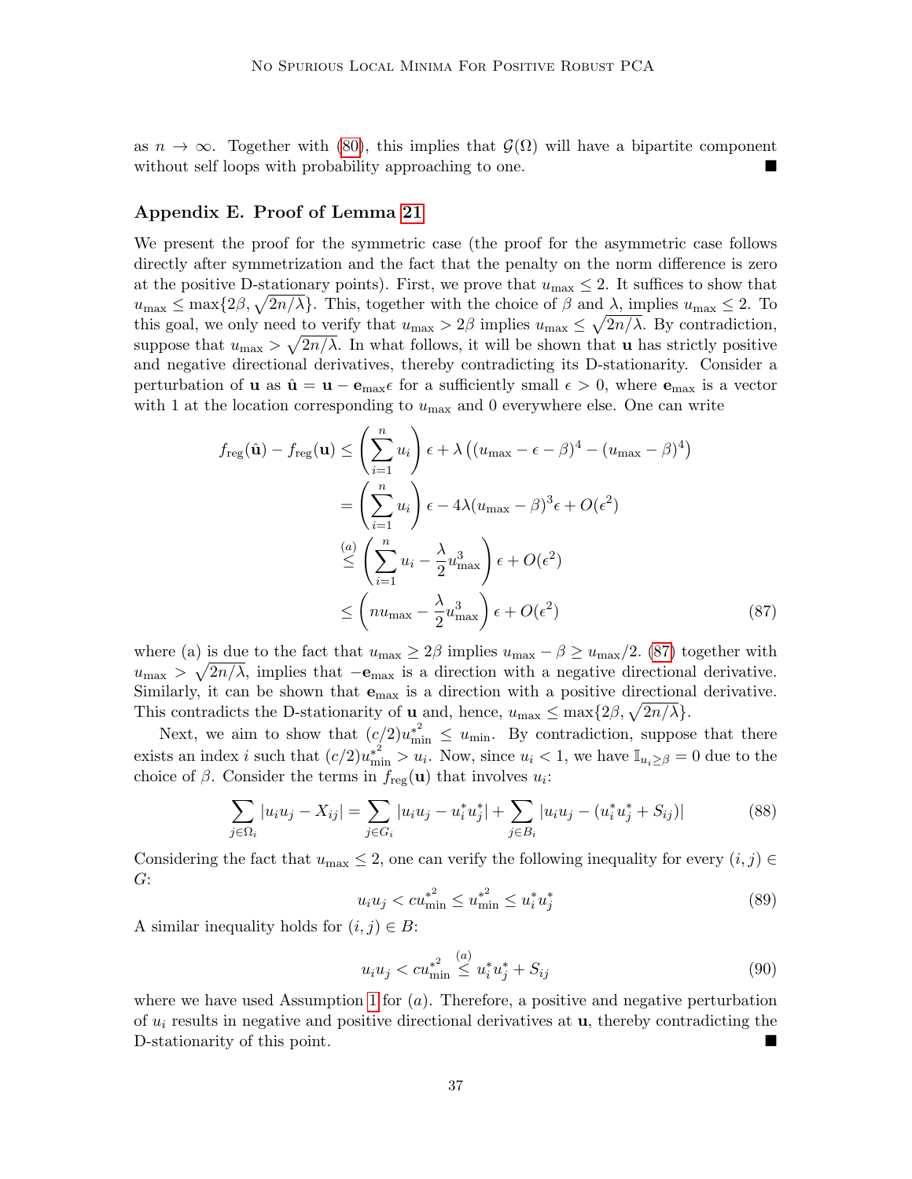as $n \to \infty$. Together with (80), this implies that $\mathcal{G}(\Omega)$ will have a bipartite component without self loops with probability approaching to one. ∎

## Appendix E. Proof of Lemma 21

We present the proof for the symmetric case (the proof for the asymmetric case follows directly after symmetrization and the fact that the penalty on the norm difference is zero at the positive D-stationary points). First, we prove that $u_{\max} \leq 2$. It suffices to show that $u_{\max} \leq \max\{2\beta, \sqrt{2n/\lambda}\}$. This, together with the choice of $\beta$ and $\lambda$, implies $u_{\max} \leq 2$. To this goal, we only need to verify that $u_{\max} > 2\beta$ implies $u_{\max} \leq \sqrt{2n/\lambda}$. By contradiction, suppose that $u_{\max} > \sqrt{2n/\lambda}$. In what follows, it will be shown that $\mathbf{u}$ has strictly positive and negative directional derivatives, thereby contradicting its D-stationarity. Consider a perturbation of $\mathbf{u}$ as $\hat{\mathbf{u}} = \mathbf{u} - \mathbf{e}_{\max}\epsilon$ for a sufficiently small $\epsilon > 0$, where $\mathbf{e}_{\max}$ is a vector with 1 at the location corresponding to $u_{\max}$ and 0 everywhere else. One can write

$$
\begin{aligned}
f_{\text{reg}}(\hat{\mathbf{u}}) - f_{\text{reg}}(\mathbf{u}) &\leq \left(\sum_{i=1}^{n} u_i\right)\epsilon + \lambda\left((u_{\max} - \epsilon - \beta)^4 - (u_{\max} - \beta)^4\right) \\
&= \left(\sum_{i=1}^{n} u_i\right)\epsilon - 4\lambda(u_{\max} - \beta)^3\epsilon + O(\epsilon^2) \\
&\overset{(a)}{\leq} \left(\sum_{i=1}^{n} u_i - \frac{\lambda}{2}u_{\max}^3\right)\epsilon + O(\epsilon^2) \\
&\leq \left(nu_{\max} - \frac{\lambda}{2}u_{\max}^3\right)\epsilon + O(\epsilon^2)
\end{aligned} \tag{87}
$$

where (a) is due to the fact that $u_{\max} \geq 2\beta$ implies $u_{\max} - \beta \geq u_{\max}/2$. (87) together with $u_{\max} > \sqrt{2n/\lambda}$, implies that $-\mathbf{e}_{\max}$ is a direction with a negative directional derivative. Similarly, it can be shown that $\mathbf{e}_{\max}$ is a direction with a positive directional derivative. This contradicts the D-stationarity of $\mathbf{u}$ and, hence, $u_{\max} \leq \max\{2\beta, \sqrt{2n/\lambda}\}$.

Next, we aim to show that $(c/2)u_{\min}^{*^2} \leq u_{\min}$. By contradiction, suppose that there exists an index $i$ such that $(c/2)u_{\min}^{*^2} > u_i$. Now, since $u_i < 1$, we have $\mathbb{I}_{u_i \geq \beta} = 0$ due to the choice of $\beta$. Consider the terms in $f_{\text{reg}}(\mathbf{u})$ that involves $u_i$:

$$
\sum_{j \in \Omega_i} |u_i u_j - X_{ij}| = \sum_{j \in G_i} |u_i u_j - u_i^* u_j^*| + \sum_{j \in B_i} |u_i u_j - (u_i^* u_j^* + S_{ij})| \tag{88}
$$

Considering the fact that $u_{\max} \leq 2$, one can verify the following inequality for every $(i,j) \in G$:

$$
u_i u_j < c u_{\min}^{*^2} \leq u_{\min}^{*^2} \leq u_i^* u_j^* \tag{89}
$$

A similar inequality holds for $(i,j) \in B$:

$$
u_i u_j < c u_{\min}^{*^2} \overset{(a)}{\leq} u_i^* u_j^* + S_{ij} \tag{90}
$$

where we have used Assumption 1 for $(a)$. Therefore, a positive and negative perturbation of $u_i$ results in negative and positive directional derivatives at $\mathbf{u}$, thereby contradicting the D-stationarity of this point. ∎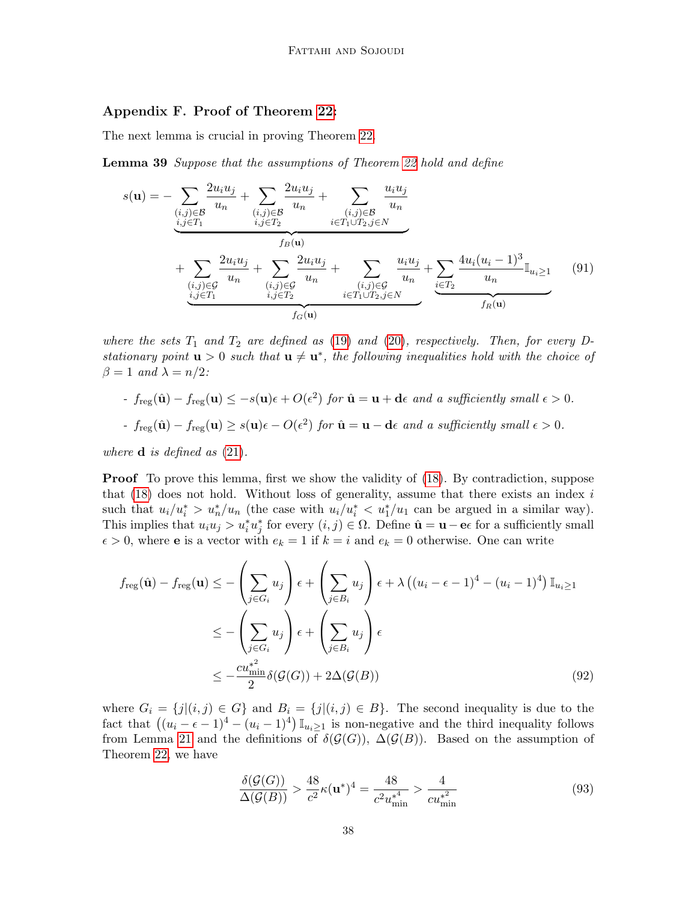## Appendix F. Proof of Theorem 22:

The next lemma is crucial in proving Theorem 22.

**Lemma 39** *Suppose that the assumptions of Theorem 22 hold and define*

$$
s(\mathbf{u}) = \underbrace{-\sum_{\substack{(i,j)\in\mathcal{B}\\ i,j\in T_1}} \frac{2u_iu_j}{u_n} + \sum_{\substack{(i,j)\in\mathcal{B}\\ i,j\in T_2}} \frac{2u_iu_j}{u_n} + \sum_{\substack{(i,j)\in\mathcal{B}\\ i\in T_1\cup T_2, j\in N}} \frac{u_iu_j}{u_n}}_{f_B(\mathbf{u})}
$$
$$
+ \underbrace{\sum_{\substack{(i,j)\in\mathcal{G}\\ i,j\in T_1}} \frac{2u_iu_j}{u_n} + \sum_{\substack{(i,j)\in\mathcal{G}\\ i,j\in T_2}} \frac{2u_iu_j}{u_n} + \sum_{\substack{(i,j)\in\mathcal{G}\\ i\in T_1\cup T_2, j\in N}} \frac{u_iu_j}{u_n}}_{f_G(\mathbf{u})} + \underbrace{\sum_{i\in T_2} \frac{4u_i(u_i-1)^3}{u_n}\mathbb{I}_{u_i\geq 1}}_{f_R(\mathbf{u})} \tag{91}
$$

*where the sets $T_1$ and $T_2$ are defined as (19) and (20), respectively. Then, for every D-stationary point $\mathbf{u} > 0$ such that $\mathbf{u} \neq \mathbf{u}^*$, the following inequalities hold with the choice of $\beta = 1$ and $\lambda = n/2$:*

- $f_{\text{reg}}(\hat{\mathbf{u}}) - f_{\text{reg}}(\mathbf{u}) \leq -s(\mathbf{u})\epsilon + O(\epsilon^2)$ *for $\hat{\mathbf{u}} = \mathbf{u} + \mathbf{d}\epsilon$ and a sufficiently small $\epsilon > 0$.*
- $f_{\text{reg}}(\hat{\mathbf{u}}) - f_{\text{reg}}(\mathbf{u}) \geq s(\mathbf{u})\epsilon - O(\epsilon^2)$ *for $\hat{\mathbf{u}} = \mathbf{u} - \mathbf{d}\epsilon$ and a sufficiently small $\epsilon > 0$.*

*where $\mathbf{d}$ is defined as (21).*

**Proof** To prove this lemma, first we show the validity of (18). By contradiction, suppose that (18) does not hold. Without loss of generality, assume that there exists an index $i$ such that $u_i/u_i^* > u_n^*/u_n$ (the case with $u_i/u_i^* < u_1^*/u_1$ can be argued in a similar way). This implies that $u_iu_j > u_i^*u_j^*$ for every $(i,j) \in \Omega$. Define $\hat{\mathbf{u}} = \mathbf{u} - \mathbf{e}\epsilon$ for a sufficiently small $\epsilon > 0$, where $\mathbf{e}$ is a vector with $e_k = 1$ if $k = i$ and $e_k = 0$ otherwise. One can write

$$
\begin{aligned}
f_{\text{reg}}(\hat{\mathbf{u}}) - f_{\text{reg}}(\mathbf{u}) &\leq -\left(\sum_{j\in G_i} u_j\right)\epsilon + \left(\sum_{j\in B_i} u_j\right)\epsilon + \lambda\left((u_i-\epsilon-1)^4 - (u_i-1)^4\right)\mathbb{I}_{u_i\geq 1} \\
&\leq -\left(\sum_{j\in G_i} u_j\right)\epsilon + \left(\sum_{j\in B_i} u_j\right)\epsilon \\
&\leq -\frac{cu_{\min}^{*^2}}{2}\delta(\mathcal{G}(G)) + 2\Delta(\mathcal{G}(B))
\end{aligned} \tag{92}
$$

where $G_i = \{j|(i,j) \in G\}$ and $B_i = \{j|(i,j) \in B\}$. The second inequality is due to the fact that $\left((u_i-\epsilon-1)^4 - (u_i-1)^4\right)\mathbb{I}_{u_i\geq 1}$ is non-negative and the third inequality follows from Lemma 21 and the definitions of $\delta(\mathcal{G}(G))$, $\Delta(\mathcal{G}(B))$. Based on the assumption of Theorem 22, we have

$$
\frac{\delta(\mathcal{G}(G))}{\Delta(\mathcal{G}(B))} > \frac{48}{c^2}\kappa(\mathbf{u}^*)^4 = \frac{48}{c^2u_{\min}^{*^4}} > \frac{4}{cu_{\min}^{*^2}} \tag{93}
$$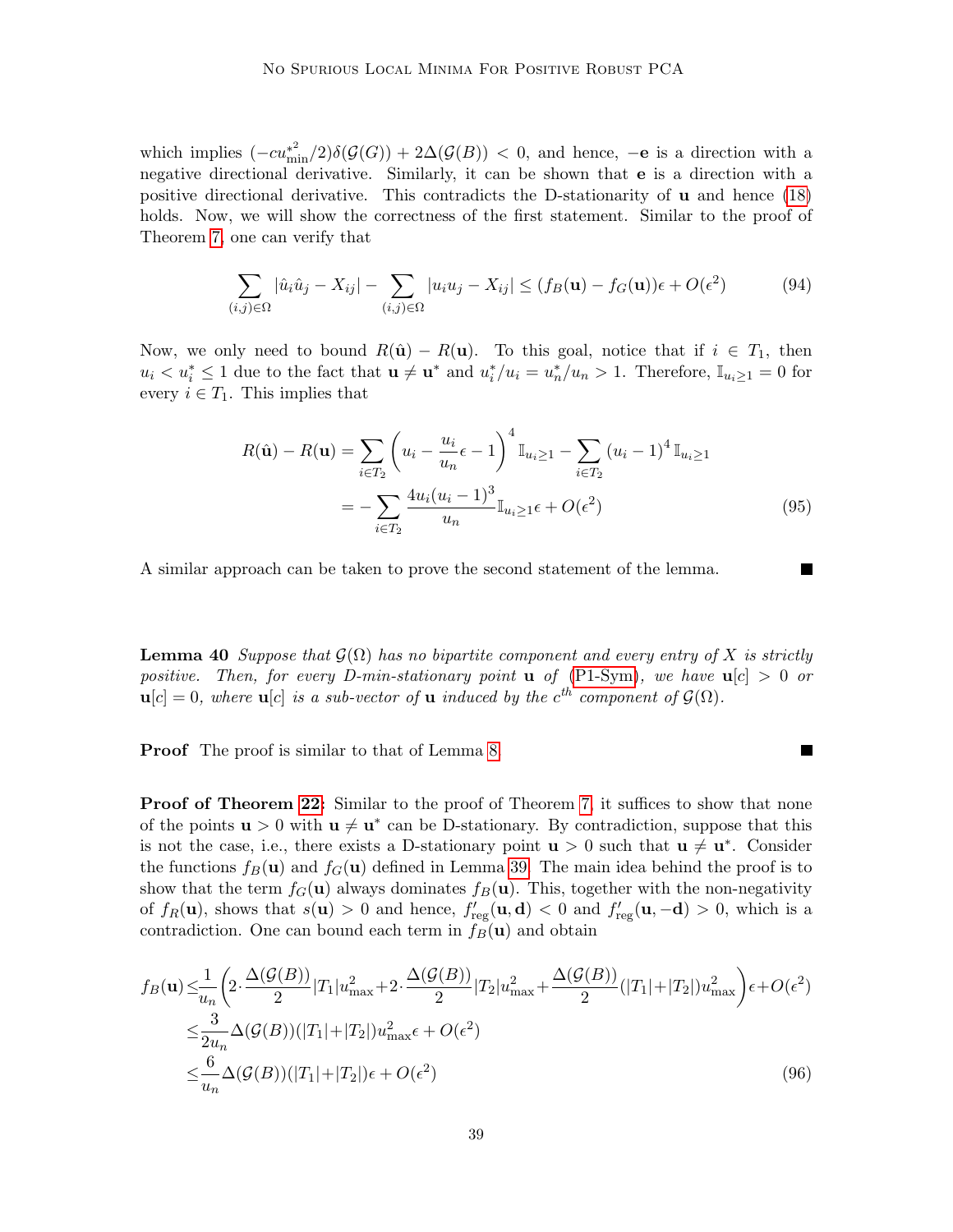which implies $(-cu_{\min}^{*2}/2)\delta(\mathcal{G}(G)) + 2\Delta(\mathcal{G}(B)) < 0$, and hence, $-\mathbf{e}$ is a direction with a negative directional derivative. Similarly, it can be shown that $\mathbf{e}$ is a direction with a positive directional derivative. This contradicts the D-stationarity of $\mathbf{u}$ and hence (18) holds. Now, we will show the correctness of the first statement. Similar to the proof of Theorem 7, one can verify that

$$\sum_{(i,j)\in\Omega} |\hat{u}_i\hat{u}_j - X_{ij}| - \sum_{(i,j)\in\Omega} |u_iu_j - X_{ij}| \leq (f_B(\mathbf{u}) - f_G(\mathbf{u}))\epsilon + O(\epsilon^2) \tag{94}$$

Now, we only need to bound $R(\hat{\mathbf{u}}) - R(\mathbf{u})$. To this goal, notice that if $i \in T_1$, then $u_i < u_i^* \leq 1$ due to the fact that $\mathbf{u} \neq \mathbf{u}^*$ and $u_i^*/u_i = u_n^*/u_n > 1$. Therefore, $\mathbb{I}_{u_i\geq 1} = 0$ for every $i \in T_1$. This implies that

$$\begin{aligned}
R(\hat{\mathbf{u}}) - R(\mathbf{u}) &= \sum_{i\in T_2}\left(u_i - \frac{u_i}{u_n}\epsilon - 1\right)^4 \mathbb{I}_{u_i\geq 1} - \sum_{i\in T_2}(u_i-1)^4\,\mathbb{I}_{u_i\geq 1} \\
&= -\sum_{i\in T_2}\frac{4u_i(u_i-1)^3}{u_n}\mathbb{I}_{u_i\geq 1}\epsilon + O(\epsilon^2)
\end{aligned} \tag{95}$$

A similar approach can be taken to prove the second statement of the lemma. ■

**Lemma 40** *Suppose that $\mathcal{G}(\Omega)$ has no bipartite component and every entry of $X$ is strictly positive. Then, for every D-min-stationary point $\mathbf{u}$ of (P1-Sym), we have $\mathbf{u}[c] > 0$ or $\mathbf{u}[c] = 0$, where $\mathbf{u}[c]$ is a sub-vector of $\mathbf{u}$ induced by the $c^{th}$ component of $\mathcal{G}(\Omega)$.*

**Proof** The proof is similar to that of Lemma 8. ■

**Proof of Theorem 22:** Similar to the proof of Theorem 7, it suffices to show that none of the points $\mathbf{u} > 0$ with $\mathbf{u} \neq \mathbf{u}^*$ can be D-stationary. By contradiction, suppose that this is not the case, i.e., there exists a D-stationary point $\mathbf{u} > 0$ such that $\mathbf{u} \neq \mathbf{u}^*$. Consider the functions $f_B(\mathbf{u})$ and $f_G(\mathbf{u})$ defined in Lemma 39. The main idea behind the proof is to show that the term $f_G(\mathbf{u})$ always dominates $f_B(\mathbf{u})$. This, together with the non-negativity of $f_R(\mathbf{u})$, shows that $s(\mathbf{u}) > 0$ and hence, $f'_{\text{reg}}(\mathbf{u}, \mathbf{d}) < 0$ and $f'_{\text{reg}}(\mathbf{u}, -\mathbf{d}) > 0$, which is a contradiction. One can bound each term in $f_B(\mathbf{u})$ and obtain

$$\begin{aligned}
f_B(\mathbf{u}) &\leq \frac{1}{u_n}\left(2\cdot\frac{\Delta(\mathcal{G}(B))}{2}|T_1|u_{\max}^2 + 2\cdot\frac{\Delta(\mathcal{G}(B))}{2}|T_2|u_{\max}^2 + \frac{\Delta(\mathcal{G}(B))}{2}(|T_1|+|T_2|)u_{\max}^2\right)\epsilon + O(\epsilon^2) \\
&\leq \frac{3}{2u_n}\Delta(\mathcal{G}(B))(|T_1|+|T_2|)u_{\max}^2\epsilon + O(\epsilon^2) \\
&\leq \frac{6}{u_n}\Delta(\mathcal{G}(B))(|T_1|+|T_2|)\epsilon + O(\epsilon^2)
\end{aligned} \tag{96}$$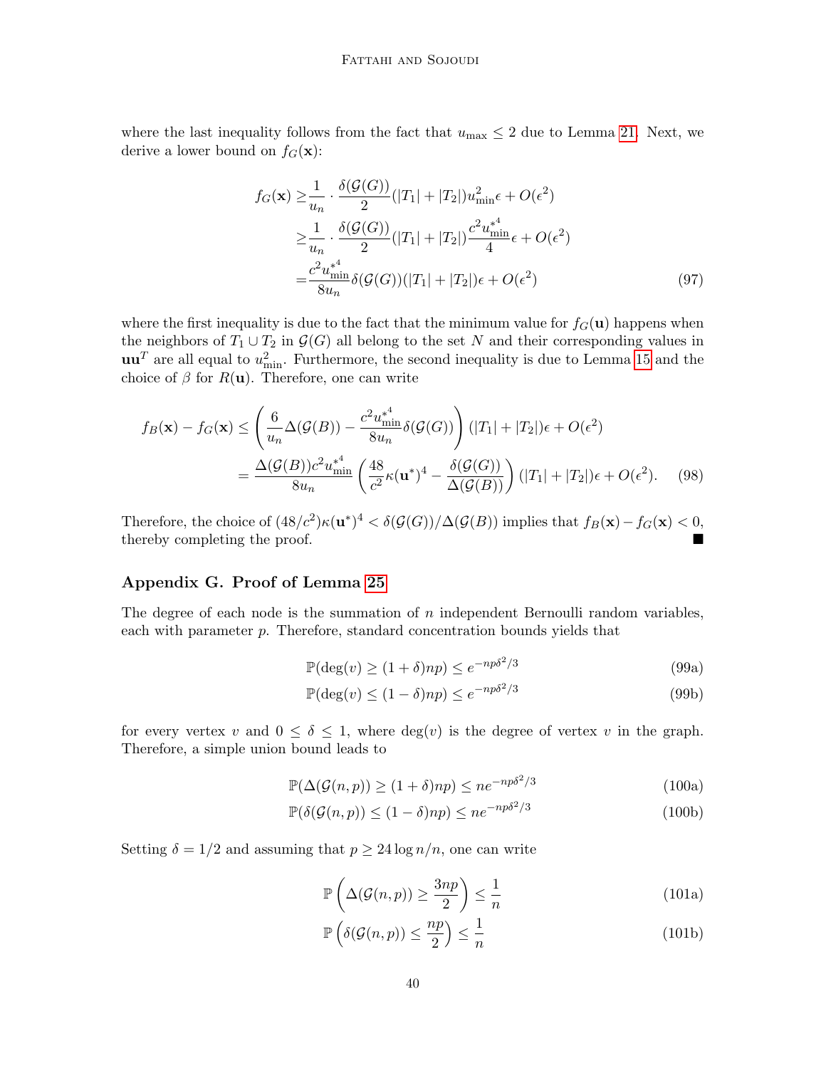where the last inequality follows from the fact that $u_{\max} \leq 2$ due to Lemma 21. Next, we derive a lower bound on $f_G(\mathbf{x})$:

$$
\begin{aligned}
f_G(\mathbf{x}) \geq& \frac{1}{u_n} \cdot \frac{\delta(\mathcal{G}(G))}{2}(|T_1| + |T_2|)u_{\min}^2 \epsilon + O(\epsilon^2) \\
\geq& \frac{1}{u_n} \cdot \frac{\delta(\mathcal{G}(G))}{2}(|T_1| + |T_2|)\frac{c^2 {u_{\min}^*}^4}{4}\epsilon + O(\epsilon^2) \\
=& \frac{c^2 {u_{\min}^*}^4}{8u_n}\delta(\mathcal{G}(G))(|T_1| + |T_2|)\epsilon + O(\epsilon^2)
\end{aligned} \tag{97}
$$

where the first inequality is due to the fact that the minimum value for $f_G(\mathbf{u})$ happens when the neighbors of $T_1 \cup T_2$ in $\mathcal{G}(G)$ all belong to the set $N$ and their corresponding values in $\mathbf{u}\mathbf{u}^T$ are all equal to $u_{\min}^2$. Furthermore, the second inequality is due to Lemma 15 and the choice of $\beta$ for $R(\mathbf{u})$. Therefore, one can write

$$
\begin{aligned}
f_B(\mathbf{x}) - f_G(\mathbf{x}) \leq& \left(\frac{6}{u_n}\Delta(\mathcal{G}(B)) - \frac{c^2 {u_{\min}^*}^4}{8u_n}\delta(\mathcal{G}(G))\right)(|T_1| + |T_2|)\epsilon + O(\epsilon^2) \\
=& \frac{\Delta(\mathcal{G}(B))c^2 {u_{\min}^*}^4}{8u_n}\left(\frac{48}{c^2}\kappa(\mathbf{u}^*)^4 - \frac{\delta(\mathcal{G}(G))}{\Delta(\mathcal{G}(B))}\right)(|T_1| + |T_2|)\epsilon + O(\epsilon^2).
\end{aligned} \tag{98}
$$

Therefore, the choice of $(48/c^2)\kappa(\mathbf{u}^*)^4 < \delta(\mathcal{G}(G))/\Delta(\mathcal{G}(B))$ implies that $f_B(\mathbf{x}) - f_G(\mathbf{x}) < 0$, thereby completing the proof. ■

## Appendix G. Proof of Lemma 25

The degree of each node is the summation of $n$ independent Bernoulli random variables, each with parameter $p$. Therefore, standard concentration bounds yields that

$$
\mathbb{P}(\deg(v) \geq (1+\delta)np) \leq e^{-np\delta^2/3} \tag{99a}
$$

$$
\mathbb{P}(\deg(v) \leq (1-\delta)np) \leq e^{-np\delta^2/3} \tag{99b}
$$

for every vertex $v$ and $0 \leq \delta \leq 1$, where $\deg(v)$ is the degree of vertex $v$ in the graph. Therefore, a simple union bound leads to

$$
\mathbb{P}(\Delta(\mathcal{G}(n,p)) \geq (1+\delta)np) \leq ne^{-np\delta^2/3} \tag{100a}
$$

$$
\mathbb{P}(\delta(\mathcal{G}(n,p)) \leq (1-\delta)np) \leq ne^{-np\delta^2/3} \tag{100b}
$$

Setting $\delta = 1/2$ and assuming that $p \geq 24\log n/n$, one can write

$$
\mathbb{P}\left(\Delta(\mathcal{G}(n,p)) \geq \frac{3np}{2}\right) \leq \frac{1}{n} \tag{101a}
$$

$$
\mathbb{P}\left(\delta(\mathcal{G}(n,p)) \leq \frac{np}{2}\right) \leq \frac{1}{n} \tag{101b}
$$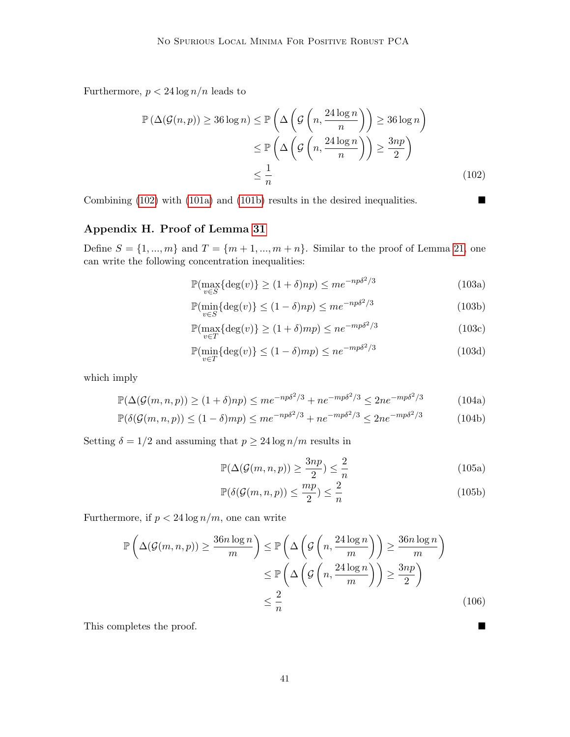Furthermore, $p < 24 \log n/n$ leads to

$$
\begin{aligned}
\mathbb{P}\left(\Delta(\mathcal{G}(n,p)) \geq 36 \log n\right) &\leq \mathbb{P}\left(\Delta\left(\mathcal{G}\left(n, \frac{24 \log n}{n}\right)\right) \geq 36 \log n\right) \\
&\leq \mathbb{P}\left(\Delta\left(\mathcal{G}\left(n, \frac{24 \log n}{n}\right)\right) \geq \frac{3np}{2}\right) \\
&\leq \frac{1}{n}
\end{aligned}
\tag{102}
$$

Combining (102) with (101a) and (101b) results in the desired inequalities. ■

## Appendix H. Proof of Lemma 31

Define $S = \{1, ..., m\}$ and $T = \{m+1, ..., m+n\}$. Similar to the proof of Lemma 21, one can write the following concentration inequalities:

$$
\mathbb{P}(\max_{v \in S}\{\deg(v)\} \geq (1+\delta)np) \leq me^{-np\delta^2/3} \tag{103a}
$$

$$
\mathbb{P}(\min_{v \in S}\{\deg(v)\} \leq (1-\delta)np) \leq me^{-np\delta^2/3} \tag{103b}
$$

$$
\mathbb{P}(\max_{v \in T}\{\deg(v)\} \geq (1+\delta)mp) \leq ne^{-mp\delta^2/3} \tag{103c}
$$

$$
\mathbb{P}(\min_{v \in T}\{\deg(v)\} \leq (1-\delta)mp) \leq ne^{-mp\delta^2/3} \tag{103d}
$$

which imply

$$
\mathbb{P}(\Delta(\mathcal{G}(m,n,p)) \geq (1+\delta)np) \leq me^{-np\delta^2/3} + ne^{-mp\delta^2/3} \leq 2ne^{-mp\delta^2/3} \tag{104a}
$$

$$
\mathbb{P}(\delta(\mathcal{G}(m,n,p)) \leq (1-\delta)mp) \leq me^{-np\delta^2/3} + ne^{-mp\delta^2/3} \leq 2ne^{-mp\delta^2/3} \tag{104b}
$$

Setting $\delta = 1/2$ and assuming that $p \geq 24 \log n/m$ results in

$$
\mathbb{P}(\Delta(\mathcal{G}(m,n,p)) \geq \frac{3np}{2}) \leq \frac{2}{n} \tag{105a}
$$

$$
\mathbb{P}(\delta(\mathcal{G}(m,n,p)) \leq \frac{mp}{2}) \leq \frac{2}{n} \tag{105b}
$$

Furthermore, if $p < 24 \log n/m$, one can write

$$
\begin{aligned}
\mathbb{P}\left(\Delta(\mathcal{G}(m,n,p)) \geq \frac{36 n \log n}{m}\right) &\leq \mathbb{P}\left(\Delta\left(\mathcal{G}\left(n, \frac{24 \log n}{m}\right)\right) \geq \frac{36 n \log n}{m}\right) \\
&\leq \mathbb{P}\left(\Delta\left(\mathcal{G}\left(n, \frac{24 \log n}{m}\right)\right) \geq \frac{3np}{2}\right) \\
&\leq \frac{2}{n}
\end{aligned}
\tag{106}
$$

This completes the proof. ■